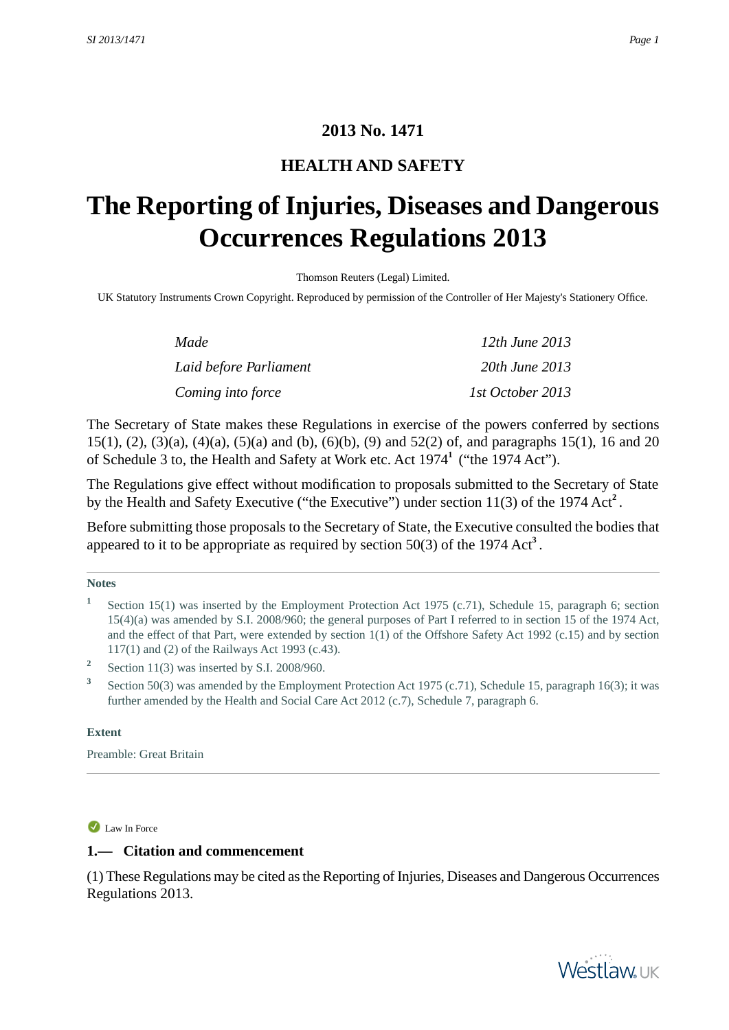# 2013 No. 1471

## HEALTH AND SAFETY

# The Reporting of Injuries, Diseases and Dangerous Occurrences Regulations 2013

Thomson Reuters (Legal) Limited.

UK Statutory Instruments Crown Copyright. Reproduced by permission of the Controller of Her Majesty's Stationery Office.

| | |
|---|---|
| *Made* | *12th June 2013* |
| *Laid before Parliament* | *20th June 2013* |
| *Coming into force* | *1st October 2013* |

The Secretary of State makes these Regulations in exercise of the powers conferred by sections 15(1), (2), (3)(a), (4)(a), (5)(a) and (b), (6)(b), (9) and 52(2) of, and paragraphs 15(1), 16 and 20 of Schedule 3 to, the Health and Safety at Work etc. Act 1974[1] ("the 1974 Act").

The Regulations give effect without modification to proposals submitted to the Secretary of State by the Health and Safety Executive ("the Executive") under section 11(3) of the 1974 Act[2].

Before submitting those proposals to the Secretary of State, the Executive consulted the bodies that appeared to it to be appropriate as required by section 50(3) of the 1974 Act[3].

**Notes**

[1] Section 15(1) was inserted by the Employment Protection Act 1975 (c.71), Schedule 15, paragraph 6; section 15(4)(a) was amended by S.I. 2008/960; the general purposes of Part I referred to in section 15 of the 1974 Act, and the effect of that Part, were extended by section 1(1) of the Offshore Safety Act 1992 (c.15) and by section 117(1) and (2) of the Railways Act 1993 (c.43).

[2] Section 11(3) was inserted by S.I. 2008/960.

[3] Section 50(3) was amended by the Employment Protection Act 1975 (c.71), Schedule 15, paragraph 16(3); it was further amended by the Health and Social Care Act 2012 (c.7), Schedule 7, paragraph 6.

**Extent**

Preamble: Great Britain

Law In Force

### 1.— Citation and commencement

(1) These Regulations may be cited as the Reporting of Injuries, Diseases and Dangerous Occurrences Regulations 2013.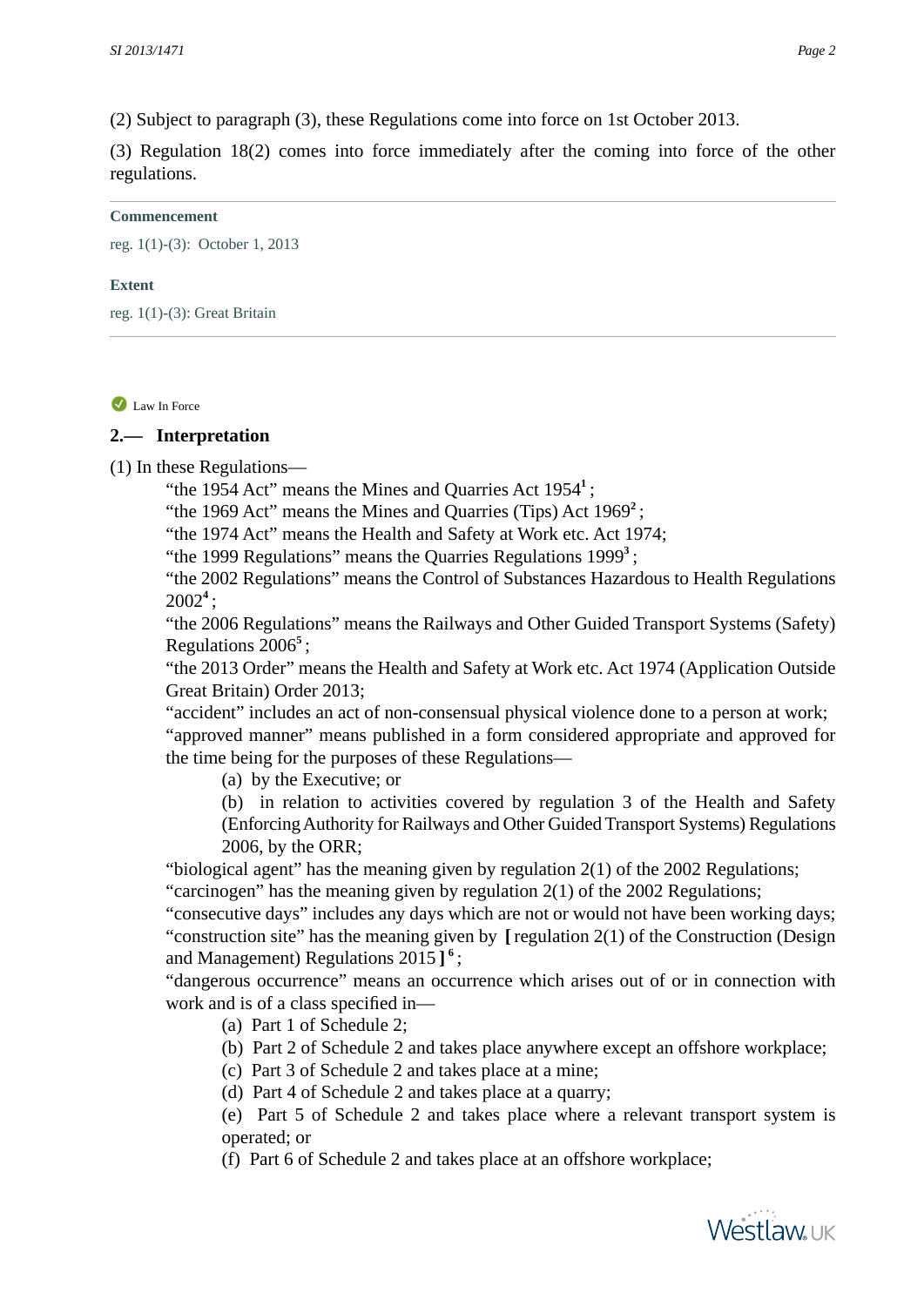(2) Subject to paragraph (3), these Regulations come into force on 1st October 2013.

(3) Regulation 18(2) comes into force immediately after the coming into force of the other regulations.

**Commencement**

reg. 1(1)-(3): October 1, 2013

**Extent**

reg. 1(1)-(3): Great Britain

Law In Force

## 2.— Interpretation

(1) In these Regulations—

"the 1954 Act" means the Mines and Quarries Act 1954[1] ;

"the 1969 Act" means the Mines and Quarries (Tips) Act 1969[2] ;

"the 1974 Act" means the Health and Safety at Work etc. Act 1974;

"the 1999 Regulations" means the Quarries Regulations 1999[3] ;

"the 2002 Regulations" means the Control of Substances Hazardous to Health Regulations 2002[4] ;

"the 2006 Regulations" means the Railways and Other Guided Transport Systems (Safety) Regulations 2006[5] ;

"the 2013 Order" means the Health and Safety at Work etc. Act 1974 (Application Outside Great Britain) Order 2013;

"accident" includes an act of non-consensual physical violence done to a person at work;

"approved manner" means published in a form considered appropriate and approved for the time being for the purposes of these Regulations—

(a) by the Executive; or

(b) in relation to activities covered by regulation 3 of the Health and Safety (Enforcing Authority for Railways and Other Guided Transport Systems) Regulations 2006, by the ORR;

"biological agent" has the meaning given by regulation 2(1) of the 2002 Regulations;

"carcinogen" has the meaning given by regulation 2(1) of the 2002 Regulations;

"consecutive days" includes any days which are not or would not have been working days;

"construction site" has the meaning given by [regulation 2(1) of the Construction (Design and Management) Regulations 2015 ][6] ;

"dangerous occurrence" means an occurrence which arises out of or in connection with work and is of a class specified in—

(a) Part 1 of Schedule 2;

(b) Part 2 of Schedule 2 and takes place anywhere except an offshore workplace;

(c) Part 3 of Schedule 2 and takes place at a mine;

(d) Part 4 of Schedule 2 and takes place at a quarry;

(e) Part 5 of Schedule 2 and takes place where a relevant transport system is operated; or

(f) Part 6 of Schedule 2 and takes place at an offshore workplace;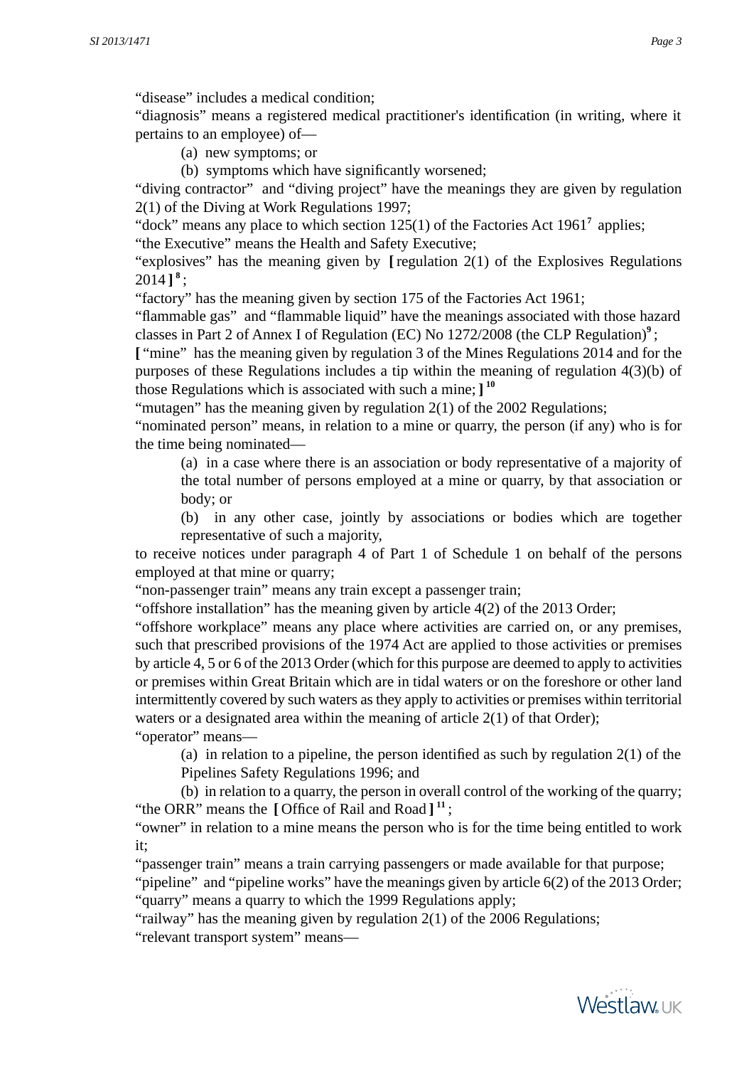"disease" includes a medical condition;

"diagnosis" means a registered medical practitioner's identification (in writing, where it pertains to an employee) of—

(a) new symptoms; or

(b) symptoms which have significantly worsened;

"diving contractor" and "diving project" have the meanings they are given by regulation 2(1) of the Diving at Work Regulations 1997;

"dock" means any place to which section 125(1) of the Factories Act 1961[7] applies;

"the Executive" means the Health and Safety Executive;

"explosives" has the meaning given by [ regulation 2(1) of the Explosives Regulations 2014 ] [8];

"factory" has the meaning given by section 175 of the Factories Act 1961;

"flammable gas" and "flammable liquid" have the meanings associated with those hazard classes in Part 2 of Annex I of Regulation (EC) No 1272/2008 (the CLP Regulation)[9];

[ "mine" has the meaning given by regulation 3 of the Mines Regulations 2014 and for the purposes of these Regulations includes a tip within the meaning of regulation 4(3)(b) of those Regulations which is associated with such a mine; ] [10]

"mutagen" has the meaning given by regulation 2(1) of the 2002 Regulations;

"nominated person" means, in relation to a mine or quarry, the person (if any) who is for the time being nominated—

(a) in a case where there is an association or body representative of a majority of the total number of persons employed at a mine or quarry, by that association or body; or

(b) in any other case, jointly by associations or bodies which are together representative of such a majority,

to receive notices under paragraph 4 of Part 1 of Schedule 1 on behalf of the persons employed at that mine or quarry;

"non-passenger train" means any train except a passenger train;

"offshore installation" has the meaning given by article 4(2) of the 2013 Order;

"offshore workplace" means any place where activities are carried on, or any premises, such that prescribed provisions of the 1974 Act are applied to those activities or premises by article 4, 5 or 6 of the 2013 Order (which for this purpose are deemed to apply to activities or premises within Great Britain which are in tidal waters or on the foreshore or other land intermittently covered by such waters as they apply to activities or premises within territorial waters or a designated area within the meaning of article 2(1) of that Order);

"operator" means—

(a) in relation to a pipeline, the person identified as such by regulation 2(1) of the Pipelines Safety Regulations 1996; and

(b) in relation to a quarry, the person in overall control of the working of the quarry;

"the ORR" means the [ Office of Rail and Road ] [11];

"owner" in relation to a mine means the person who is for the time being entitled to work it;

"passenger train" means a train carrying passengers or made available for that purpose;

"pipeline" and "pipeline works" have the meanings given by article 6(2) of the 2013 Order;

"quarry" means a quarry to which the 1999 Regulations apply;

"railway" has the meaning given by regulation 2(1) of the 2006 Regulations;

"relevant transport system" means—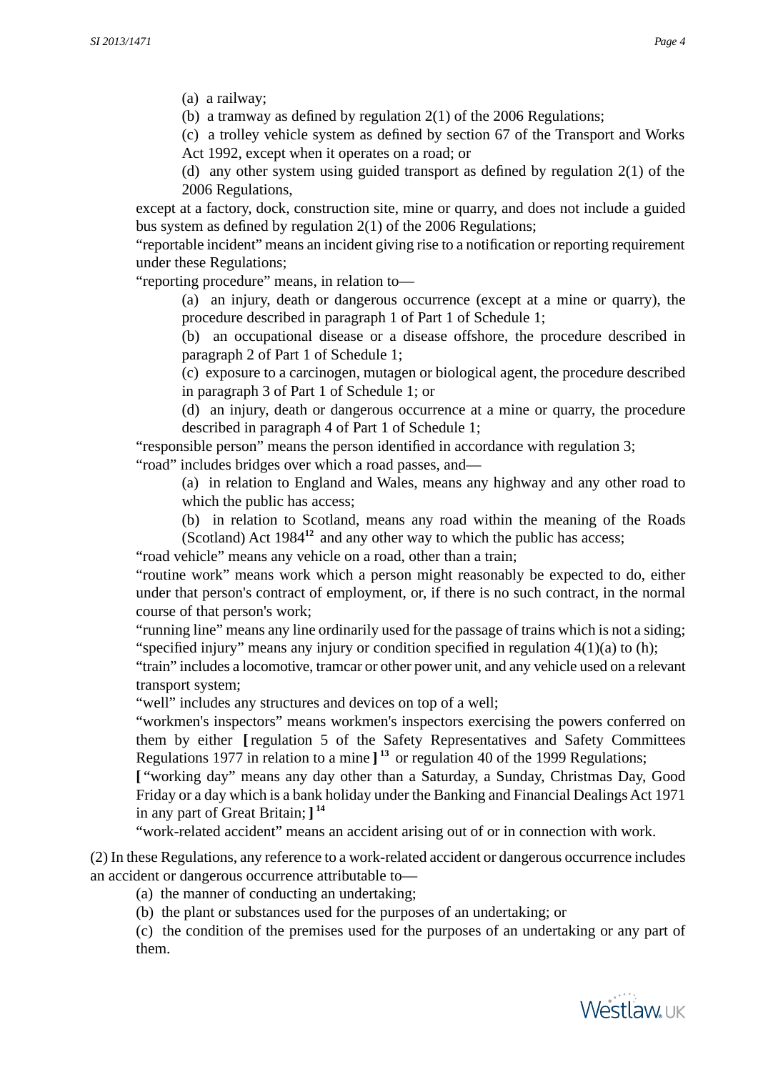(a) a railway;

(b) a tramway as defined by regulation 2(1) of the 2006 Regulations;

(c) a trolley vehicle system as defined by section 67 of the Transport and Works Act 1992, except when it operates on a road; or

(d) any other system using guided transport as defined by regulation 2(1) of the 2006 Regulations,

except at a factory, dock, construction site, mine or quarry, and does not include a guided bus system as defined by regulation 2(1) of the 2006 Regulations;

"reportable incident" means an incident giving rise to a notification or reporting requirement under these Regulations;

"reporting procedure" means, in relation to—

(a) an injury, death or dangerous occurrence (except at a mine or quarry), the procedure described in paragraph 1 of Part 1 of Schedule 1;

(b) an occupational disease or a disease offshore, the procedure described in paragraph 2 of Part 1 of Schedule 1;

(c) exposure to a carcinogen, mutagen or biological agent, the procedure described in paragraph 3 of Part 1 of Schedule 1; or

(d) an injury, death or dangerous occurrence at a mine or quarry, the procedure described in paragraph 4 of Part 1 of Schedule 1;

"responsible person" means the person identified in accordance with regulation 3;

"road" includes bridges over which a road passes, and—

(a) in relation to England and Wales, means any highway and any other road to which the public has access;

(b) in relation to Scotland, means any road within the meaning of the Roads (Scotland) Act 1984[12] and any other way to which the public has access;

"road vehicle" means any vehicle on a road, other than a train;

"routine work" means work which a person might reasonably be expected to do, either under that person's contract of employment, or, if there is no such contract, in the normal course of that person's work;

"running line" means any line ordinarily used for the passage of trains which is not a siding;

"specified injury" means any injury or condition specified in regulation 4(1)(a) to (h);

"train" includes a locomotive, tramcar or other power unit, and any vehicle used on a relevant transport system;

"well" includes any structures and devices on top of a well;

"workmen's inspectors" means workmen's inspectors exercising the powers conferred on them by either [ regulation 5 of the Safety Representatives and Safety Committees Regulations 1977 in relation to a mine ] [13] or regulation 40 of the 1999 Regulations;

[ "working day" means any day other than a Saturday, a Sunday, Christmas Day, Good Friday or a day which is a bank holiday under the Banking and Financial Dealings Act 1971 in any part of Great Britain; ] [14]

"work-related accident" means an accident arising out of or in connection with work.

(2) In these Regulations, any reference to a work-related accident or dangerous occurrence includes an accident or dangerous occurrence attributable to—

(a) the manner of conducting an undertaking;

(b) the plant or substances used for the purposes of an undertaking; or

(c) the condition of the premises used for the purposes of an undertaking or any part of them.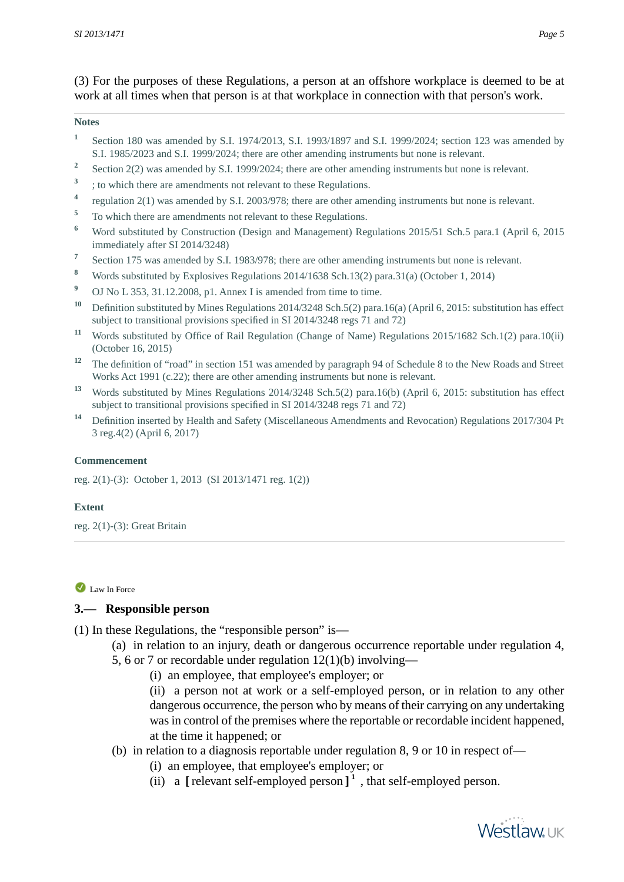(3) For the purposes of these Regulations, a person at an offshore workplace is deemed to be at work at all times when that person is at that workplace in connection with that person's work.

**Notes**

1. Section 180 was amended by S.I. 1974/2013, S.I. 1993/1897 and S.I. 1999/2024; section 123 was amended by S.I. 1985/2023 and S.I. 1999/2024; there are other amending instruments but none is relevant.
2. Section 2(2) was amended by S.I. 1999/2024; there are other amending instruments but none is relevant.
3. ; to which there are amendments not relevant to these Regulations.
4. regulation 2(1) was amended by S.I. 2003/978; there are other amending instruments but none is relevant.
5. To which there are amendments not relevant to these Regulations.
6. Word substituted by Construction (Design and Management) Regulations 2015/51 Sch.5 para.1 (April 6, 2015 immediately after SI 2014/3248)
7. Section 175 was amended by S.I. 1983/978; there are other amending instruments but none is relevant.
8. Words substituted by Explosives Regulations 2014/1638 Sch.13(2) para.31(a) (October 1, 2014)
9. OJ No L 353, 31.12.2008, p1. Annex I is amended from time to time.
10. Definition substituted by Mines Regulations 2014/3248 Sch.5(2) para.16(a) (April 6, 2015: substitution has effect subject to transitional provisions specified in SI 2014/3248 regs 71 and 72)
11. Words substituted by Office of Rail Regulation (Change of Name) Regulations 2015/1682 Sch.1(2) para.10(ii) (October 16, 2015)
12. The definition of "road" in section 151 was amended by paragraph 94 of Schedule 8 to the New Roads and Street Works Act 1991 (c.22); there are other amending instruments but none is relevant.
13. Words substituted by Mines Regulations 2014/3248 Sch.5(2) para.16(b) (April 6, 2015: substitution has effect subject to transitional provisions specified in SI 2014/3248 regs 71 and 72)
14. Definition inserted by Health and Safety (Miscellaneous Amendments and Revocation) Regulations 2017/304 Pt 3 reg.4(2) (April 6, 2017)

**Commencement**

reg. 2(1)-(3): October 1, 2013 (SI 2013/1471 reg. 1(2))

**Extent**

reg. 2(1)-(3): Great Britain

---

Law In Force

### 3.— Responsible person

(1) In these Regulations, the "responsible person" is—

(a) in relation to an injury, death or dangerous occurrence reportable under regulation 4, 5, 6 or 7 or recordable under regulation 12(1)(b) involving—

(i) an employee, that employee's employer; or

(ii) a person not at work or a self-employed person, or in relation to any other dangerous occurrence, the person who by means of their carrying on any undertaking was in control of the premises where the reportable or recordable incident happened, at the time it happened; or

(b) in relation to a diagnosis reportable under regulation 8, 9 or 10 in respect of—

(i) an employee, that employee's employer; or

(ii) a [ relevant self-employed person ][1] , that self-employed person.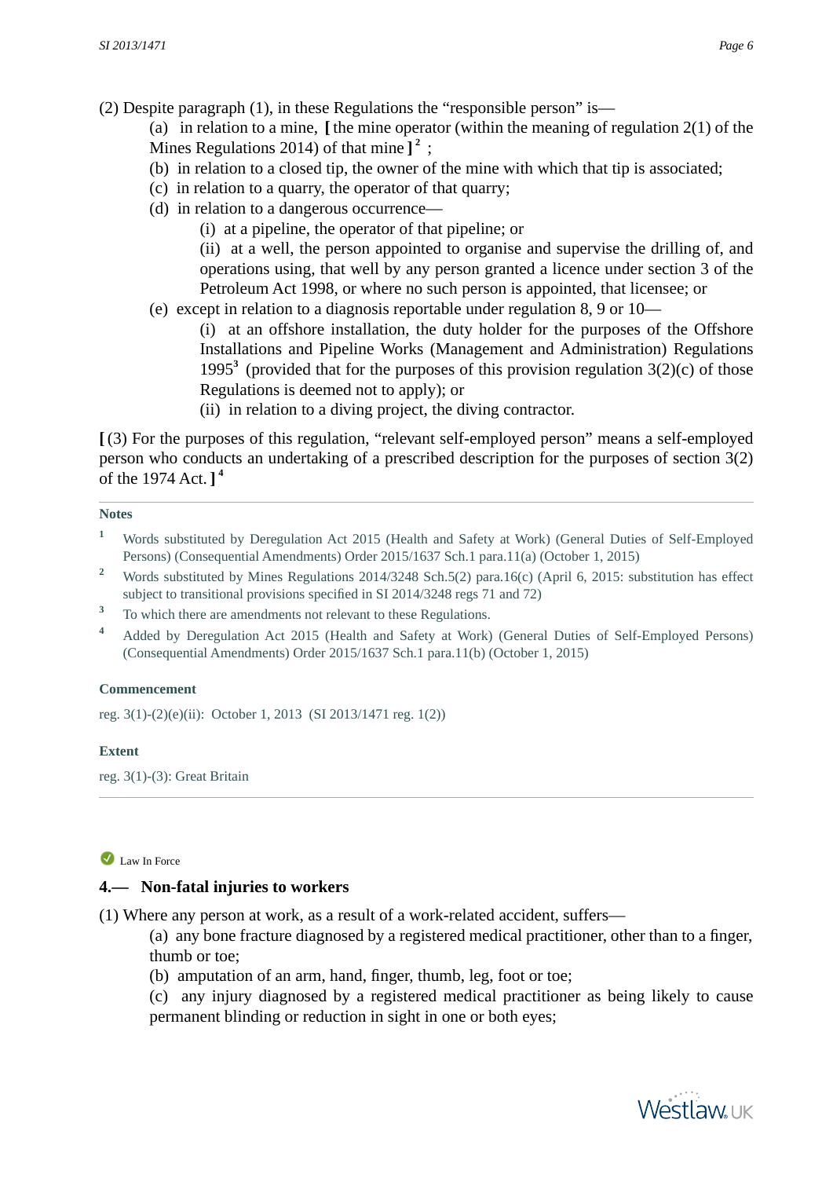(2) Despite paragraph (1), in these Regulations the "responsible person" is—

(a) in relation to a mine, **[** the mine operator (within the meaning of regulation 2(1) of the Mines Regulations 2014) of that mine **]** [2] ;

(b) in relation to a closed tip, the owner of the mine with which that tip is associated;

(c) in relation to a quarry, the operator of that quarry;

(d) in relation to a dangerous occurrence—

(i) at a pipeline, the operator of that pipeline; or

(ii) at a well, the person appointed to organise and supervise the drilling of, and operations using, that well by any person granted a licence under section 3 of the Petroleum Act 1998, or where no such person is appointed, that licensee; or

(e) except in relation to a diagnosis reportable under regulation 8, 9 or 10—

(i) at an offshore installation, the duty holder for the purposes of the Offshore Installations and Pipeline Works (Management and Administration) Regulations 1995[3] (provided that for the purposes of this provision regulation 3(2)(c) of those Regulations is deemed not to apply); or

(ii) in relation to a diving project, the diving contractor.

**[** (3) For the purposes of this regulation, "relevant self-employed person" means a self-employed person who conducts an undertaking of a prescribed description for the purposes of section 3(2) of the 1974 Act. **]** [4]

#### Notes

[1] Words substituted by Deregulation Act 2015 (Health and Safety at Work) (General Duties of Self-Employed Persons) (Consequential Amendments) Order 2015/1637 Sch.1 para.11(a) (October 1, 2015)

[2] Words substituted by Mines Regulations 2014/3248 Sch.5(2) para.16(c) (April 6, 2015: substitution has effect subject to transitional provisions specified in SI 2014/3248 regs 71 and 72)

[3] To which there are amendments not relevant to these Regulations.

[4] Added by Deregulation Act 2015 (Health and Safety at Work) (General Duties of Self-Employed Persons) (Consequential Amendments) Order 2015/1637 Sch.1 para.11(b) (October 1, 2015)

#### Commencement

reg. 3(1)-(2)(e)(ii): October 1, 2013 (SI 2013/1471 reg. 1(2))

#### Extent

reg. 3(1)-(3): Great Britain

---

Law In Force

### 4.— Non-fatal injuries to workers

(1) Where any person at work, as a result of a work-related accident, suffers—

(a) any bone fracture diagnosed by a registered medical practitioner, other than to a finger, thumb or toe;

(b) amputation of an arm, hand, finger, thumb, leg, foot or toe;

(c) any injury diagnosed by a registered medical practitioner as being likely to cause permanent blinding or reduction in sight in one or both eyes;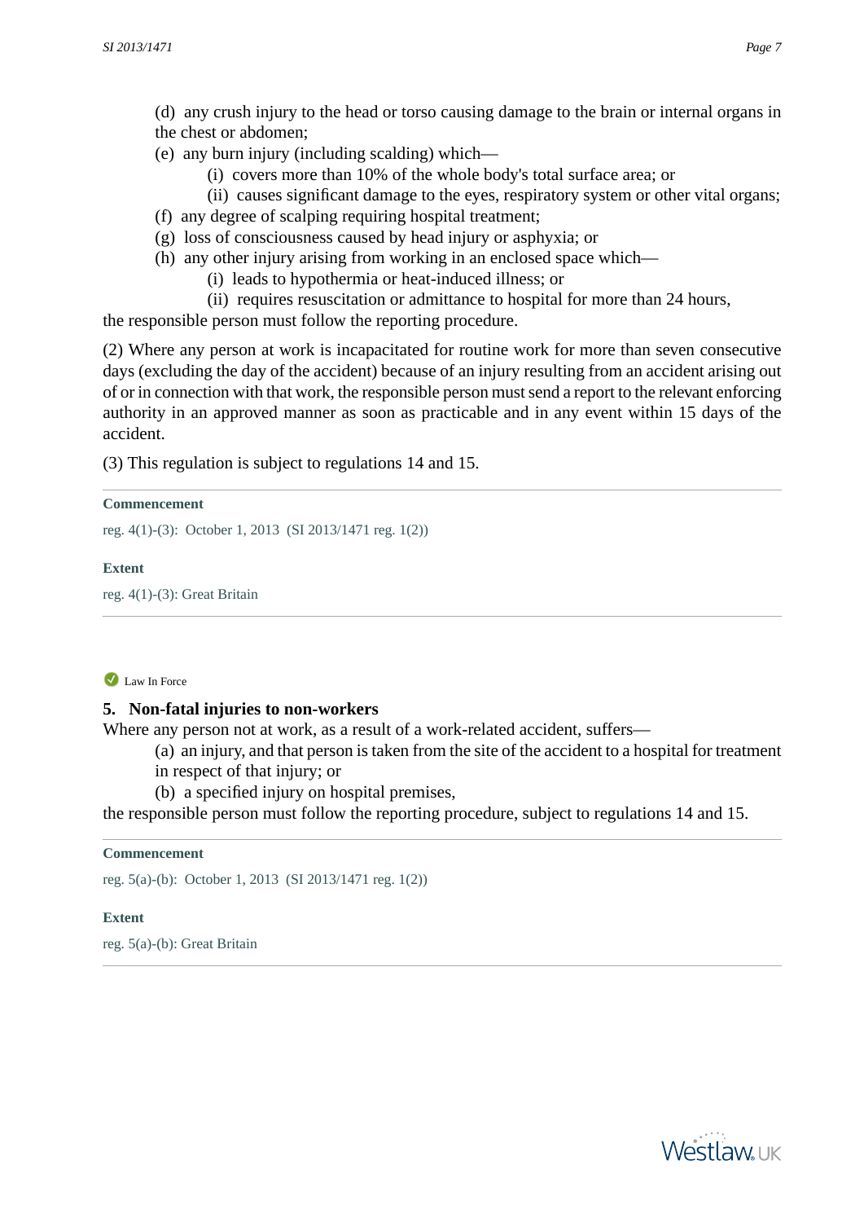(d) any crush injury to the head or torso causing damage to the brain or internal organs in the chest or abdomen;

(e) any burn injury (including scalding) which—

(i) covers more than 10% of the whole body's total surface area; or

(ii) causes significant damage to the eyes, respiratory system or other vital organs;

(f) any degree of scalping requiring hospital treatment;

(g) loss of consciousness caused by head injury or asphyxia; or

(h) any other injury arising from working in an enclosed space which—

(i) leads to hypothermia or heat-induced illness; or

(ii) requires resuscitation or admittance to hospital for more than 24 hours,

the responsible person must follow the reporting procedure.

(2) Where any person at work is incapacitated for routine work for more than seven consecutive days (excluding the day of the accident) because of an injury resulting from an accident arising out of or in connection with that work, the responsible person must send a report to the relevant enforcing authority in an approved manner as soon as practicable and in any event within 15 days of the accident.

(3) This regulation is subject to regulations 14 and 15.

**Commencement**

reg. 4(1)-(3): October 1, 2013 (SI 2013/1471 reg. 1(2))

**Extent**

reg. 4(1)-(3): Great Britain

Law In Force

### 5. Non-fatal injuries to non-workers

Where any person not at work, as a result of a work-related accident, suffers—

(a) an injury, and that person is taken from the site of the accident to a hospital for treatment in respect of that injury; or

(b) a specified injury on hospital premises,

the responsible person must follow the reporting procedure, subject to regulations 14 and 15.

**Commencement**

reg. 5(a)-(b): October 1, 2013 (SI 2013/1471 reg. 1(2))

**Extent**

reg. 5(a)-(b): Great Britain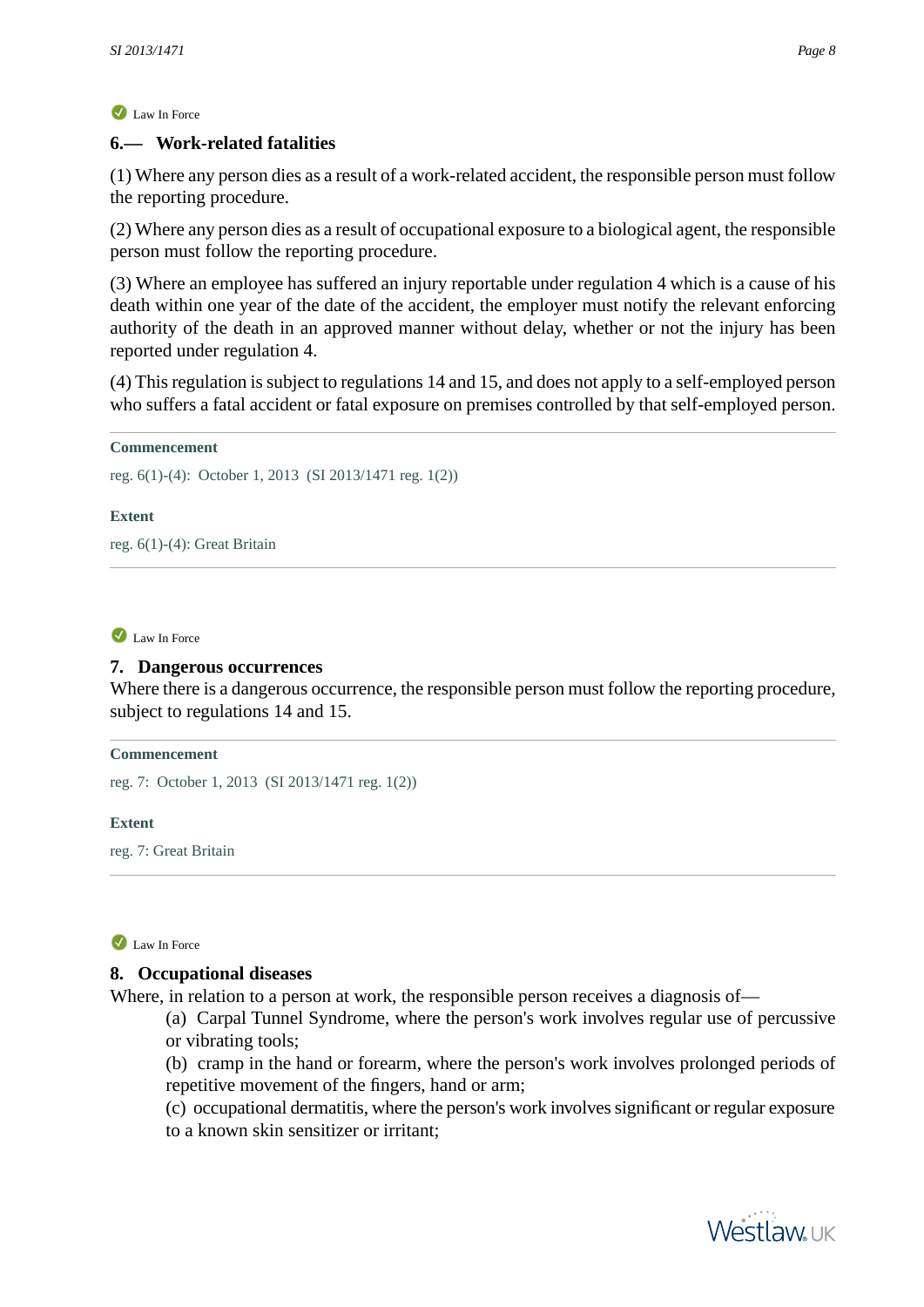Law In Force

## 6.— Work-related fatalities

(1) Where any person dies as a result of a work-related accident, the responsible person must follow the reporting procedure.

(2) Where any person dies as a result of occupational exposure to a biological agent, the responsible person must follow the reporting procedure.

(3) Where an employee has suffered an injury reportable under regulation 4 which is a cause of his death within one year of the date of the accident, the employer must notify the relevant enforcing authority of the death in an approved manner without delay, whether or not the injury has been reported under regulation 4.

(4) This regulation is subject to regulations 14 and 15, and does not apply to a self-employed person who suffers a fatal accident or fatal exposure on premises controlled by that self-employed person.

**Commencement**

reg. 6(1)-(4): October 1, 2013 (SI 2013/1471 reg. 1(2))

**Extent**

reg. 6(1)-(4): Great Britain

---

Law In Force

## 7. Dangerous occurrences

Where there is a dangerous occurrence, the responsible person must follow the reporting procedure, subject to regulations 14 and 15.

**Commencement**

reg. 7: October 1, 2013 (SI 2013/1471 reg. 1(2))

**Extent**

reg. 7: Great Britain

---

Law In Force

## 8. Occupational diseases

Where, in relation to a person at work, the responsible person receives a diagnosis of—

(a) Carpal Tunnel Syndrome, where the person's work involves regular use of percussive or vibrating tools;

(b) cramp in the hand or forearm, where the person's work involves prolonged periods of repetitive movement of the fingers, hand or arm;

(c) occupational dermatitis, where the person's work involves significant or regular exposure to a known skin sensitizer or irritant;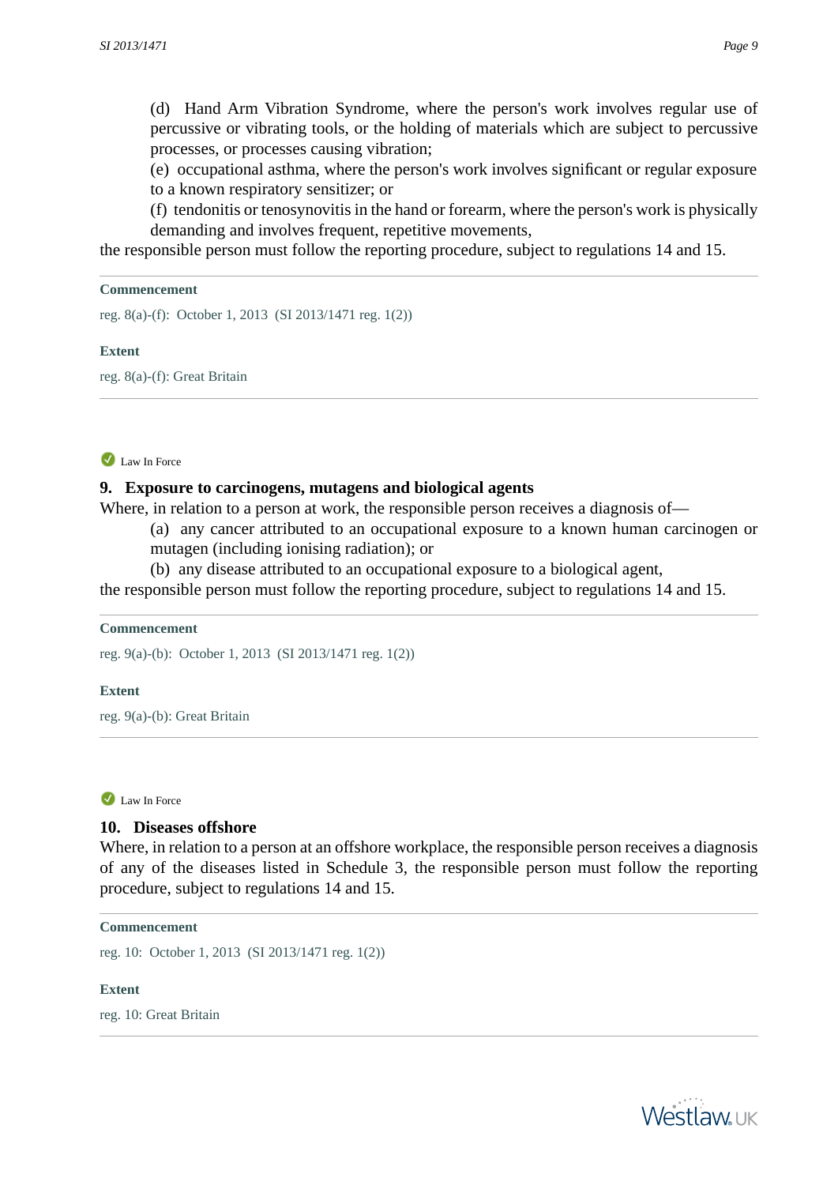(d) Hand Arm Vibration Syndrome, where the person's work involves regular use of percussive or vibrating tools, or the holding of materials which are subject to percussive processes, or processes causing vibration;

(e) occupational asthma, where the person's work involves significant or regular exposure to a known respiratory sensitizer; or

(f) tendonitis or tenosynovitis in the hand or forearm, where the person's work is physically demanding and involves frequent, repetitive movements,

the responsible person must follow the reporting procedure, subject to regulations 14 and 15.

**Commencement**

reg. 8(a)-(f): October 1, 2013 (SI 2013/1471 reg. 1(2))

**Extent**

reg. 8(a)-(f): Great Britain

---

Law In Force

### 9. Exposure to carcinogens, mutagens and biological agents

Where, in relation to a person at work, the responsible person receives a diagnosis of—

(a) any cancer attributed to an occupational exposure to a known human carcinogen or mutagen (including ionising radiation); or

(b) any disease attributed to an occupational exposure to a biological agent,

the responsible person must follow the reporting procedure, subject to regulations 14 and 15.

**Commencement**

reg. 9(a)-(b): October 1, 2013 (SI 2013/1471 reg. 1(2))

**Extent**

reg. 9(a)-(b): Great Britain

---

Law In Force

### 10. Diseases offshore

Where, in relation to a person at an offshore workplace, the responsible person receives a diagnosis of any of the diseases listed in Schedule 3, the responsible person must follow the reporting procedure, subject to regulations 14 and 15.

**Commencement**

reg. 10: October 1, 2013 (SI 2013/1471 reg. 1(2))

**Extent**

reg. 10: Great Britain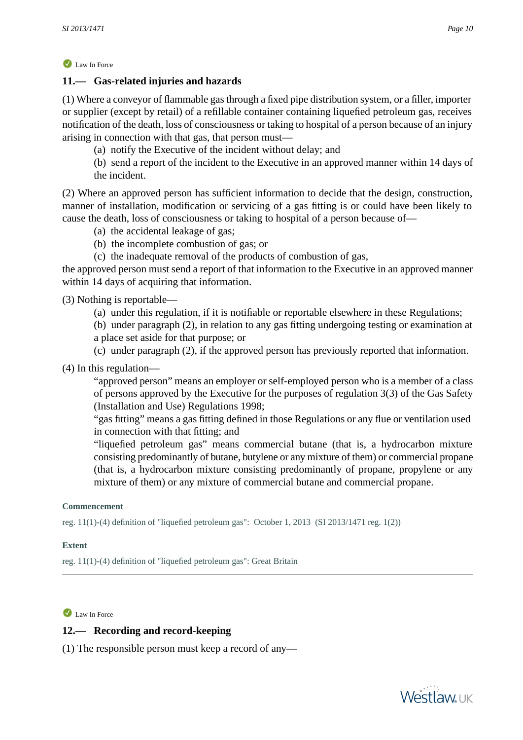Law In Force

### 11.— Gas-related injuries and hazards

(1) Where a conveyor of flammable gas through a fixed pipe distribution system, or a filler, importer or supplier (except by retail) of a refillable container containing liquefied petroleum gas, receives notification of the death, loss of consciousness or taking to hospital of a person because of an injury arising in connection with that gas, that person must—

- (a) notify the Executive of the incident without delay; and
- (b) send a report of the incident to the Executive in an approved manner within 14 days of the incident.

(2) Where an approved person has sufficient information to decide that the design, construction, manner of installation, modification or servicing of a gas fitting is or could have been likely to cause the death, loss of consciousness or taking to hospital of a person because of—

- (a) the accidental leakage of gas;
- (b) the incomplete combustion of gas; or
- (c) the inadequate removal of the products of combustion of gas,

the approved person must send a report of that information to the Executive in an approved manner within 14 days of acquiring that information.

(3) Nothing is reportable—

- (a) under this regulation, if it is notifiable or reportable elsewhere in these Regulations;
- (b) under paragraph (2), in relation to any gas fitting undergoing testing or examination at a place set aside for that purpose; or
- (c) under paragraph (2), if the approved person has previously reported that information.

(4) In this regulation—

"approved person" means an employer or self-employed person who is a member of a class of persons approved by the Executive for the purposes of regulation 3(3) of the Gas Safety (Installation and Use) Regulations 1998;

"gas fitting" means a gas fitting defined in those Regulations or any flue or ventilation used in connection with that fitting; and

"liquefied petroleum gas" means commercial butane (that is, a hydrocarbon mixture consisting predominantly of butane, butylene or any mixture of them) or commercial propane (that is, a hydrocarbon mixture consisting predominantly of propane, propylene or any mixture of them) or any mixture of commercial butane and commercial propane.

---

**Commencement**

reg. 11(1)-(4) definition of "liquefied petroleum gas": October 1, 2013 (SI 2013/1471 reg. 1(2))

**Extent**

reg. 11(1)-(4) definition of "liquefied petroleum gas": Great Britain

---

Law In Force

### 12.— Recording and record-keeping

(1) The responsible person must keep a record of any—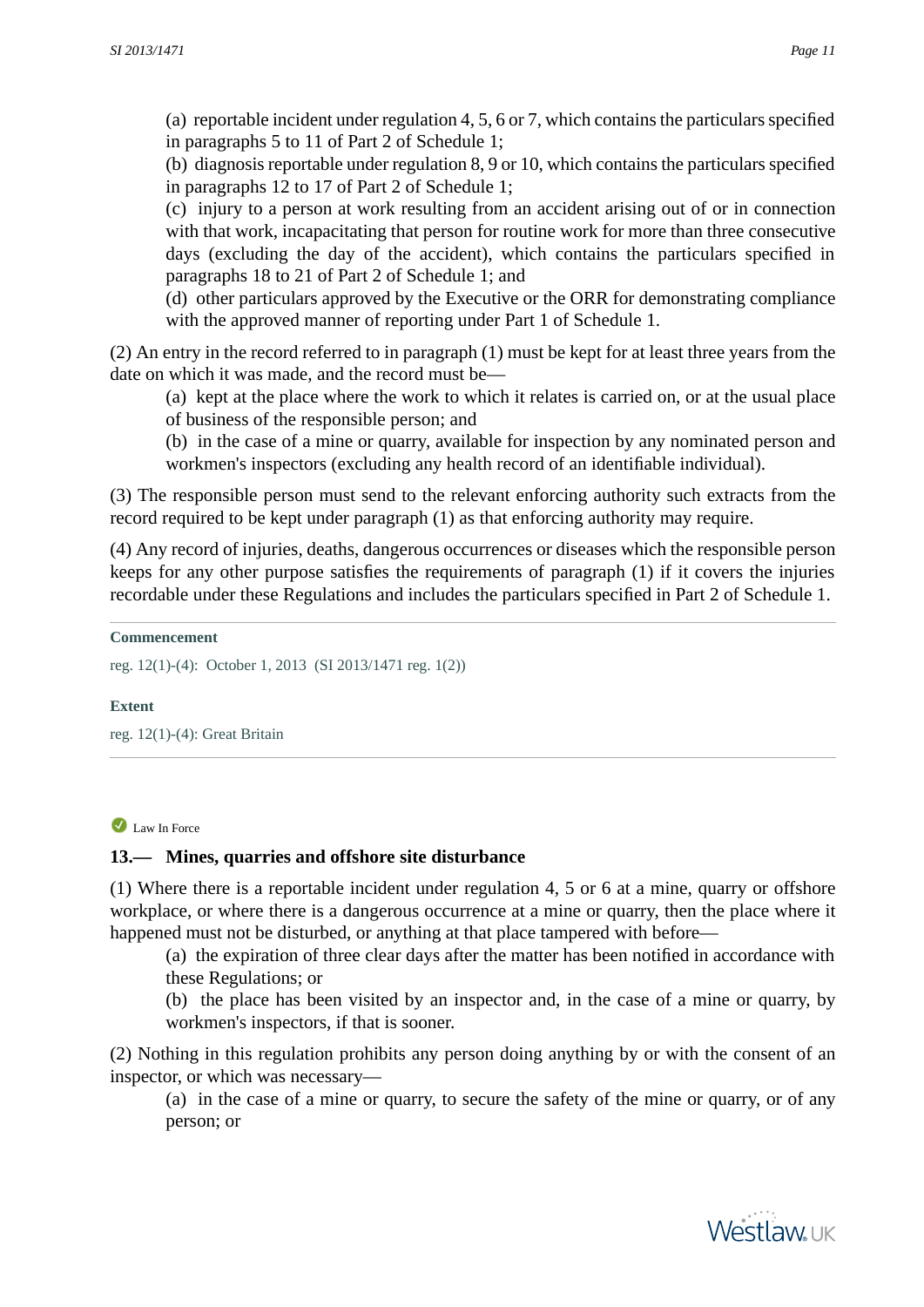(a) reportable incident under regulation 4, 5, 6 or 7, which contains the particulars specified in paragraphs 5 to 11 of Part 2 of Schedule 1;

(b) diagnosis reportable under regulation 8, 9 or 10, which contains the particulars specified in paragraphs 12 to 17 of Part 2 of Schedule 1;

(c) injury to a person at work resulting from an accident arising out of or in connection with that work, incapacitating that person for routine work for more than three consecutive days (excluding the day of the accident), which contains the particulars specified in paragraphs 18 to 21 of Part 2 of Schedule 1; and

(d) other particulars approved by the Executive or the ORR for demonstrating compliance with the approved manner of reporting under Part 1 of Schedule 1.

(2) An entry in the record referred to in paragraph (1) must be kept for at least three years from the date on which it was made, and the record must be—

(a) kept at the place where the work to which it relates is carried on, or at the usual place of business of the responsible person; and

(b) in the case of a mine or quarry, available for inspection by any nominated person and workmen's inspectors (excluding any health record of an identifiable individual).

(3) The responsible person must send to the relevant enforcing authority such extracts from the record required to be kept under paragraph (1) as that enforcing authority may require.

(4) Any record of injuries, deaths, dangerous occurrences or diseases which the responsible person keeps for any other purpose satisfies the requirements of paragraph (1) if it covers the injuries recordable under these Regulations and includes the particulars specified in Part 2 of Schedule 1.

**Commencement**

reg. 12(1)-(4): October 1, 2013 (SI 2013/1471 reg. 1(2))

**Extent**

reg. 12(1)-(4): Great Britain

Law In Force

### 13.— Mines, quarries and offshore site disturbance

(1) Where there is a reportable incident under regulation 4, 5 or 6 at a mine, quarry or offshore workplace, or where there is a dangerous occurrence at a mine or quarry, then the place where it happened must not be disturbed, or anything at that place tampered with before—

(a) the expiration of three clear days after the matter has been notified in accordance with these Regulations; or

(b) the place has been visited by an inspector and, in the case of a mine or quarry, by workmen's inspectors, if that is sooner.

(2) Nothing in this regulation prohibits any person doing anything by or with the consent of an inspector, or which was necessary—

(a) in the case of a mine or quarry, to secure the safety of the mine or quarry, or of any person; or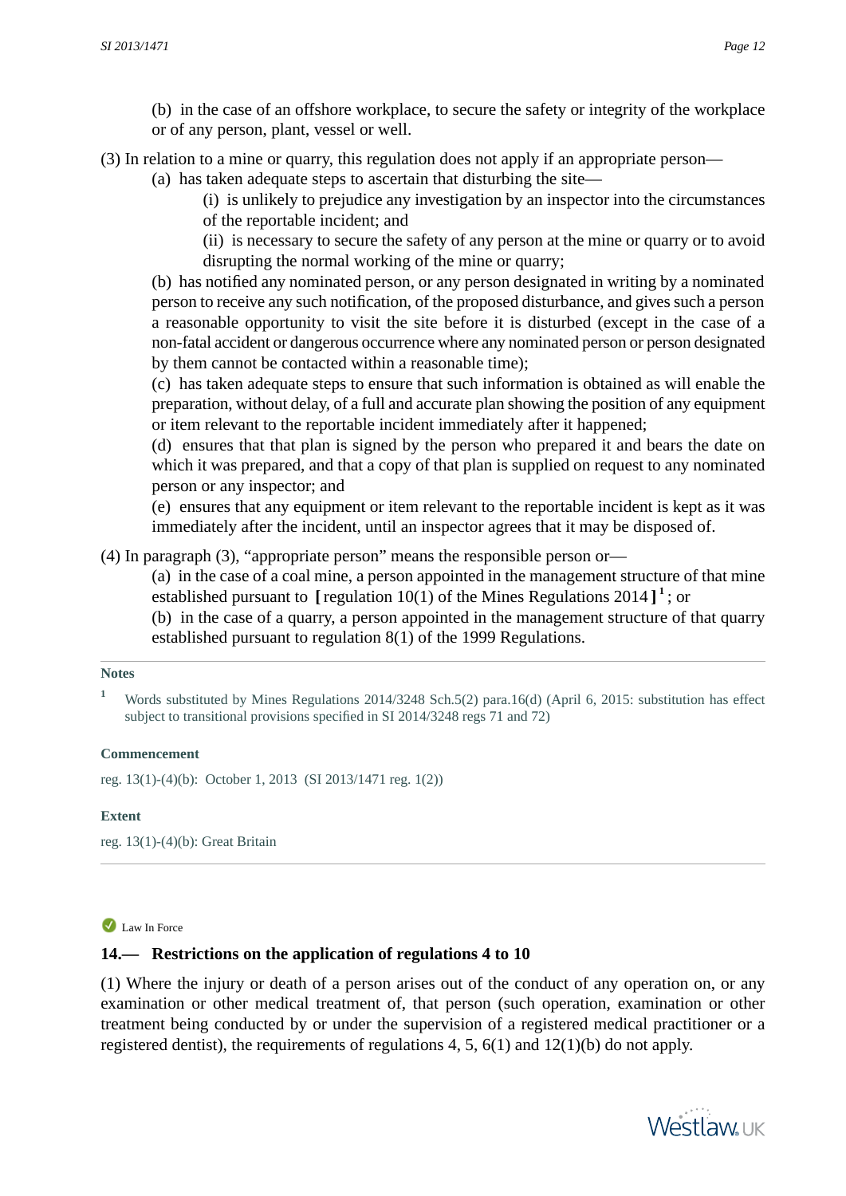(b) in the case of an offshore workplace, to secure the safety or integrity of the workplace or of any person, plant, vessel or well.

(3) In relation to a mine or quarry, this regulation does not apply if an appropriate person—

(a) has taken adequate steps to ascertain that disturbing the site—

(i) is unlikely to prejudice any investigation by an inspector into the circumstances of the reportable incident; and

(ii) is necessary to secure the safety of any person at the mine or quarry or to avoid disrupting the normal working of the mine or quarry;

(b) has notified any nominated person, or any person designated in writing by a nominated person to receive any such notification, of the proposed disturbance, and gives such a person a reasonable opportunity to visit the site before it is disturbed (except in the case of a non-fatal accident or dangerous occurrence where any nominated person or person designated by them cannot be contacted within a reasonable time);

(c) has taken adequate steps to ensure that such information is obtained as will enable the preparation, without delay, of a full and accurate plan showing the position of any equipment or item relevant to the reportable incident immediately after it happened;

(d) ensures that that plan is signed by the person who prepared it and bears the date on which it was prepared, and that a copy of that plan is supplied on request to any nominated person or any inspector; and

(e) ensures that any equipment or item relevant to the reportable incident is kept as it was immediately after the incident, until an inspector agrees that it may be disposed of.

(4) In paragraph (3), "appropriate person" means the responsible person or—

(a) in the case of a coal mine, a person appointed in the management structure of that mine established pursuant to [ regulation 10(1) of the Mines Regulations 2014 ][1]; or

(b) in the case of a quarry, a person appointed in the management structure of that quarry established pursuant to regulation 8(1) of the 1999 Regulations.

**Notes**

[1] Words substituted by Mines Regulations 2014/3248 Sch.5(2) para.16(d) (April 6, 2015: substitution has effect subject to transitional provisions specified in SI 2014/3248 regs 71 and 72)

**Commencement**

reg. 13(1)-(4)(b): October 1, 2013 (SI 2013/1471 reg. 1(2))

**Extent**

reg. 13(1)-(4)(b): Great Britain

Law In Force

## 14.— Restrictions on the application of regulations 4 to 10

(1) Where the injury or death of a person arises out of the conduct of any operation on, or any examination or other medical treatment of, that person (such operation, examination or other treatment being conducted by or under the supervision of a registered medical practitioner or a registered dentist), the requirements of regulations 4, 5, 6(1) and 12(1)(b) do not apply.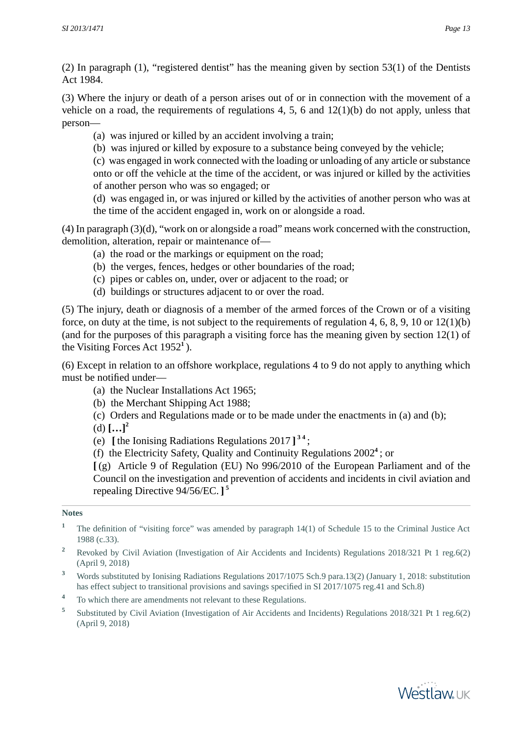(2) In paragraph (1), "registered dentist" has the meaning given by section 53(1) of the Dentists Act 1984.

(3) Where the injury or death of a person arises out of or in connection with the movement of a vehicle on a road, the requirements of regulations 4, 5, 6 and 12(1)(b) do not apply, unless that person—

(a) was injured or killed by an accident involving a train;

(b) was injured or killed by exposure to a substance being conveyed by the vehicle;

(c) was engaged in work connected with the loading or unloading of any article or substance onto or off the vehicle at the time of the accident, or was injured or killed by the activities of another person who was so engaged; or

(d) was engaged in, or was injured or killed by the activities of another person who was at the time of the accident engaged in, work on or alongside a road.

(4) In paragraph (3)(d), "work on or alongside a road" means work concerned with the construction, demolition, alteration, repair or maintenance of—

(a) the road or the markings or equipment on the road;

(b) the verges, fences, hedges or other boundaries of the road;

(c) pipes or cables on, under, over or adjacent to the road; or

(d) buildings or structures adjacent to or over the road.

(5) The injury, death or diagnosis of a member of the armed forces of the Crown or of a visiting force, on duty at the time, is not subject to the requirements of regulation 4, 6, 8, 9, 10 or 12(1)(b) (and for the purposes of this paragraph a visiting force has the meaning given by section 12(1) of the Visiting Forces Act 1952[1] ).

(6) Except in relation to an offshore workplace, regulations 4 to 9 do not apply to anything which must be notified under—

(a) the Nuclear Installations Act 1965;

(b) the Merchant Shipping Act 1988;

(c) Orders and Regulations made or to be made under the enactments in (a) and (b);

(d) **[…]**[2]

(e) **[** the Ionising Radiations Regulations 2017 **]**[3] [4];

(f) the Electricity Safety, Quality and Continuity Regulations 2002[4]; or

**[** (g) Article 9 of Regulation (EU) No 996/2010 of the European Parliament and of the Council on the investigation and prevention of accidents and incidents in civil aviation and repealing Directive 94/56/EC. **]**[5]

**Notes**

[1] The definition of "visiting force" was amended by paragraph 14(1) of Schedule 15 to the Criminal Justice Act 1988 (c.33).

[2] Revoked by Civil Aviation (Investigation of Air Accidents and Incidents) Regulations 2018/321 Pt 1 reg.6(2) (April 9, 2018)

[3] Words substituted by Ionising Radiations Regulations 2017/1075 Sch.9 para.13(2) (January 1, 2018: substitution has effect subject to transitional provisions and savings specified in SI 2017/1075 reg.41 and Sch.8)

[4] To which there are amendments not relevant to these Regulations.

[5] Substituted by Civil Aviation (Investigation of Air Accidents and Incidents) Regulations 2018/321 Pt 1 reg.6(2) (April 9, 2018)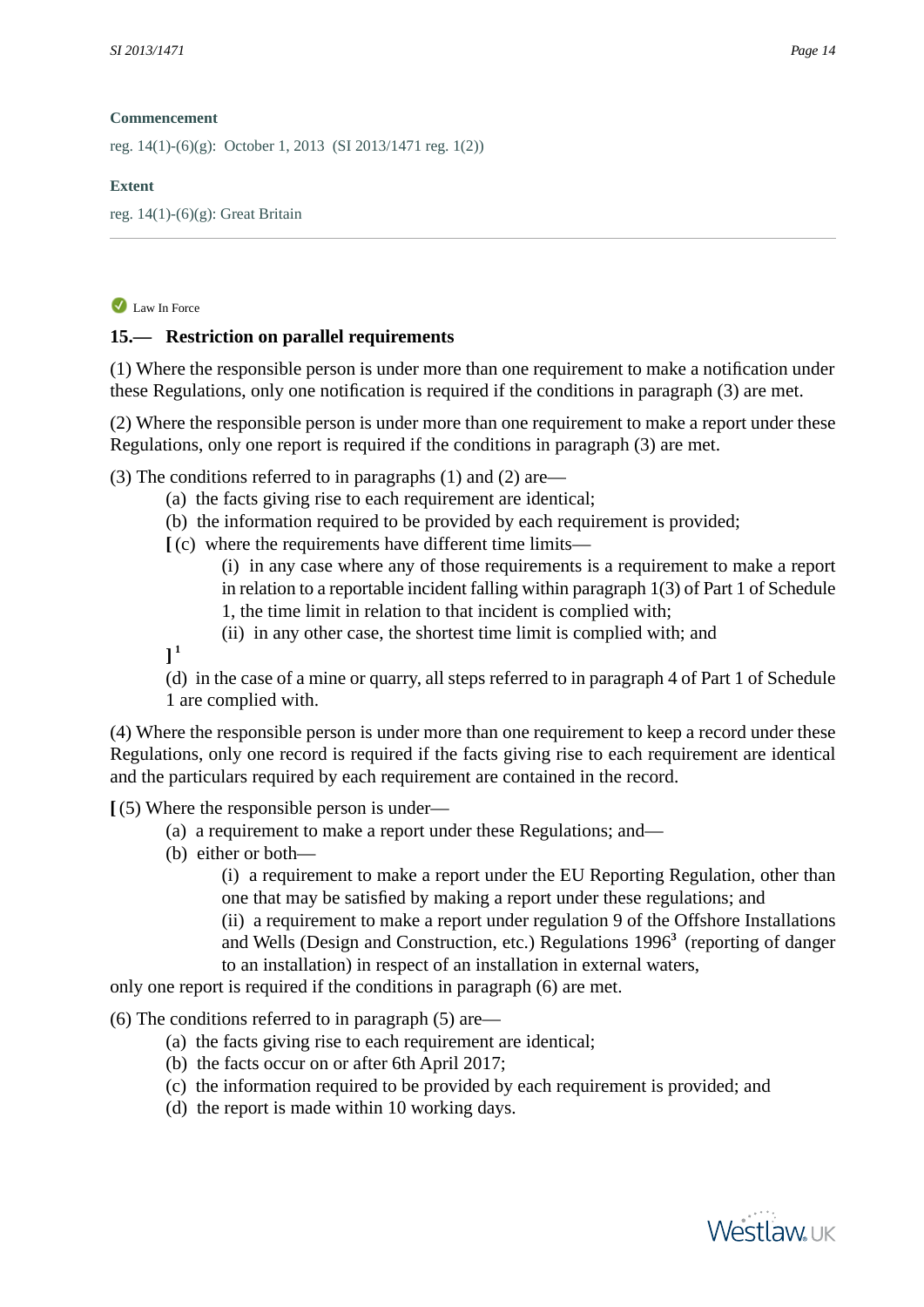**Commencement**

reg. 14(1)-(6)(g): October 1, 2013 (SI 2013/1471 reg. 1(2))

**Extent**

reg. 14(1)-(6)(g): Great Britain

---

Law In Force

### 15.— Restriction on parallel requirements

(1) Where the responsible person is under more than one requirement to make a notification under these Regulations, only one notification is required if the conditions in paragraph (3) are met.

(2) Where the responsible person is under more than one requirement to make a report under these Regulations, only one report is required if the conditions in paragraph (3) are met.

(3) The conditions referred to in paragraphs (1) and (2) are—

(a) the facts giving rise to each requirement are identical;

(b) the information required to be provided by each requirement is provided;

**[** (c) where the requirements have different time limits—

(i) in any case where any of those requirements is a requirement to make a report in relation to a reportable incident falling within paragraph 1(3) of Part 1 of Schedule 1, the time limit in relation to that incident is complied with;

(ii) in any other case, the shortest time limit is complied with; and

**]** [1]

(d) in the case of a mine or quarry, all steps referred to in paragraph 4 of Part 1 of Schedule 1 are complied with.

(4) Where the responsible person is under more than one requirement to keep a record under these Regulations, only one record is required if the facts giving rise to each requirement are identical and the particulars required by each requirement are contained in the record.

**[** (5) Where the responsible person is under—

(a) a requirement to make a report under these Regulations; and—

(b) either or both—

(i) a requirement to make a report under the EU Reporting Regulation, other than one that may be satisfied by making a report under these regulations; and

(ii) a requirement to make a report under regulation 9 of the Offshore Installations and Wells (Design and Construction, etc.) Regulations 1996[3] (reporting of danger to an installation) in respect of an installation in external waters,

only one report is required if the conditions in paragraph (6) are met.

(6) The conditions referred to in paragraph (5) are—

(a) the facts giving rise to each requirement are identical;

(b) the facts occur on or after 6th April 2017;

(c) the information required to be provided by each requirement is provided; and

(d) the report is made within 10 working days.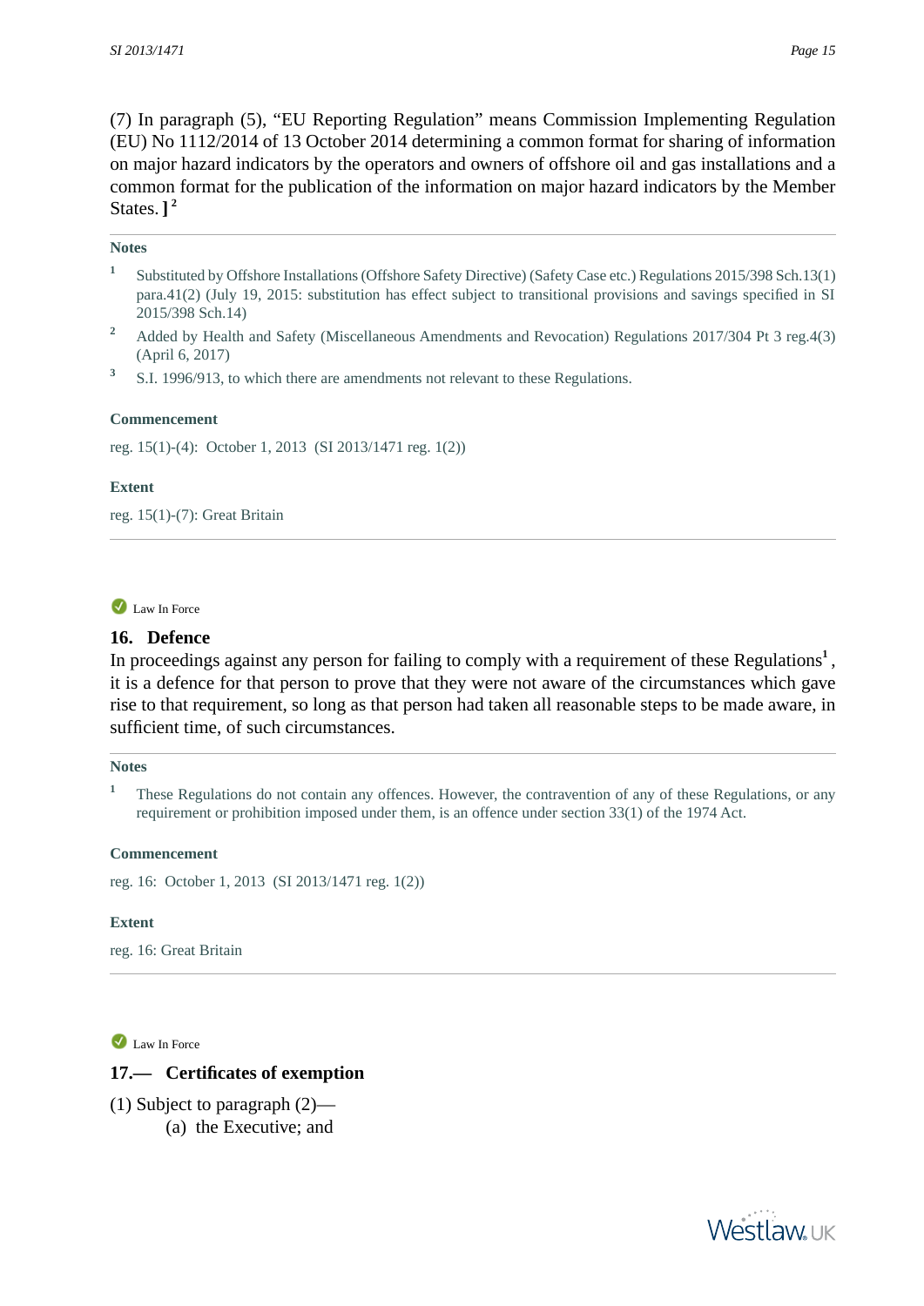(7) In paragraph (5), “EU Reporting Regulation” means Commission Implementing Regulation (EU) No 1112/2014 of 13 October 2014 determining a common format for sharing of information on major hazard indicators by the operators and owners of offshore oil and gas installations and a common format for the publication of the information on major hazard indicators by the Member States. ] [2]

**Notes**

[1] Substituted by Offshore Installations (Offshore Safety Directive) (Safety Case etc.) Regulations 2015/398 Sch.13(1) para.41(2) (July 19, 2015: substitution has effect subject to transitional provisions and savings specified in SI 2015/398 Sch.14)

[2] Added by Health and Safety (Miscellaneous Amendments and Revocation) Regulations 2017/304 Pt 3 reg.4(3) (April 6, 2017)

[3] S.I. 1996/913, to which there are amendments not relevant to these Regulations.

**Commencement**

reg. 15(1)-(4): October 1, 2013 (SI 2013/1471 reg. 1(2))

**Extent**

reg. 15(1)-(7): Great Britain

---

Law In Force

## 16. Defence

In proceedings against any person for failing to comply with a requirement of these Regulations[1], it is a defence for that person to prove that they were not aware of the circumstances which gave rise to that requirement, so long as that person had taken all reasonable steps to be made aware, in sufficient time, of such circumstances.

**Notes**

[1] These Regulations do not contain any offences. However, the contravention of any of these Regulations, or any requirement or prohibition imposed under them, is an offence under section 33(1) of the 1974 Act.

**Commencement**

reg. 16: October 1, 2013 (SI 2013/1471 reg. 1(2))

**Extent**

reg. 16: Great Britain

---

Law In Force

## 17.— Certificates of exemption

(1) Subject to paragraph (2)—

(a) the Executive; and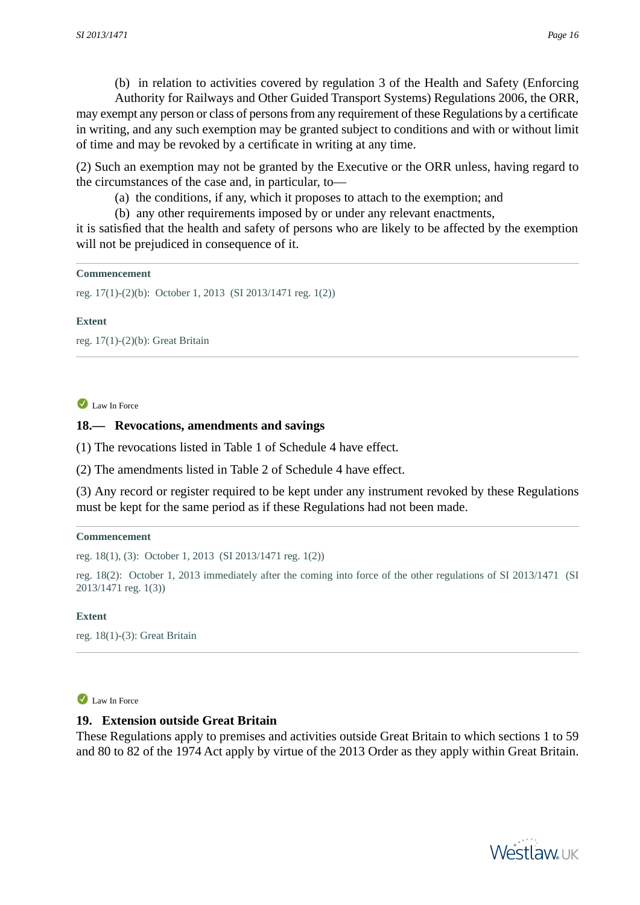(b) in relation to activities covered by regulation 3 of the Health and Safety (Enforcing Authority for Railways and Other Guided Transport Systems) Regulations 2006, the ORR,

may exempt any person or class of persons from any requirement of these Regulations by a certificate in writing, and any such exemption may be granted subject to conditions and with or without limit of time and may be revoked by a certificate in writing at any time.

(2) Such an exemption may not be granted by the Executive or the ORR unless, having regard to the circumstances of the case and, in particular, to—

(a) the conditions, if any, which it proposes to attach to the exemption; and

(b) any other requirements imposed by or under any relevant enactments,

it is satisfied that the health and safety of persons who are likely to be affected by the exemption will not be prejudiced in consequence of it.

**Commencement**

reg. 17(1)-(2)(b): October 1, 2013 (SI 2013/1471 reg. 1(2))

**Extent**

reg. 17(1)-(2)(b): Great Britain

---

Law In Force

### 18.— Revocations, amendments and savings

(1) The revocations listed in Table 1 of Schedule 4 have effect.

(2) The amendments listed in Table 2 of Schedule 4 have effect.

(3) Any record or register required to be kept under any instrument revoked by these Regulations must be kept for the same period as if these Regulations had not been made.

**Commencement**

reg. 18(1), (3): October 1, 2013 (SI 2013/1471 reg. 1(2))

reg. 18(2): October 1, 2013 immediately after the coming into force of the other regulations of SI 2013/1471 (SI 2013/1471 reg. 1(3))

**Extent**

reg. 18(1)-(3): Great Britain

---

Law In Force

### 19. Extension outside Great Britain

These Regulations apply to premises and activities outside Great Britain to which sections 1 to 59 and 80 to 82 of the 1974 Act apply by virtue of the 2013 Order as they apply within Great Britain.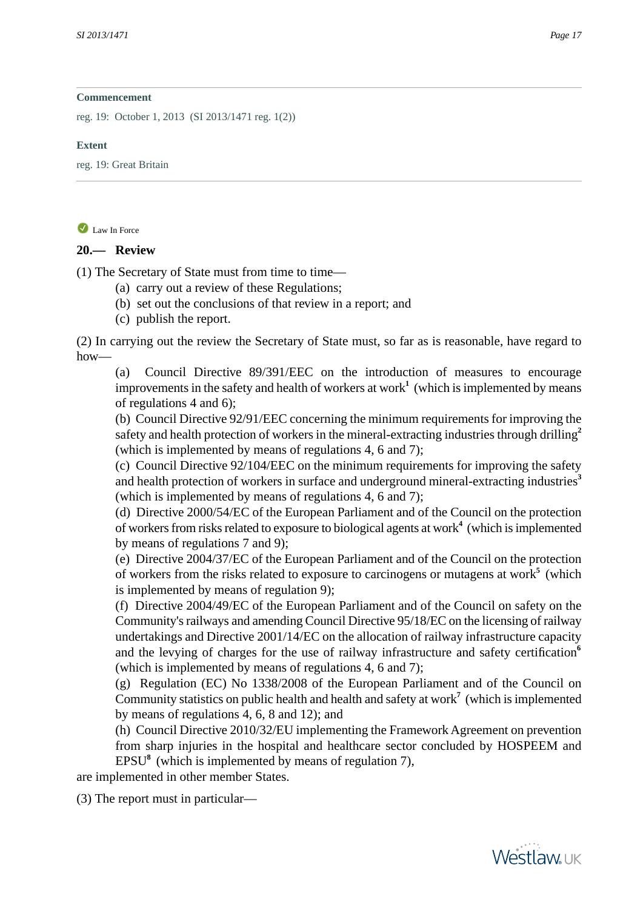**Commencement**

reg. 19: October 1, 2013 (SI 2013/1471 reg. 1(2))

**Extent**

reg. 19: Great Britain

Law In Force

## 20.— Review

(1) The Secretary of State must from time to time—

(a) carry out a review of these Regulations;

(b) set out the conclusions of that review in a report; and

(c) publish the report.

(2) In carrying out the review the Secretary of State must, so far as is reasonable, have regard to how—

(a) Council Directive 89/391/EEC on the introduction of measures to encourage improvements in the safety and health of workers at work[1] (which is implemented by means of regulations 4 and 6);

(b) Council Directive 92/91/EEC concerning the minimum requirements for improving the safety and health protection of workers in the mineral-extracting industries through drilling[2] (which is implemented by means of regulations 4, 6 and 7);

(c) Council Directive 92/104/EEC on the minimum requirements for improving the safety and health protection of workers in surface and underground mineral-extracting industries[3] (which is implemented by means of regulations 4, 6 and 7);

(d) Directive 2000/54/EC of the European Parliament and of the Council on the protection of workers from risks related to exposure to biological agents at work[4] (which is implemented by means of regulations 7 and 9);

(e) Directive 2004/37/EC of the European Parliament and of the Council on the protection of workers from the risks related to exposure to carcinogens or mutagens at work[5] (which is implemented by means of regulation 9);

(f) Directive 2004/49/EC of the European Parliament and of the Council on safety on the Community's railways and amending Council Directive 95/18/EC on the licensing of railway undertakings and Directive 2001/14/EC on the allocation of railway infrastructure capacity and the levying of charges for the use of railway infrastructure and safety certification[6] (which is implemented by means of regulations 4, 6 and 7);

(g) Regulation (EC) No 1338/2008 of the European Parliament and of the Council on Community statistics on public health and health and safety at work[7] (which is implemented by means of regulations 4, 6, 8 and 12); and

(h) Council Directive 2010/32/EU implementing the Framework Agreement on prevention from sharp injuries in the hospital and healthcare sector concluded by HOSPEEM and EPSU[8] (which is implemented by means of regulation 7),

are implemented in other member States.

(3) The report must in particular—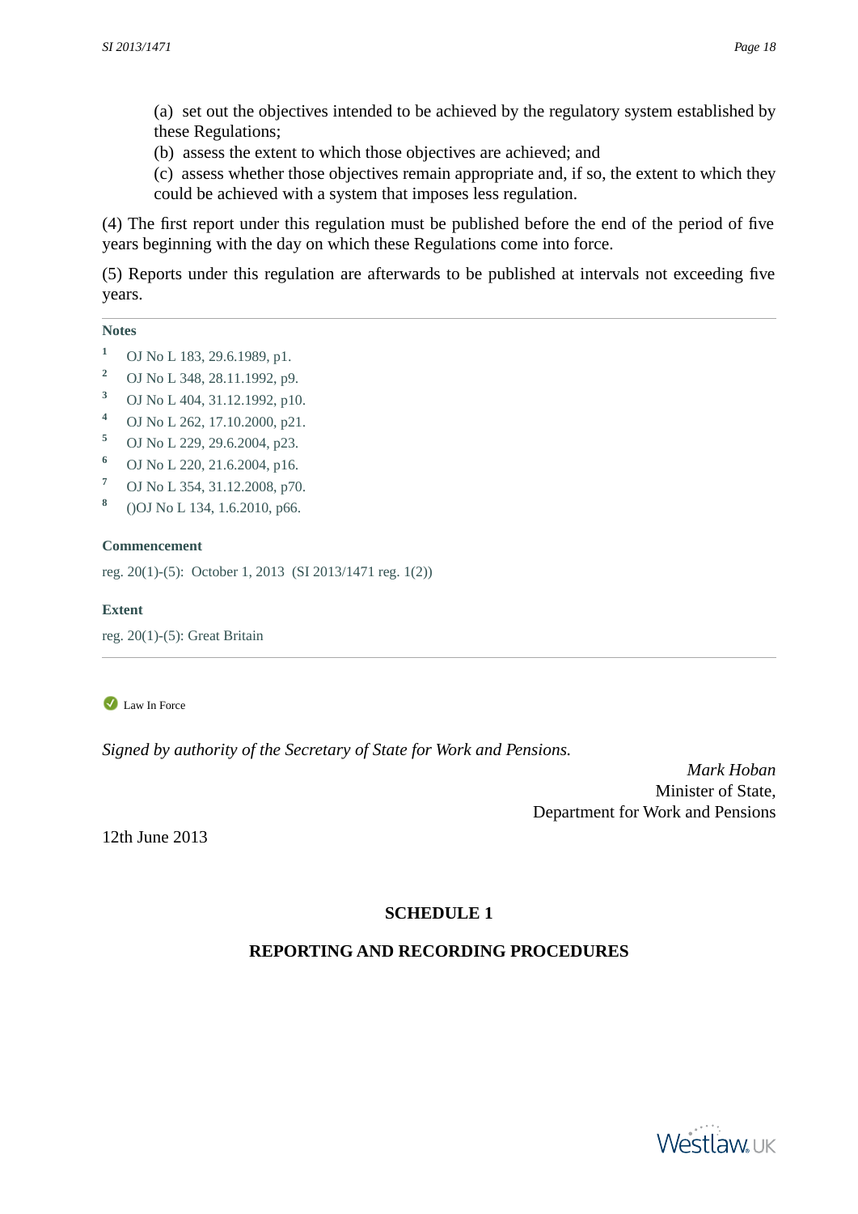(a) set out the objectives intended to be achieved by the regulatory system established by these Regulations;

(b) assess the extent to which those objectives are achieved; and

(c) assess whether those objectives remain appropriate and, if so, the extent to which they could be achieved with a system that imposes less regulation.

(4) The first report under this regulation must be published before the end of the period of five years beginning with the day on which these Regulations come into force.

(5) Reports under this regulation are afterwards to be published at intervals not exceeding five years.

---

**Notes**

1. OJ No L 183, 29.6.1989, p1.
2. OJ No L 348, 28.11.1992, p9.
3. OJ No L 404, 31.12.1992, p10.
4. OJ No L 262, 17.10.2000, p21.
5. OJ No L 229, 29.6.2004, p23.
6. OJ No L 220, 21.6.2004, p16.
7. OJ No L 354, 31.12.2008, p70.
8. ()OJ No L 134, 1.6.2010, p66.

**Commencement**

reg. 20(1)-(5): October 1, 2013 (SI 2013/1471 reg. 1(2))

**Extent**

reg. 20(1)-(5): Great Britain

---

Law In Force

*Signed by authority of the Secretary of State for Work and Pensions.*

*Mark Hoban*
Minister of State,
Department for Work and Pensions

12th June 2013

## SCHEDULE 1

## REPORTING AND RECORDING PROCEDURES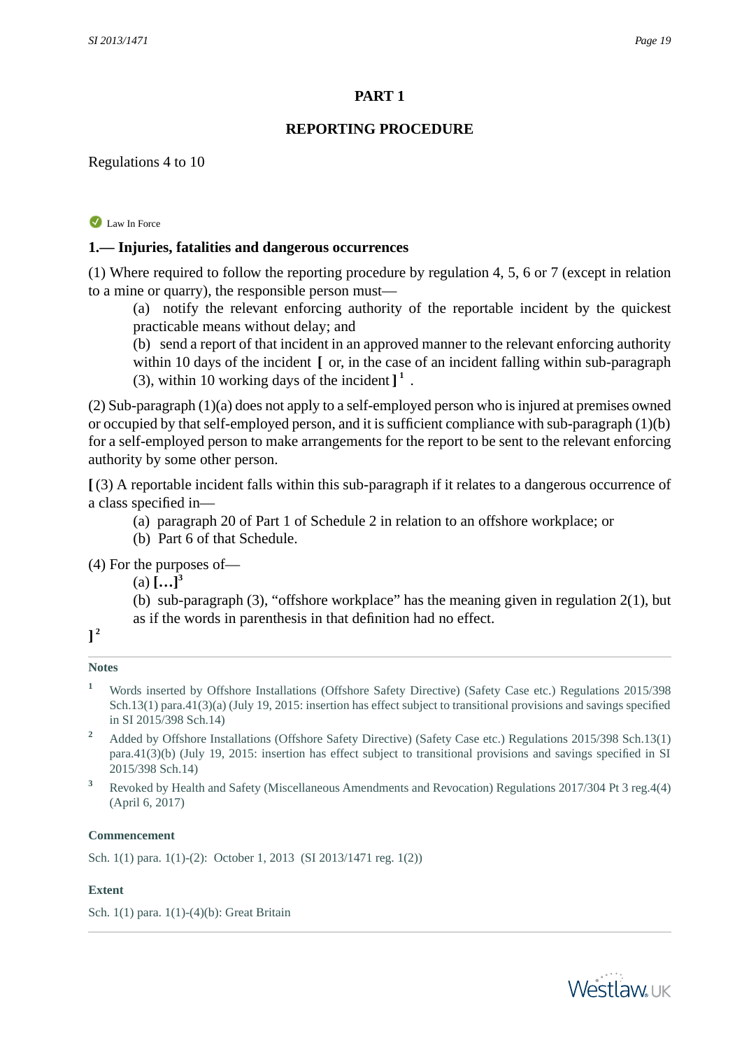## PART 1

## REPORTING PROCEDURE

Regulations 4 to 10

Law In Force

### 1.— Injuries, fatalities and dangerous occurrences

(1) Where required to follow the reporting procedure by regulation 4, 5, 6 or 7 (except in relation to a mine or quarry), the responsible person must—

(a) notify the relevant enforcing authority of the reportable incident by the quickest practicable means without delay; and

(b) send a report of that incident in an approved manner to the relevant enforcing authority within 10 days of the incident **[** or, in the case of an incident falling within sub-paragraph (3), within 10 working days of the incident **]** [1] .

(2) Sub-paragraph (1)(a) does not apply to a self-employed person who is injured at premises owned or occupied by that self-employed person, and it is sufficient compliance with sub-paragraph (1)(b) for a self-employed person to make arrangements for the report to be sent to the relevant enforcing authority by some other person.

**[** (3) A reportable incident falls within this sub-paragraph if it relates to a dangerous occurrence of a class specified in—

(a) paragraph 20 of Part 1 of Schedule 2 in relation to an offshore workplace; or

(b) Part 6 of that Schedule.

(4) For the purposes of—

(a) **[…]**[3]

(b) sub-paragraph (3), "offshore workplace" has the meaning given in regulation 2(1), but as if the words in parenthesis in that definition had no effect.

**]** [2]

#### Notes

[1] Words inserted by Offshore Installations (Offshore Safety Directive) (Safety Case etc.) Regulations 2015/398 Sch.13(1) para.41(3)(a) (July 19, 2015: insertion has effect subject to transitional provisions and savings specified in SI 2015/398 Sch.14)

[2] Added by Offshore Installations (Offshore Safety Directive) (Safety Case etc.) Regulations 2015/398 Sch.13(1) para.41(3)(b) (July 19, 2015: insertion has effect subject to transitional provisions and savings specified in SI 2015/398 Sch.14)

[3] Revoked by Health and Safety (Miscellaneous Amendments and Revocation) Regulations 2017/304 Pt 3 reg.4(4) (April 6, 2017)

#### Commencement

Sch. 1(1) para. 1(1)-(2): October 1, 2013 (SI 2013/1471 reg. 1(2))

#### Extent

Sch. 1(1) para. 1(1)-(4)(b): Great Britain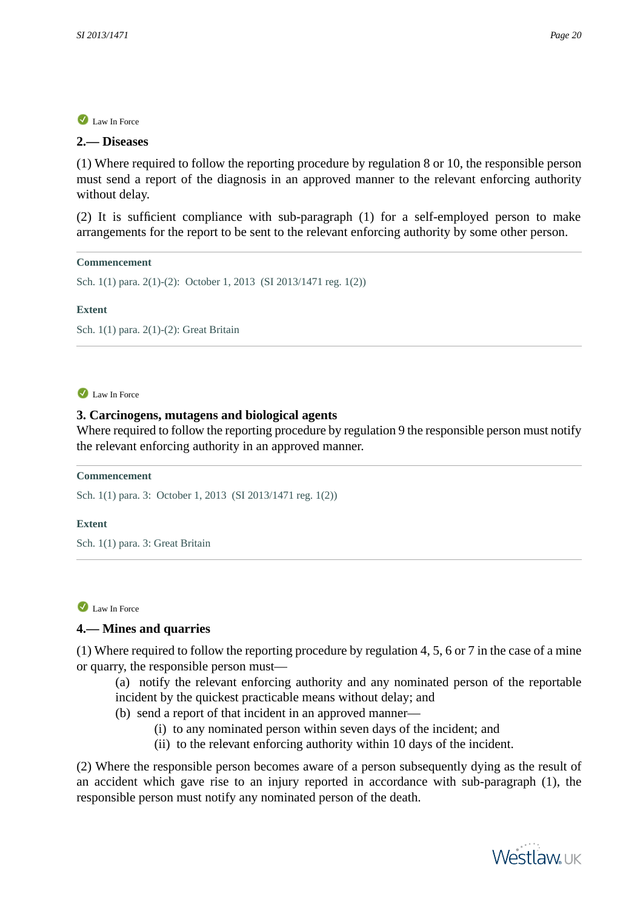Law In Force

**2.— Diseases**

(1) Where required to follow the reporting procedure by regulation 8 or 10, the responsible person must send a report of the diagnosis in an approved manner to the relevant enforcing authority without delay.

(2) It is sufficient compliance with sub-paragraph (1) for a self-employed person to make arrangements for the report to be sent to the relevant enforcing authority by some other person.

**Commencement**

Sch. 1(1) para. 2(1)-(2): October 1, 2013 (SI 2013/1471 reg. 1(2))

**Extent**

Sch. 1(1) para. 2(1)-(2): Great Britain

Law In Force

**3. Carcinogens, mutagens and biological agents**

Where required to follow the reporting procedure by regulation 9 the responsible person must notify the relevant enforcing authority in an approved manner.

**Commencement**

Sch. 1(1) para. 3: October 1, 2013 (SI 2013/1471 reg. 1(2))

**Extent**

Sch. 1(1) para. 3: Great Britain

Law In Force

**4.— Mines and quarries**

(1) Where required to follow the reporting procedure by regulation 4, 5, 6 or 7 in the case of a mine or quarry, the responsible person must—

- (a) notify the relevant enforcing authority and any nominated person of the reportable incident by the quickest practicable means without delay; and
- (b) send a report of that incident in an approved manner—
  - (i) to any nominated person within seven days of the incident; and
  - (ii) to the relevant enforcing authority within 10 days of the incident.

(2) Where the responsible person becomes aware of a person subsequently dying as the result of an accident which gave rise to an injury reported in accordance with sub-paragraph (1), the responsible person must notify any nominated person of the death.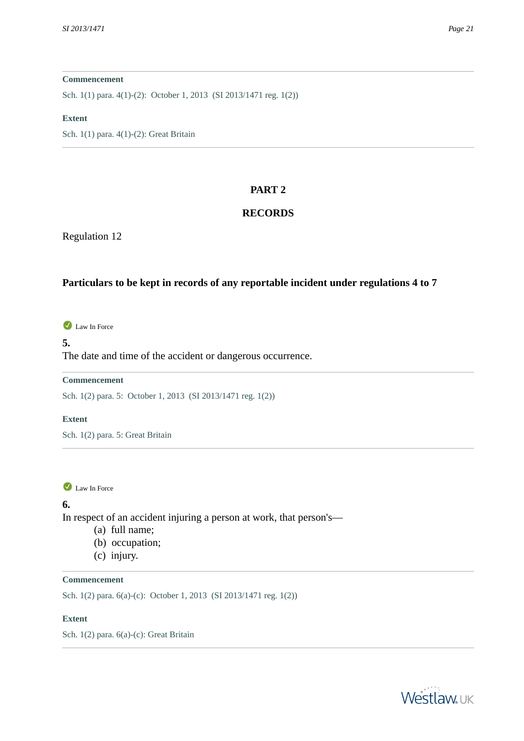**Commencement**

Sch. 1(1) para. 4(1)-(2): October 1, 2013 (SI 2013/1471 reg. 1(2))

**Extent**

Sch. 1(1) para. 4(1)-(2): Great Britain

---

## PART 2

## RECORDS

Regulation 12

### Particulars to be kept in records of any reportable incident under regulations 4 to 7

Law In Force

**5.**
The date and time of the accident or dangerous occurrence.

**Commencement**

Sch. 1(2) para. 5: October 1, 2013 (SI 2013/1471 reg. 1(2))

**Extent**

Sch. 1(2) para. 5: Great Britain

---

Law In Force

**6.**
In respect of an accident injuring a person at work, that person's—

(a) full name;
(b) occupation;
(c) injury.

**Commencement**

Sch. 1(2) para. 6(a)-(c): October 1, 2013 (SI 2013/1471 reg. 1(2))

**Extent**

Sch. 1(2) para. 6(a)-(c): Great Britain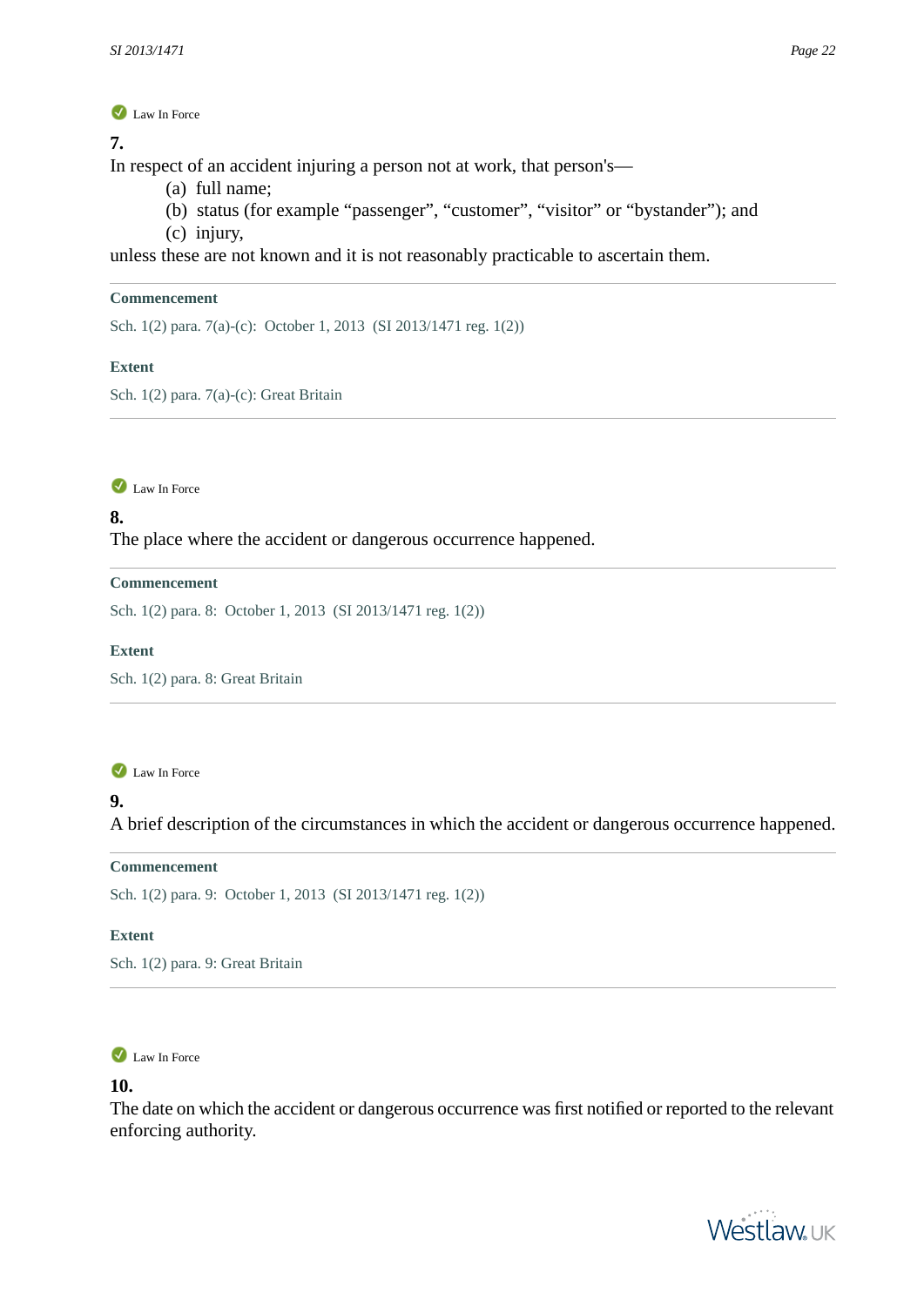Law In Force

**7.**

In respect of an accident injuring a person not at work, that person's—

(a) full name;

(b) status (for example “passenger”, “customer”, “visitor” or “bystander”); and

(c) injury,

unless these are not known and it is not reasonably practicable to ascertain them.

**Commencement**

Sch. 1(2) para. 7(a)-(c): October 1, 2013 (SI 2013/1471 reg. 1(2))

**Extent**

Sch. 1(2) para. 7(a)-(c): Great Britain

---

Law In Force

**8.**

The place where the accident or dangerous occurrence happened.

**Commencement**

Sch. 1(2) para. 8: October 1, 2013 (SI 2013/1471 reg. 1(2))

**Extent**

Sch. 1(2) para. 8: Great Britain

---

Law In Force

**9.**

A brief description of the circumstances in which the accident or dangerous occurrence happened.

**Commencement**

Sch. 1(2) para. 9: October 1, 2013 (SI 2013/1471 reg. 1(2))

**Extent**

Sch. 1(2) para. 9: Great Britain

---

Law In Force

**10.**

The date on which the accident or dangerous occurrence was first notified or reported to the relevant enforcing authority.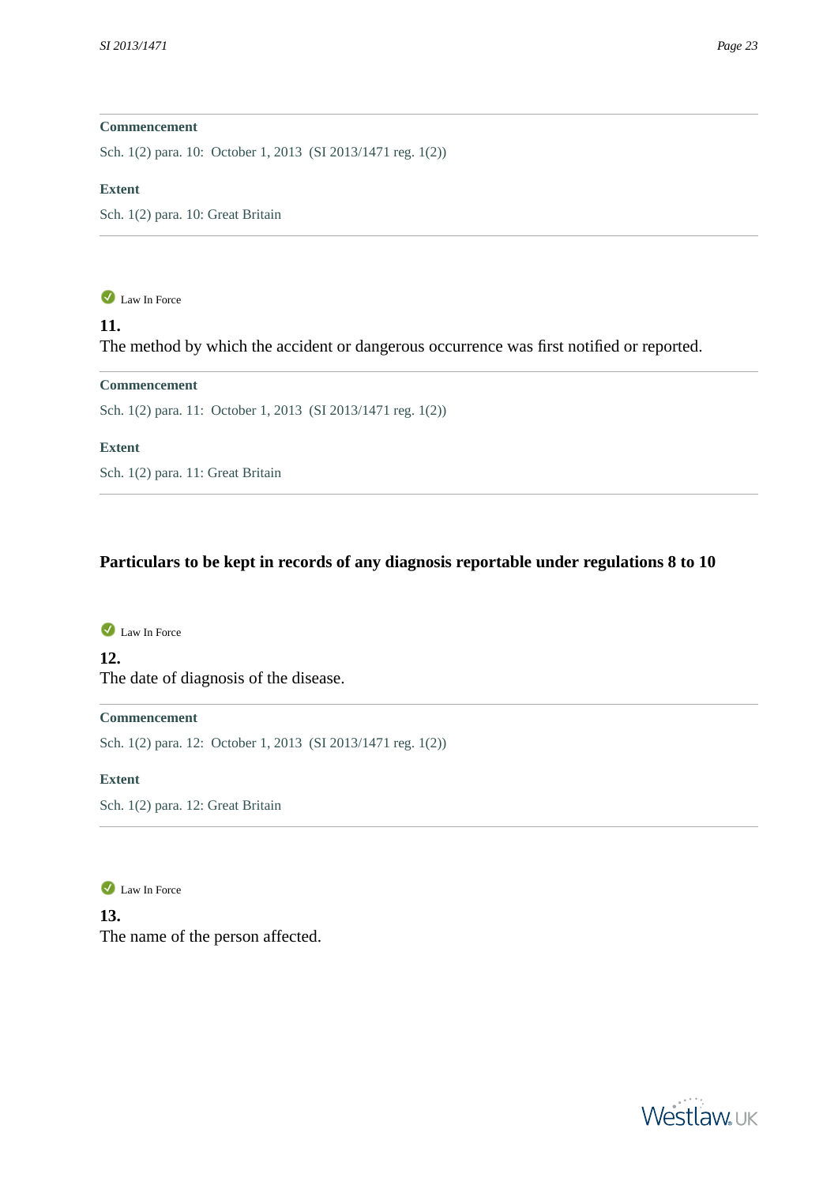**Commencement**

Sch. 1(2) para. 10: October 1, 2013 (SI 2013/1471 reg. 1(2))

**Extent**

Sch. 1(2) para. 10: Great Britain

Law In Force

**11.**
The method by which the accident or dangerous occurrence was first notified or reported.

**Commencement**

Sch. 1(2) para. 11: October 1, 2013 (SI 2013/1471 reg. 1(2))

**Extent**

Sch. 1(2) para. 11: Great Britain

## Particulars to be kept in records of any diagnosis reportable under regulations 8 to 10

Law In Force

**12.**
The date of diagnosis of the disease.

**Commencement**

Sch. 1(2) para. 12: October 1, 2013 (SI 2013/1471 reg. 1(2))

**Extent**

Sch. 1(2) para. 12: Great Britain

Law In Force

**13.**
The name of the person affected.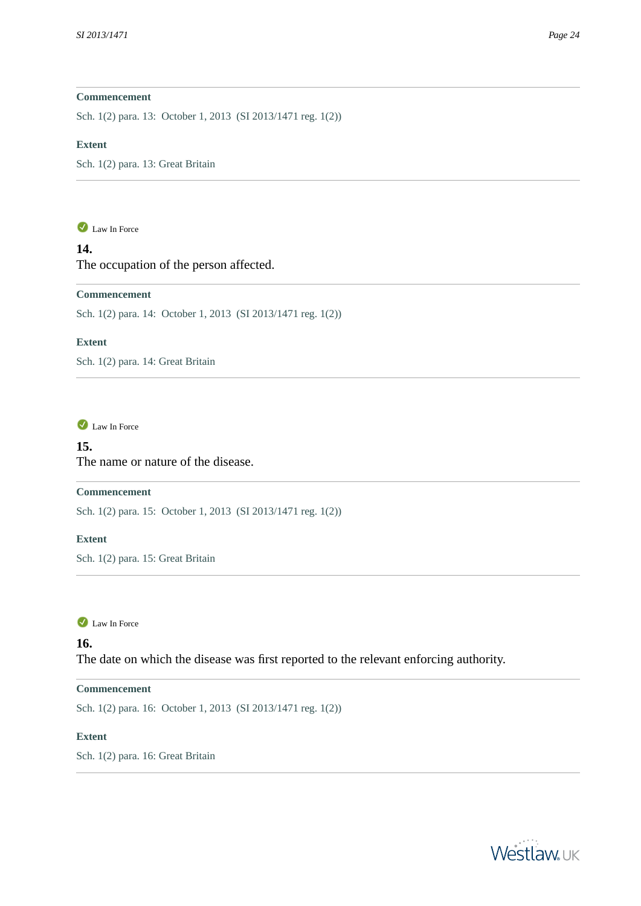**Commencement**

Sch. 1(2) para. 13: October 1, 2013 (SI 2013/1471 reg. 1(2))

**Extent**

Sch. 1(2) para. 13: Great Britain

Law In Force

**14.**
The occupation of the person affected.

**Commencement**

Sch. 1(2) para. 14: October 1, 2013 (SI 2013/1471 reg. 1(2))

**Extent**

Sch. 1(2) para. 14: Great Britain

Law In Force

**15.**
The name or nature of the disease.

**Commencement**

Sch. 1(2) para. 15: October 1, 2013 (SI 2013/1471 reg. 1(2))

**Extent**

Sch. 1(2) para. 15: Great Britain

Law In Force

**16.**
The date on which the disease was first reported to the relevant enforcing authority.

**Commencement**

Sch. 1(2) para. 16: October 1, 2013 (SI 2013/1471 reg. 1(2))

**Extent**

Sch. 1(2) para. 16: Great Britain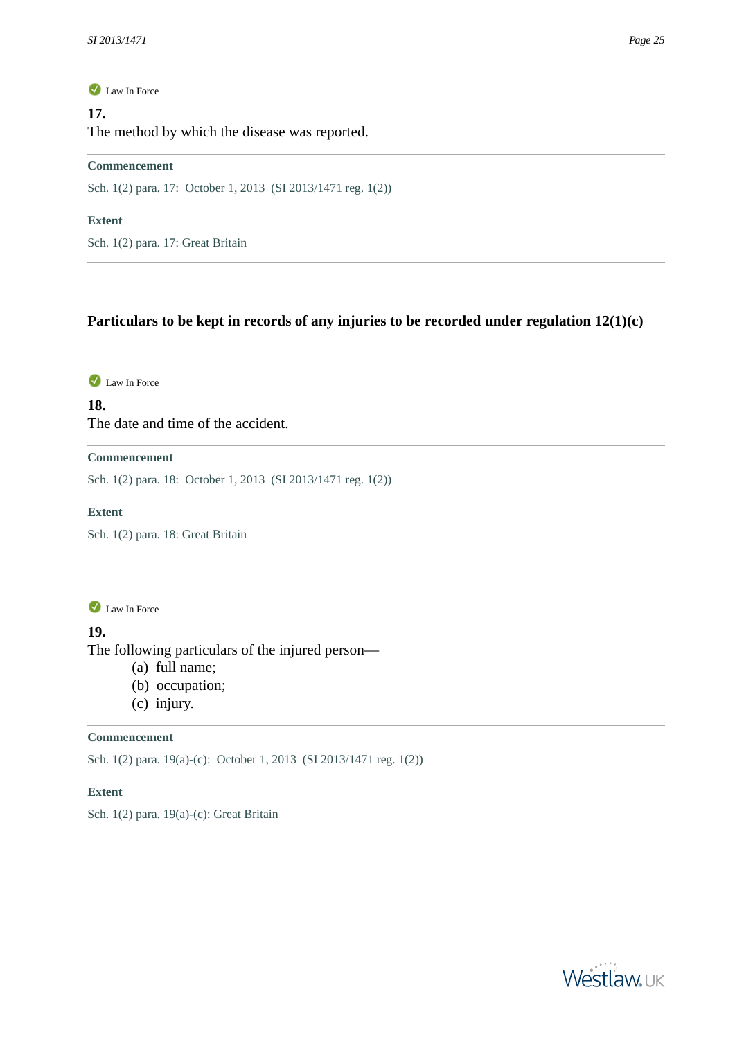Law In Force

**17.**

The method by which the disease was reported.

**Commencement**

Sch. 1(2) para. 17: October 1, 2013 (SI 2013/1471 reg. 1(2))

**Extent**

Sch. 1(2) para. 17: Great Britain

## Particulars to be kept in records of any injuries to be recorded under regulation 12(1)(c)

Law In Force

**18.**

The date and time of the accident.

**Commencement**

Sch. 1(2) para. 18: October 1, 2013 (SI 2013/1471 reg. 1(2))

**Extent**

Sch. 1(2) para. 18: Great Britain

Law In Force

**19.**

The following particulars of the injured person—

- (a) full name;
- (b) occupation;
- (c) injury.

**Commencement**

Sch. 1(2) para. 19(a)-(c): October 1, 2013 (SI 2013/1471 reg. 1(2))

**Extent**

Sch. 1(2) para. 19(a)-(c): Great Britain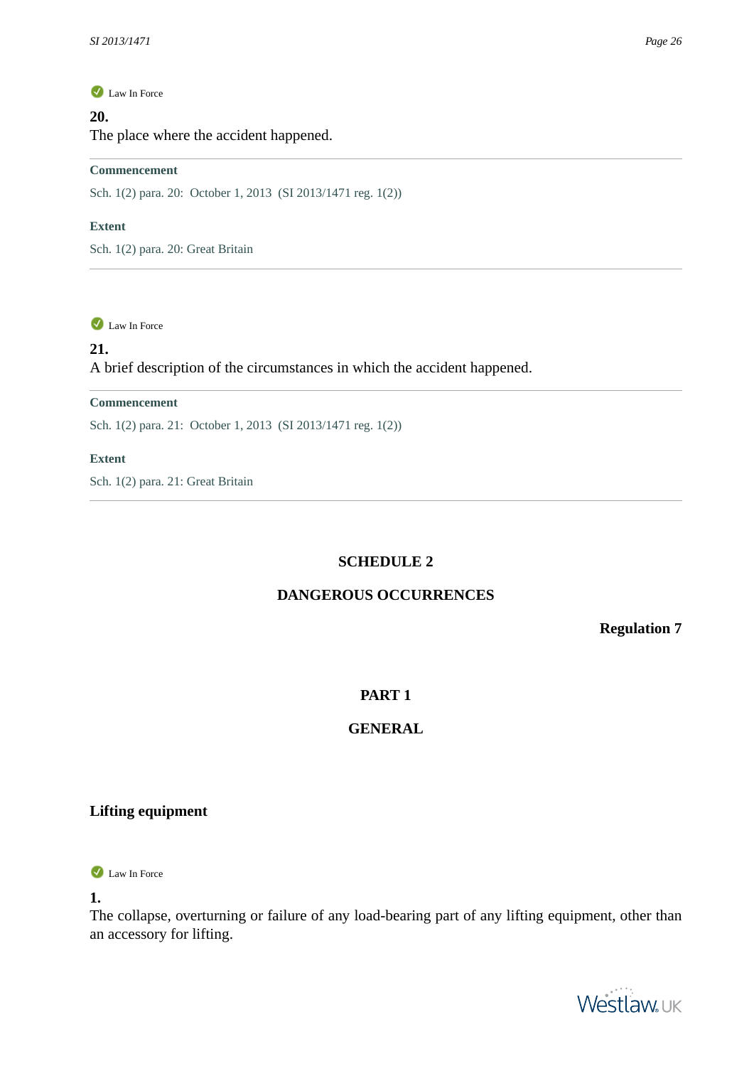Law In Force

**20.**

The place where the accident happened.

**Commencement**

Sch. 1(2) para. 20: October 1, 2013 (SI 2013/1471 reg. 1(2))

**Extent**

Sch. 1(2) para. 20: Great Britain

Law In Force

**21.**

A brief description of the circumstances in which the accident happened.

**Commencement**

Sch. 1(2) para. 21: October 1, 2013 (SI 2013/1471 reg. 1(2))

**Extent**

Sch. 1(2) para. 21: Great Britain

## SCHEDULE 2

## DANGEROUS OCCURRENCES

**Regulation 7**

## PART 1

## GENERAL

### Lifting equipment

Law In Force

**1.**

The collapse, overturning or failure of any load-bearing part of any lifting equipment, other than an accessory for lifting.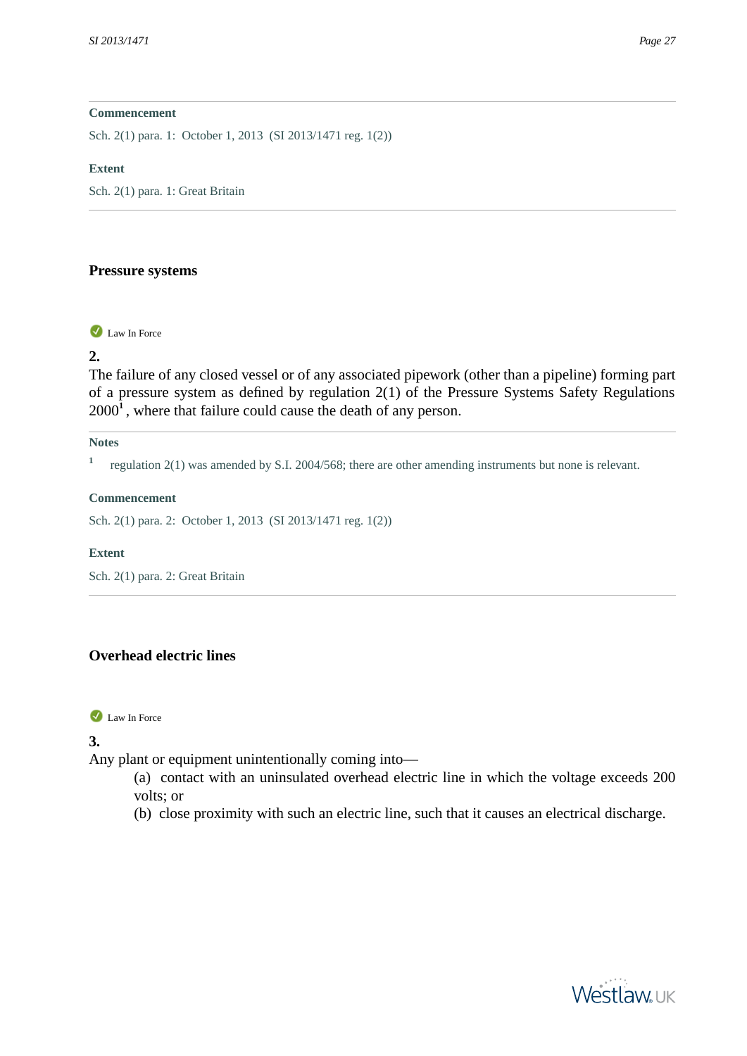**Commencement**

Sch. 2(1) para. 1: October 1, 2013 (SI 2013/1471 reg. 1(2))

**Extent**

Sch. 2(1) para. 1: Great Britain

## Pressure systems

Law In Force

**2.**

The failure of any closed vessel or of any associated pipework (other than a pipeline) forming part of a pressure system as defined by regulation 2(1) of the Pressure Systems Safety Regulations 2000[1], where that failure could cause the death of any person.

**Notes**

[1] regulation 2(1) was amended by S.I. 2004/568; there are other amending instruments but none is relevant.

**Commencement**

Sch. 2(1) para. 2: October 1, 2013 (SI 2013/1471 reg. 1(2))

**Extent**

Sch. 2(1) para. 2: Great Britain

## Overhead electric lines

Law In Force

**3.**

Any plant or equipment unintentionally coming into—

(a) contact with an uninsulated overhead electric line in which the voltage exceeds 200 volts; or

(b) close proximity with such an electric line, such that it causes an electrical discharge.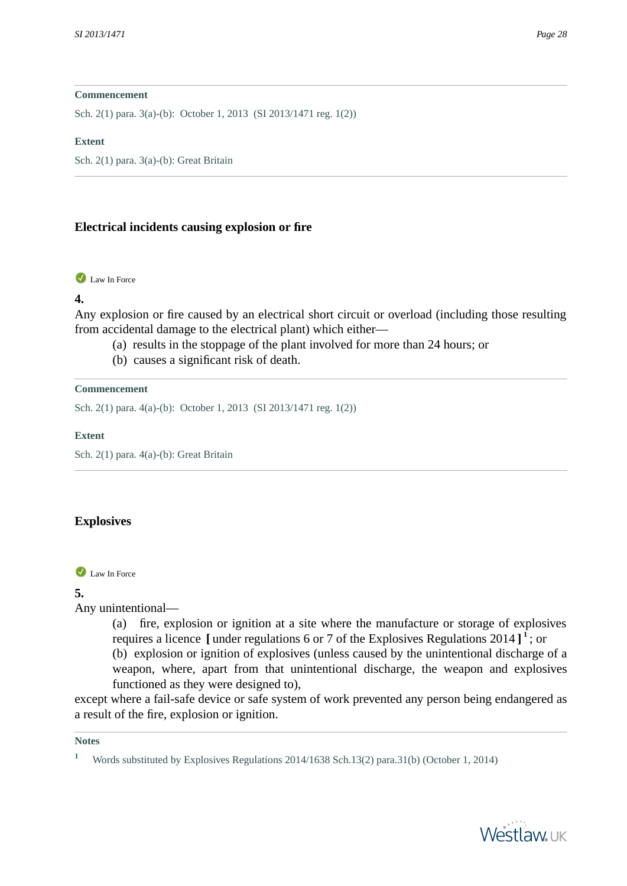**Commencement**

Sch. 2(1) para. 3(a)-(b): October 1, 2013 (SI 2013/1471 reg. 1(2))

**Extent**

Sch. 2(1) para. 3(a)-(b): Great Britain

## Electrical incidents causing explosion or fire

Law In Force

**4.**

Any explosion or fire caused by an electrical short circuit or overload (including those resulting from accidental damage to the electrical plant) which either—

(a) results in the stoppage of the plant involved for more than 24 hours; or

(b) causes a significant risk of death.

**Commencement**

Sch. 2(1) para. 4(a)-(b): October 1, 2013 (SI 2013/1471 reg. 1(2))

**Extent**

Sch. 2(1) para. 4(a)-(b): Great Britain

## Explosives

Law In Force

**5.**

Any unintentional—

(a) fire, explosion or ignition at a site where the manufacture or storage of explosives requires a licence [ under regulations 6 or 7 of the Explosives Regulations 2014 ][1]; or

(b) explosion or ignition of explosives (unless caused by the unintentional discharge of a weapon, where, apart from that unintentional discharge, the weapon and explosives functioned as they were designed to),

except where a fail-safe device or safe system of work prevented any person being endangered as a result of the fire, explosion or ignition.

**Notes**

[1] Words substituted by Explosives Regulations 2014/1638 Sch.13(2) para.31(b) (October 1, 2014)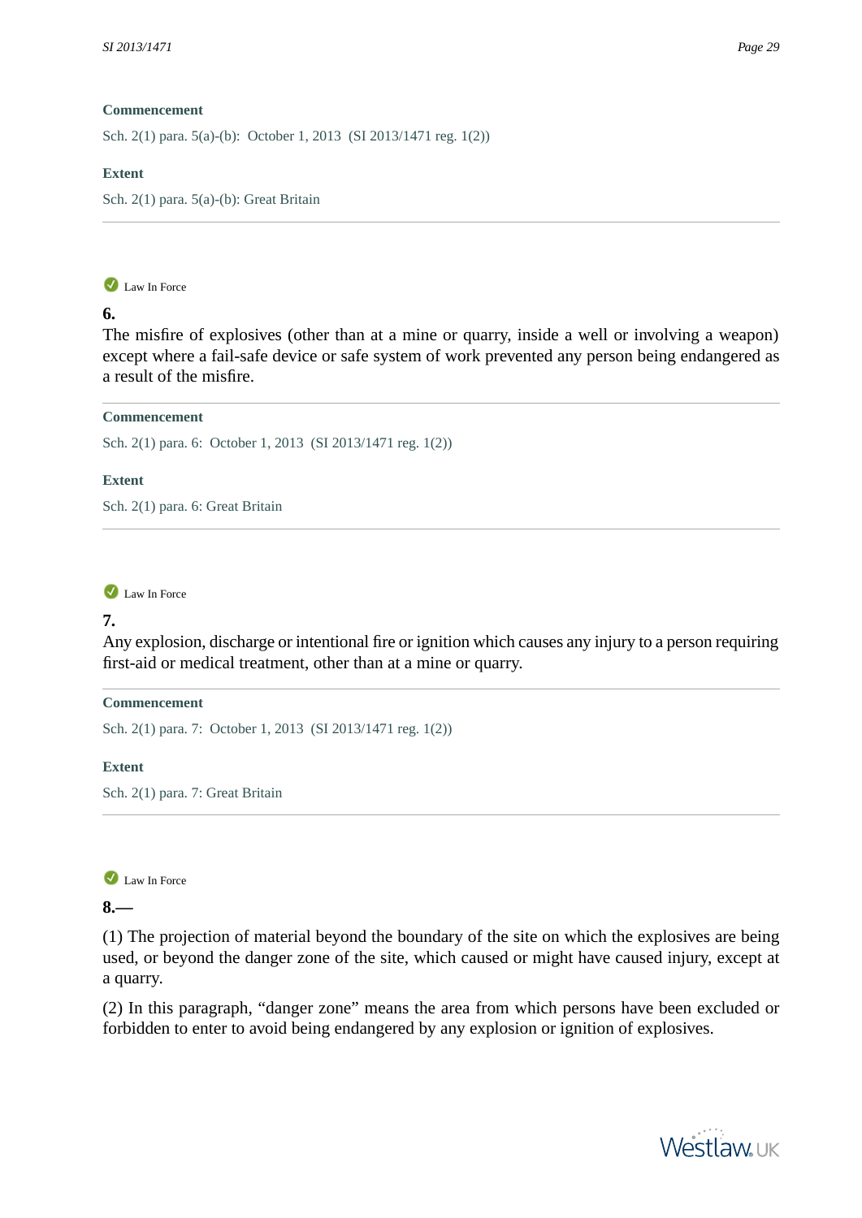**Commencement**

Sch. 2(1) para. 5(a)-(b): October 1, 2013 (SI 2013/1471 reg. 1(2))

**Extent**

Sch. 2(1) para. 5(a)-(b): Great Britain

---

Law In Force

**6.**

The misfire of explosives (other than at a mine or quarry, inside a well or involving a weapon) except where a fail-safe device or safe system of work prevented any person being endangered as a result of the misfire.

---

**Commencement**

Sch. 2(1) para. 6: October 1, 2013 (SI 2013/1471 reg. 1(2))

**Extent**

Sch. 2(1) para. 6: Great Britain

---

Law In Force

**7.**

Any explosion, discharge or intentional fire or ignition which causes any injury to a person requiring first-aid or medical treatment, other than at a mine or quarry.

---

**Commencement**

Sch. 2(1) para. 7: October 1, 2013 (SI 2013/1471 reg. 1(2))

**Extent**

Sch. 2(1) para. 7: Great Britain

---

Law In Force

**8.—**

(1) The projection of material beyond the boundary of the site on which the explosives are being used, or beyond the danger zone of the site, which caused or might have caused injury, except at a quarry.

(2) In this paragraph, "danger zone" means the area from which persons have been excluded or forbidden to enter to avoid being endangered by any explosion or ignition of explosives.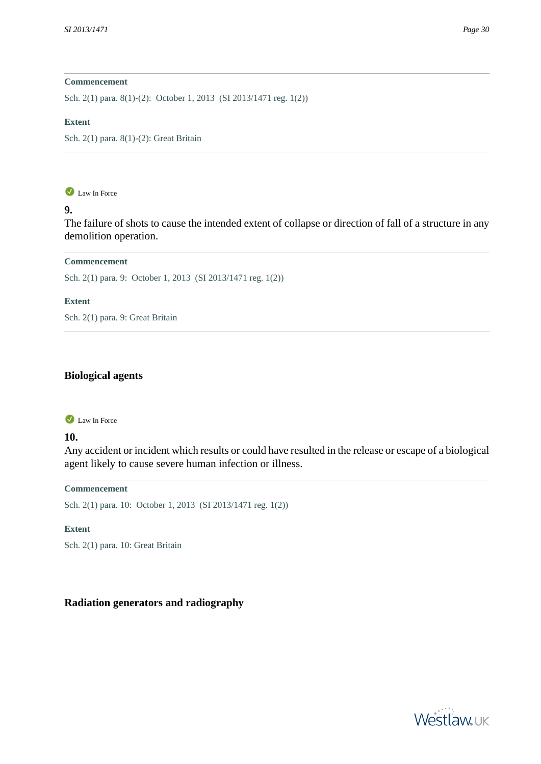**Commencement**

Sch. 2(1) para. 8(1)-(2): October 1, 2013 (SI 2013/1471 reg. 1(2))

**Extent**

Sch. 2(1) para. 8(1)-(2): Great Britain

Law In Force

**9.**

The failure of shots to cause the intended extent of collapse or direction of fall of a structure in any demolition operation.

**Commencement**

Sch. 2(1) para. 9: October 1, 2013 (SI 2013/1471 reg. 1(2))

**Extent**

Sch. 2(1) para. 9: Great Britain

### Biological agents

Law In Force

**10.**

Any accident or incident which results or could have resulted in the release or escape of a biological agent likely to cause severe human infection or illness.

**Commencement**

Sch. 2(1) para. 10: October 1, 2013 (SI 2013/1471 reg. 1(2))

**Extent**

Sch. 2(1) para. 10: Great Britain

### Radiation generators and radiography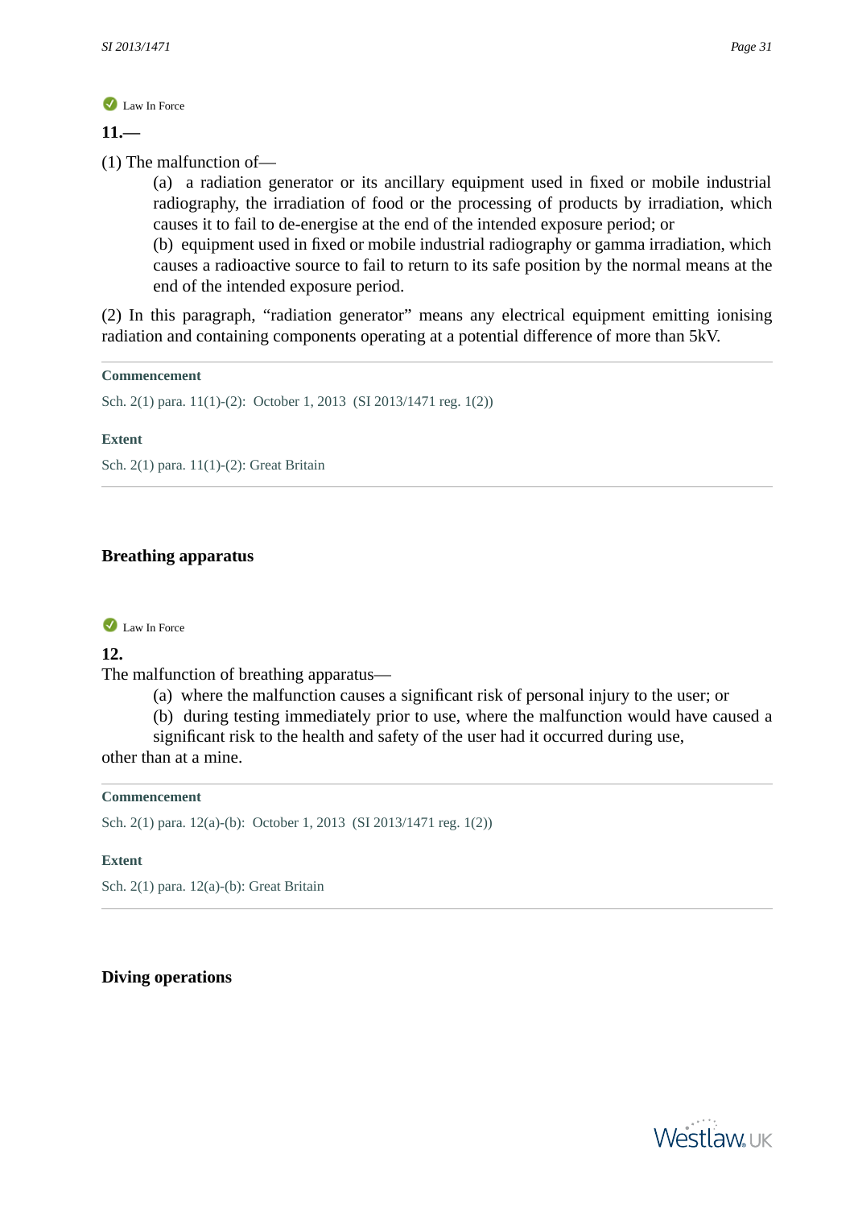Law In Force

**11.—**

(1) The malfunction of—

(a) a radiation generator or its ancillary equipment used in fixed or mobile industrial radiography, the irradiation of food or the processing of products by irradiation, which causes it to fail to de-energise at the end of the intended exposure period; or

(b) equipment used in fixed or mobile industrial radiography or gamma irradiation, which causes a radioactive source to fail to return to its safe position by the normal means at the end of the intended exposure period.

(2) In this paragraph, “radiation generator” means any electrical equipment emitting ionising radiation and containing components operating at a potential difference of more than 5kV.

**Commencement**

Sch. 2(1) para. 11(1)-(2): October 1, 2013 (SI 2013/1471 reg. 1(2))

**Extent**

Sch. 2(1) para. 11(1)-(2): Great Britain

## Breathing apparatus

Law In Force

**12.**

The malfunction of breathing apparatus—

(a) where the malfunction causes a significant risk of personal injury to the user; or

(b) during testing immediately prior to use, where the malfunction would have caused a significant risk to the health and safety of the user had it occurred during use,

other than at a mine.

**Commencement**

Sch. 2(1) para. 12(a)-(b): October 1, 2013 (SI 2013/1471 reg. 1(2))

**Extent**

Sch. 2(1) para. 12(a)-(b): Great Britain

## Diving operations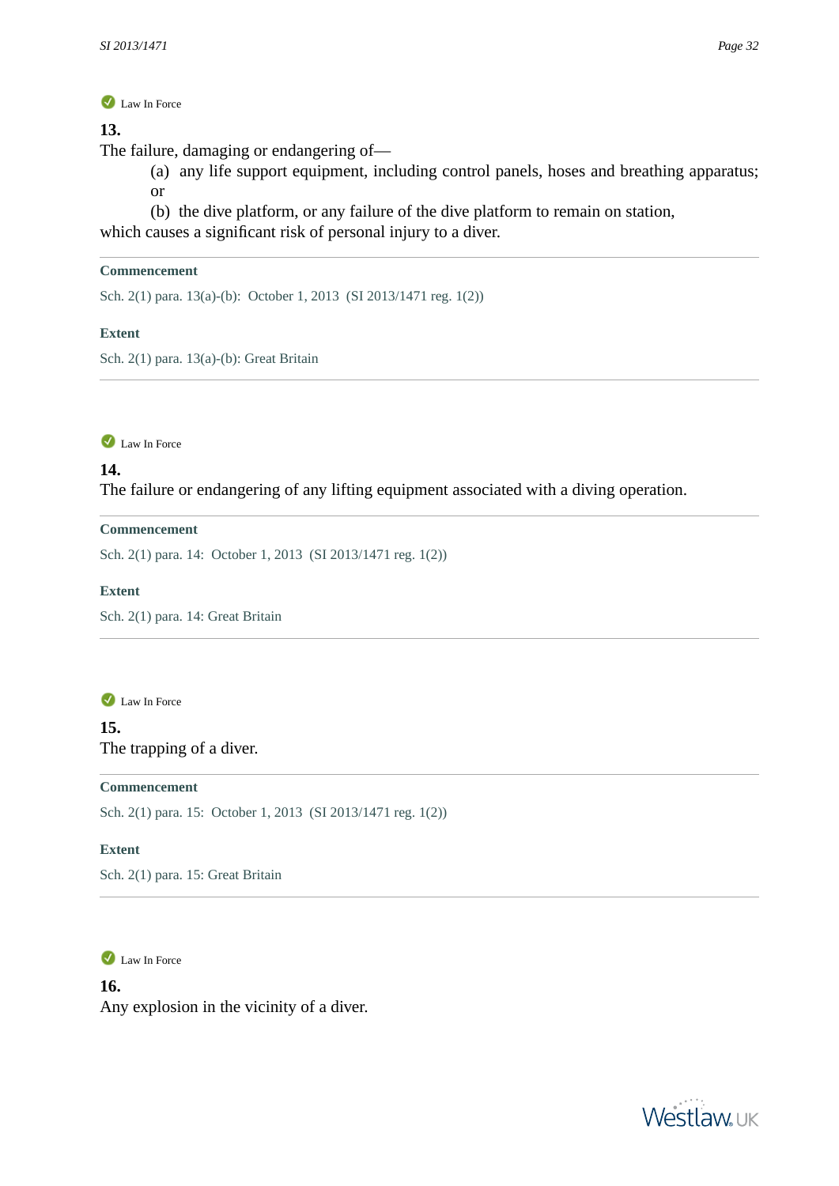Law In Force

**13.**

The failure, damaging or endangering of—

(a) any life support equipment, including control panels, hoses and breathing apparatus; or

(b) the dive platform, or any failure of the dive platform to remain on station,

which causes a significant risk of personal injury to a diver.

**Commencement**

Sch. 2(1) para. 13(a)-(b): October 1, 2013 (SI 2013/1471 reg. 1(2))

**Extent**

Sch. 2(1) para. 13(a)-(b): Great Britain

---

Law In Force

**14.**

The failure or endangering of any lifting equipment associated with a diving operation.

**Commencement**

Sch. 2(1) para. 14: October 1, 2013 (SI 2013/1471 reg. 1(2))

**Extent**

Sch. 2(1) para. 14: Great Britain

---

Law In Force

**15.**

The trapping of a diver.

**Commencement**

Sch. 2(1) para. 15: October 1, 2013 (SI 2013/1471 reg. 1(2))

**Extent**

Sch. 2(1) para. 15: Great Britain

---

Law In Force

**16.**

Any explosion in the vicinity of a diver.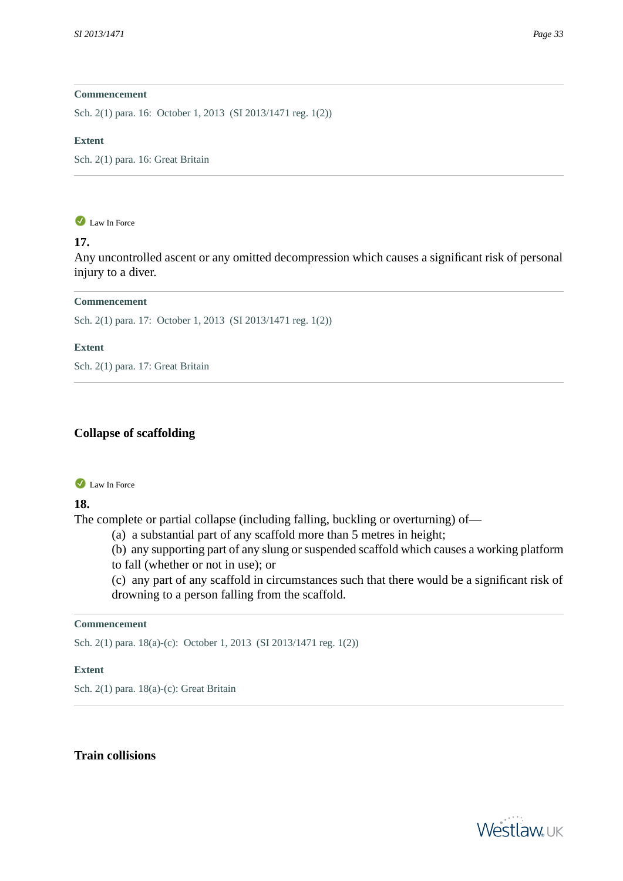**Commencement**

Sch. 2(1) para. 16: October 1, 2013 (SI 2013/1471 reg. 1(2))

**Extent**

Sch. 2(1) para. 16: Great Britain

---

Law In Force

**17.**

Any uncontrolled ascent or any omitted decompression which causes a significant risk of personal injury to a diver.

**Commencement**

Sch. 2(1) para. 17: October 1, 2013 (SI 2013/1471 reg. 1(2))

**Extent**

Sch. 2(1) para. 17: Great Britain

---

### Collapse of scaffolding

Law In Force

**18.**

The complete or partial collapse (including falling, buckling or overturning) of—

(a) a substantial part of any scaffold more than 5 metres in height;

(b) any supporting part of any slung or suspended scaffold which causes a working platform to fall (whether or not in use); or

(c) any part of any scaffold in circumstances such that there would be a significant risk of drowning to a person falling from the scaffold.

**Commencement**

Sch. 2(1) para. 18(a)-(c): October 1, 2013 (SI 2013/1471 reg. 1(2))

**Extent**

Sch. 2(1) para. 18(a)-(c): Great Britain

---

### Train collisions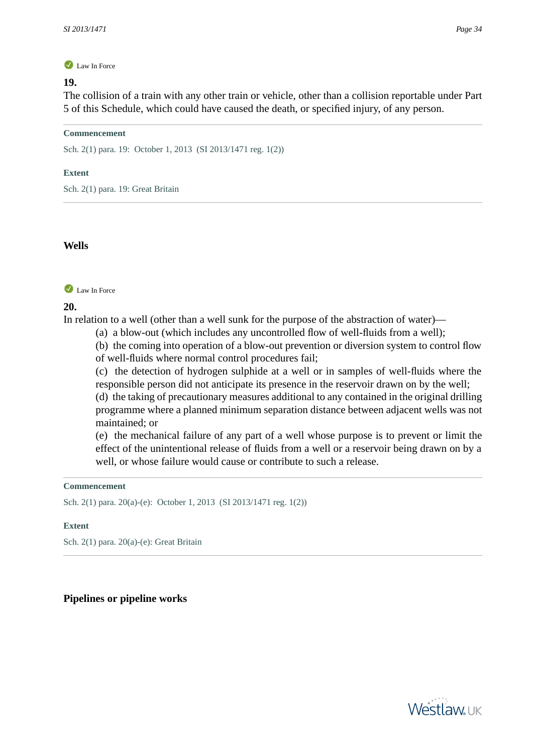Law In Force

**19.**

The collision of a train with any other train or vehicle, other than a collision reportable under Part 5 of this Schedule, which could have caused the death, or specified injury, of any person.

**Commencement**

Sch. 2(1) para. 19: October 1, 2013 (SI 2013/1471 reg. 1(2))

**Extent**

Sch. 2(1) para. 19: Great Britain

## Wells

Law In Force

**20.**

In relation to a well (other than a well sunk for the purpose of the abstraction of water)—

(a) a blow-out (which includes any uncontrolled flow of well-fluids from a well);

(b) the coming into operation of a blow-out prevention or diversion system to control flow of well-fluids where normal control procedures fail;

(c) the detection of hydrogen sulphide at a well or in samples of well-fluids where the responsible person did not anticipate its presence in the reservoir drawn on by the well;

(d) the taking of precautionary measures additional to any contained in the original drilling programme where a planned minimum separation distance between adjacent wells was not maintained; or

(e) the mechanical failure of any part of a well whose purpose is to prevent or limit the effect of the unintentional release of fluids from a well or a reservoir being drawn on by a well, or whose failure would cause or contribute to such a release.

**Commencement**

Sch. 2(1) para. 20(a)-(e): October 1, 2013 (SI 2013/1471 reg. 1(2))

**Extent**

Sch. 2(1) para. 20(a)-(e): Great Britain

## Pipelines or pipeline works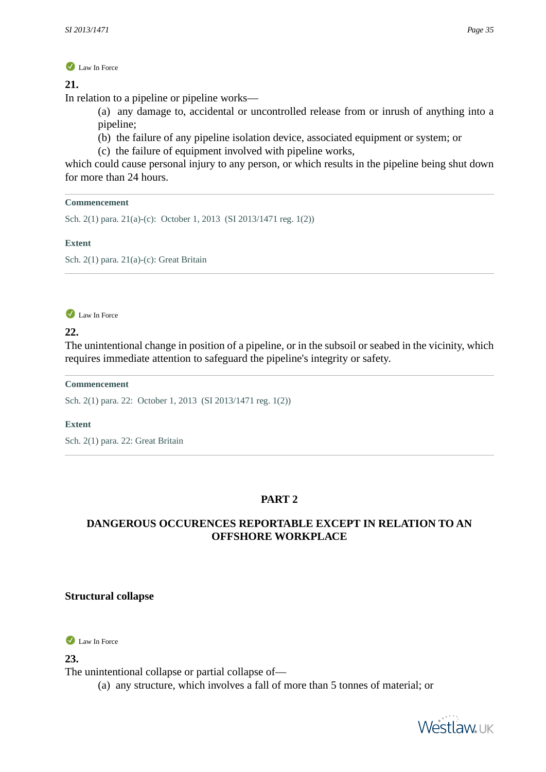Law In Force

**21.**

In relation to a pipeline or pipeline works—

(a) any damage to, accidental or uncontrolled release from or inrush of anything into a pipeline;

(b) the failure of any pipeline isolation device, associated equipment or system; or

(c) the failure of equipment involved with pipeline works,

which could cause personal injury to any person, or which results in the pipeline being shut down for more than 24 hours.

**Commencement**

Sch. 2(1) para. 21(a)-(c): October 1, 2013 (SI 2013/1471 reg. 1(2))

**Extent**

Sch. 2(1) para. 21(a)-(c): Great Britain

Law In Force

**22.**

The unintentional change in position of a pipeline, or in the subsoil or seabed in the vicinity, which requires immediate attention to safeguard the pipeline's integrity or safety.

**Commencement**

Sch. 2(1) para. 22: October 1, 2013 (SI 2013/1471 reg. 1(2))

**Extent**

Sch. 2(1) para. 22: Great Britain

## PART 2

## DANGEROUS OCCURENCES REPORTABLE EXCEPT IN RELATION TO AN OFFSHORE WORKPLACE

### Structural collapse

Law In Force

**23.**

The unintentional collapse or partial collapse of—

(a) any structure, which involves a fall of more than 5 tonnes of material; or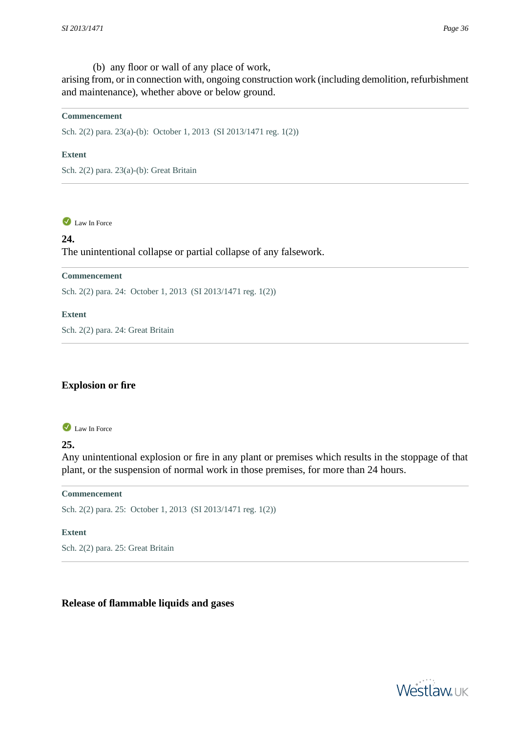(b) any floor or wall of any place of work,

arising from, or in connection with, ongoing construction work (including demolition, refurbishment and maintenance), whether above or below ground.

**Commencement**

Sch. 2(2) para. 23(a)-(b): October 1, 2013 (SI 2013/1471 reg. 1(2))

**Extent**

Sch. 2(2) para. 23(a)-(b): Great Britain

Law In Force

**24.**

The unintentional collapse or partial collapse of any falsework.

**Commencement**

Sch. 2(2) para. 24: October 1, 2013 (SI 2013/1471 reg. 1(2))

**Extent**

Sch. 2(2) para. 24: Great Britain

## Explosion or fire

Law In Force

**25.**

Any unintentional explosion or fire in any plant or premises which results in the stoppage of that plant, or the suspension of normal work in those premises, for more than 24 hours.

**Commencement**

Sch. 2(2) para. 25: October 1, 2013 (SI 2013/1471 reg. 1(2))

**Extent**

Sch. 2(2) para. 25: Great Britain

## Release of flammable liquids and gases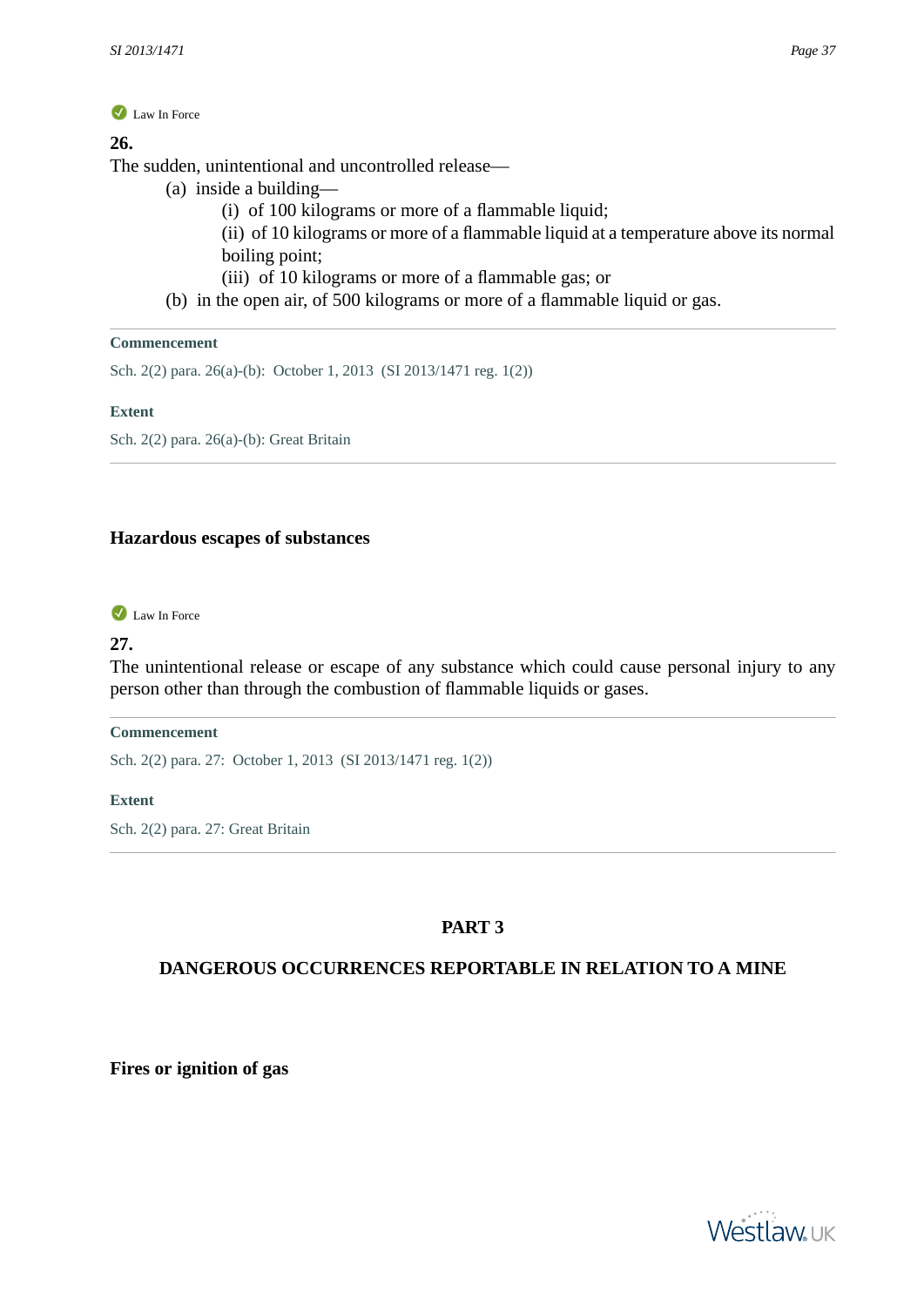Law In Force

**26.**

The sudden, unintentional and uncontrolled release—

(a) inside a building—

(i) of 100 kilograms or more of a flammable liquid;

(ii) of 10 kilograms or more of a flammable liquid at a temperature above its normal boiling point;

(iii) of 10 kilograms or more of a flammable gas; or

(b) in the open air, of 500 kilograms or more of a flammable liquid or gas.

**Commencement**

Sch. 2(2) para. 26(a)-(b): October 1, 2013 (SI 2013/1471 reg. 1(2))

**Extent**

Sch. 2(2) para. 26(a)-(b): Great Britain

### Hazardous escapes of substances

Law In Force

**27.**

The unintentional release or escape of any substance which could cause personal injury to any person other than through the combustion of flammable liquids or gases.

**Commencement**

Sch. 2(2) para. 27: October 1, 2013 (SI 2013/1471 reg. 1(2))

**Extent**

Sch. 2(2) para. 27: Great Britain

## PART 3

## DANGEROUS OCCURRENCES REPORTABLE IN RELATION TO A MINE

### Fires or ignition of gas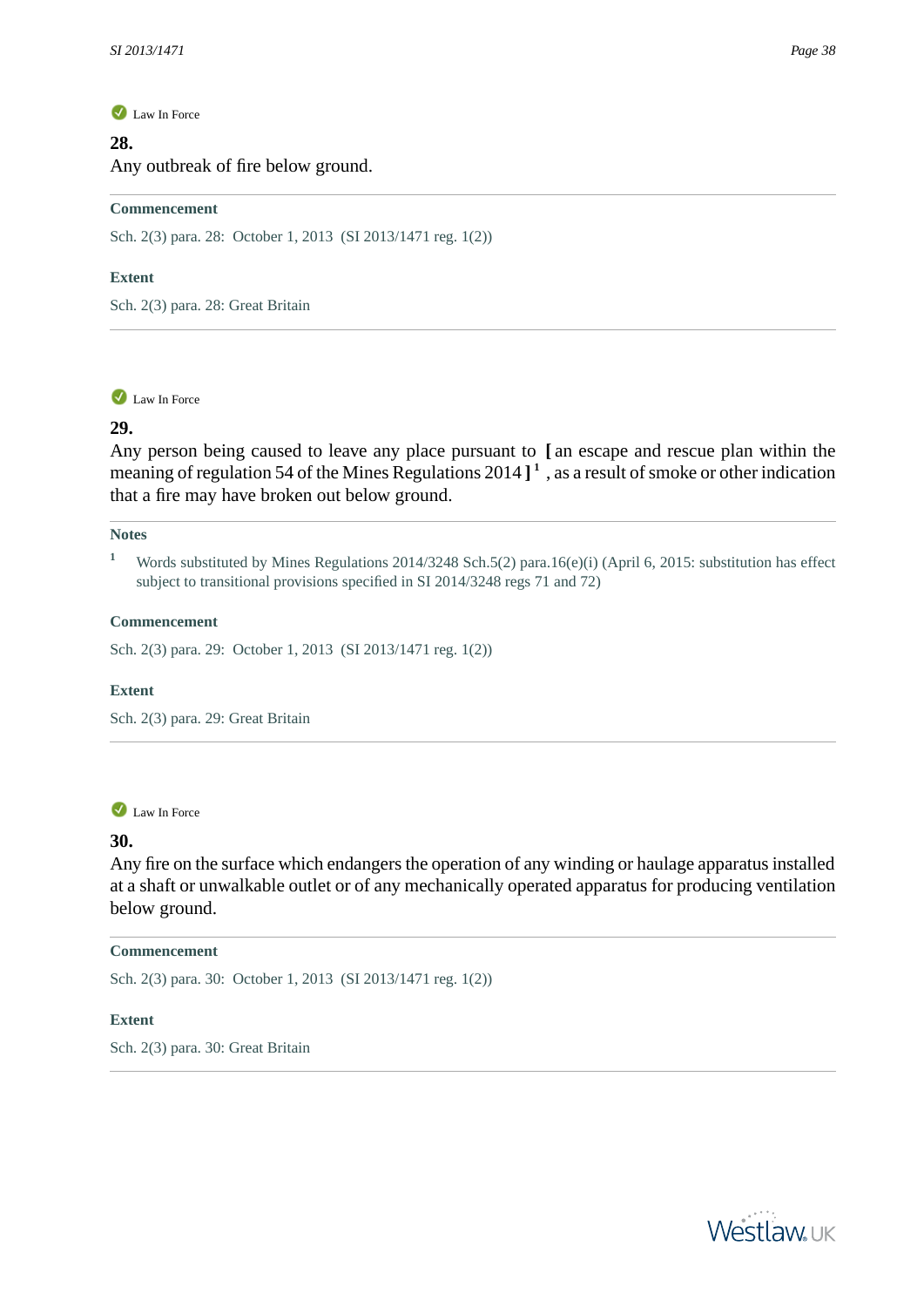Law In Force

**28.**

Any outbreak of fire below ground.

**Commencement**

Sch. 2(3) para. 28: October 1, 2013 (SI 2013/1471 reg. 1(2))

**Extent**

Sch. 2(3) para. 28: Great Britain

---

Law In Force

**29.**

Any person being caused to leave any place pursuant to **[** an escape and rescue plan within the meaning of regulation 54 of the Mines Regulations 2014 **]** [1] , as a result of smoke or other indication that a fire may have broken out below ground.

**Notes**

[1] Words substituted by Mines Regulations 2014/3248 Sch.5(2) para.16(e)(i) (April 6, 2015: substitution has effect subject to transitional provisions specified in SI 2014/3248 regs 71 and 72)

**Commencement**

Sch. 2(3) para. 29: October 1, 2013 (SI 2013/1471 reg. 1(2))

**Extent**

Sch. 2(3) para. 29: Great Britain

---

Law In Force

**30.**

Any fire on the surface which endangers the operation of any winding or haulage apparatus installed at a shaft or unwalkable outlet or of any mechanically operated apparatus for producing ventilation below ground.

**Commencement**

Sch. 2(3) para. 30: October 1, 2013 (SI 2013/1471 reg. 1(2))

**Extent**

Sch. 2(3) para. 30: Great Britain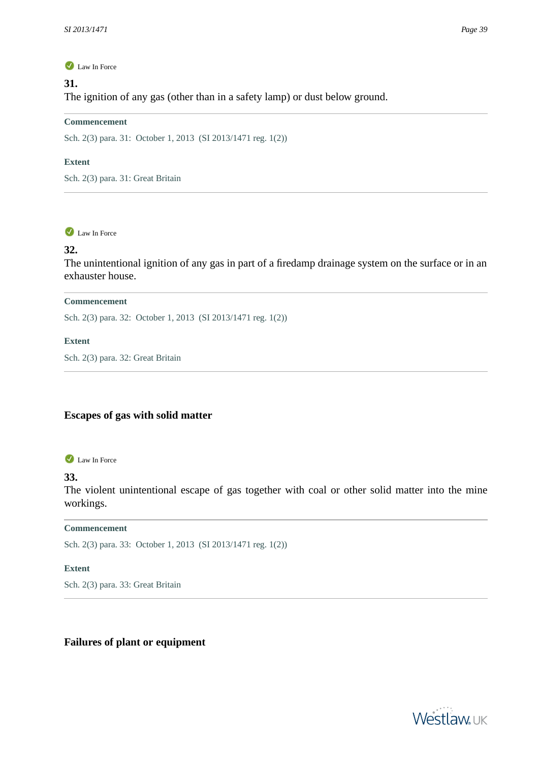Law In Force

**31.**

The ignition of any gas (other than in a safety lamp) or dust below ground.

**Commencement**

Sch. 2(3) para. 31: October 1, 2013 (SI 2013/1471 reg. 1(2))

**Extent**

Sch. 2(3) para. 31: Great Britain

Law In Force

**32.**

The unintentional ignition of any gas in part of a firedamp drainage system on the surface or in an exhauster house.

**Commencement**

Sch. 2(3) para. 32: October 1, 2013 (SI 2013/1471 reg. 1(2))

**Extent**

Sch. 2(3) para. 32: Great Britain

## Escapes of gas with solid matter

Law In Force

**33.**

The violent unintentional escape of gas together with coal or other solid matter into the mine workings.

**Commencement**

Sch. 2(3) para. 33: October 1, 2013 (SI 2013/1471 reg. 1(2))

**Extent**

Sch. 2(3) para. 33: Great Britain

## Failures of plant or equipment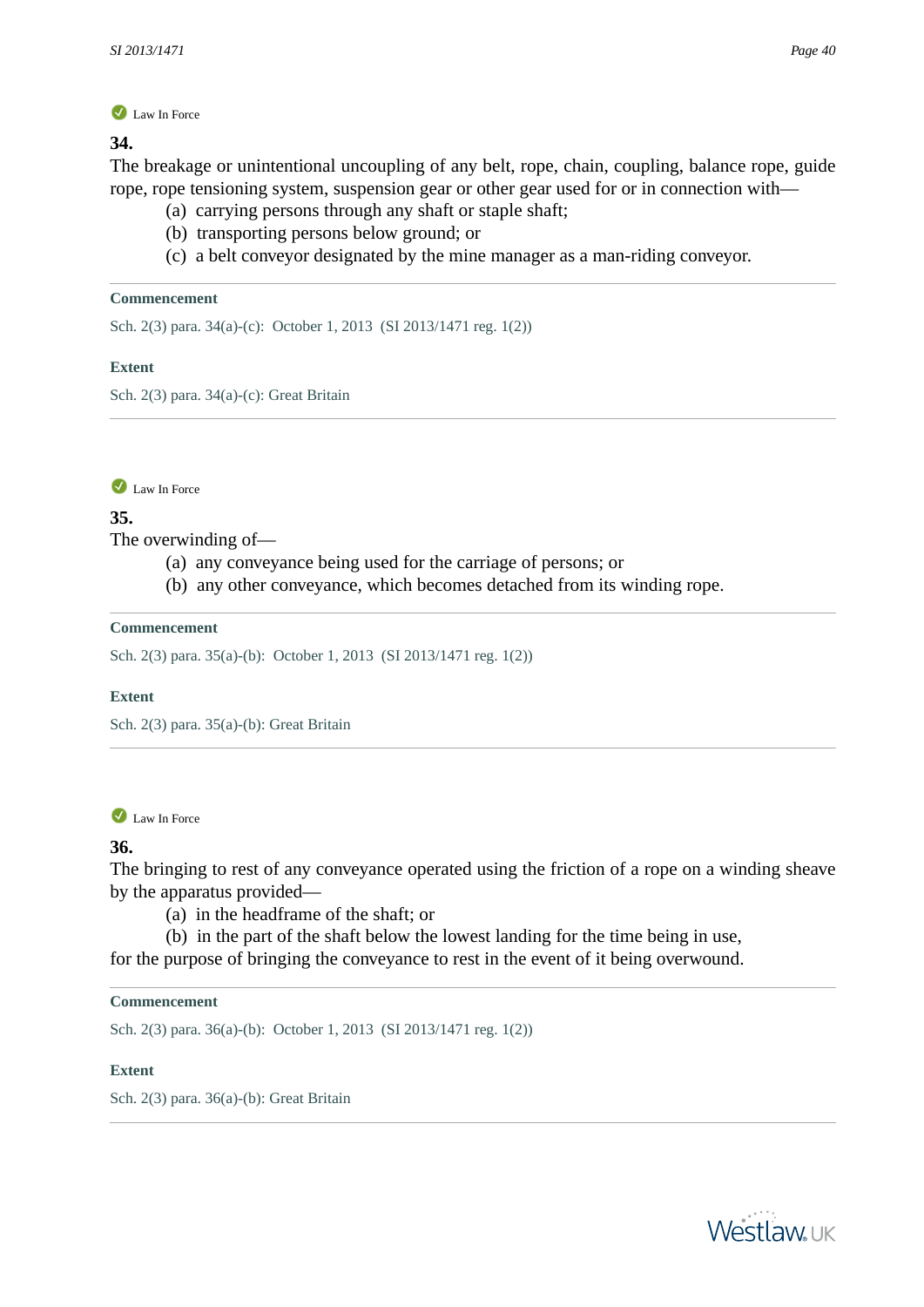Law In Force

**34.**

The breakage or unintentional uncoupling of any belt, rope, chain, coupling, balance rope, guide rope, rope tensioning system, suspension gear or other gear used for or in connection with—

(a) carrying persons through any shaft or staple shaft;

(b) transporting persons below ground; or

(c) a belt conveyor designated by the mine manager as a man-riding conveyor.

**Commencement**

Sch. 2(3) para. 34(a)-(c): October 1, 2013 (SI 2013/1471 reg. 1(2))

**Extent**

Sch. 2(3) para. 34(a)-(c): Great Britain

---

Law In Force

**35.**

The overwinding of—

(a) any conveyance being used for the carriage of persons; or

(b) any other conveyance, which becomes detached from its winding rope.

**Commencement**

Sch. 2(3) para. 35(a)-(b): October 1, 2013 (SI 2013/1471 reg. 1(2))

**Extent**

Sch. 2(3) para. 35(a)-(b): Great Britain

---

Law In Force

**36.**

The bringing to rest of any conveyance operated using the friction of a rope on a winding sheave by the apparatus provided—

(a) in the headframe of the shaft; or

(b) in the part of the shaft below the lowest landing for the time being in use,

for the purpose of bringing the conveyance to rest in the event of it being overwound.

**Commencement**

Sch. 2(3) para. 36(a)-(b): October 1, 2013 (SI 2013/1471 reg. 1(2))

**Extent**

Sch. 2(3) para. 36(a)-(b): Great Britain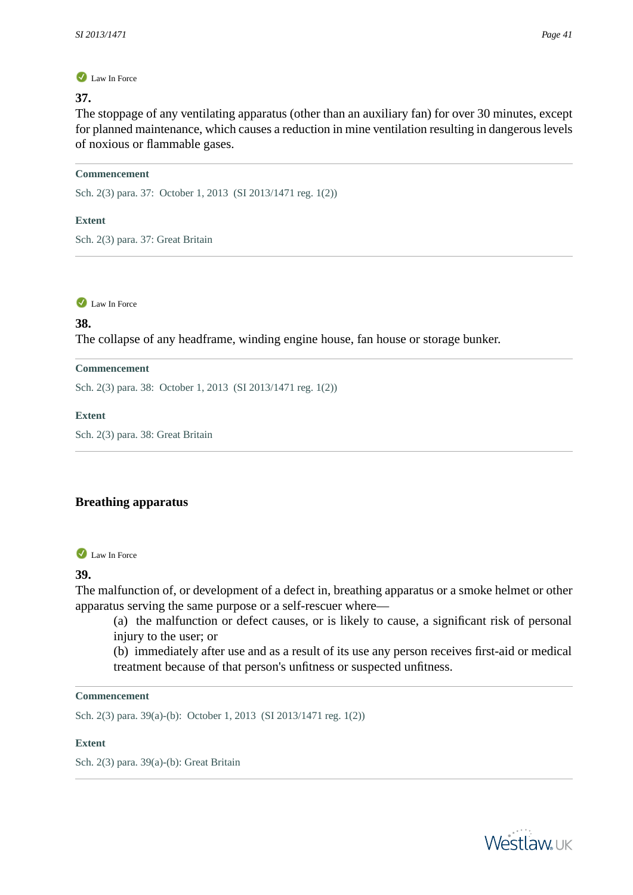Law In Force

**37.**

The stoppage of any ventilating apparatus (other than an auxiliary fan) for over 30 minutes, except for planned maintenance, which causes a reduction in mine ventilation resulting in dangerous levels of noxious or flammable gases.

**Commencement**

Sch. 2(3) para. 37: October 1, 2013 (SI 2013/1471 reg. 1(2))

**Extent**

Sch. 2(3) para. 37: Great Britain

---

Law In Force

**38.**

The collapse of any headframe, winding engine house, fan house or storage bunker.

**Commencement**

Sch. 2(3) para. 38: October 1, 2013 (SI 2013/1471 reg. 1(2))

**Extent**

Sch. 2(3) para. 38: Great Britain

---

## Breathing apparatus

Law In Force

**39.**

The malfunction of, or development of a defect in, breathing apparatus or a smoke helmet or other apparatus serving the same purpose or a self-rescuer where—

(a) the malfunction or defect causes, or is likely to cause, a significant risk of personal injury to the user; or

(b) immediately after use and as a result of its use any person receives first-aid or medical treatment because of that person's unfitness or suspected unfitness.

**Commencement**

Sch. 2(3) para. 39(a)-(b): October 1, 2013 (SI 2013/1471 reg. 1(2))

**Extent**

Sch. 2(3) para. 39(a)-(b): Great Britain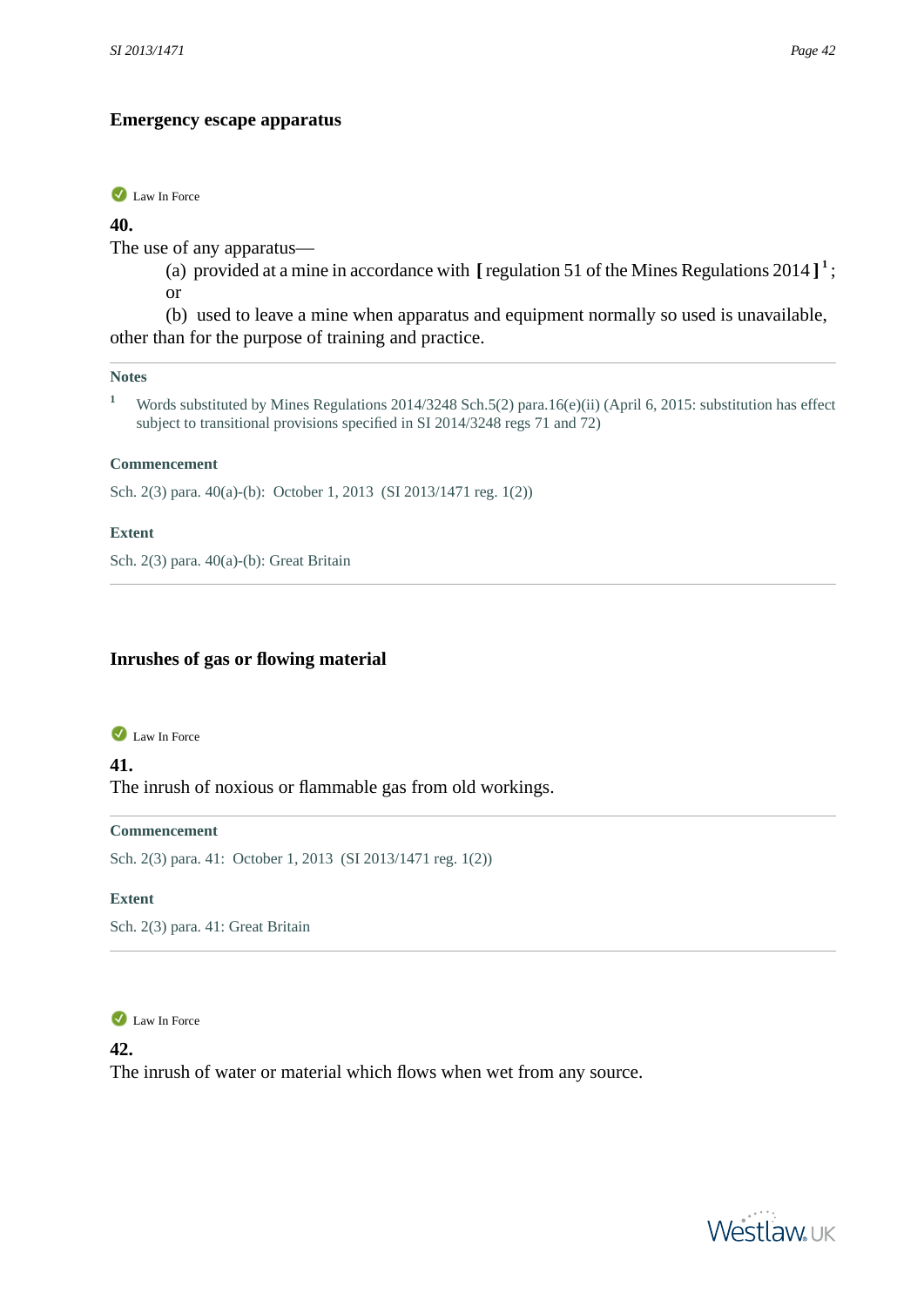### Emergency escape apparatus

Law In Force

**40.**

The use of any apparatus—

(a) provided at a mine in accordance with [ regulation 51 of the Mines Regulations 2014 ] [1] ; or

(b) used to leave a mine when apparatus and equipment normally so used is unavailable,

other than for the purpose of training and practice.

**Notes**

[1] Words substituted by Mines Regulations 2014/3248 Sch.5(2) para.16(e)(ii) (April 6, 2015: substitution has effect subject to transitional provisions specified in SI 2014/3248 regs 71 and 72)

**Commencement**

Sch. 2(3) para. 40(a)-(b): October 1, 2013 (SI 2013/1471 reg. 1(2))

**Extent**

Sch. 2(3) para. 40(a)-(b): Great Britain

### Inrushes of gas or flowing material

Law In Force

**41.**

The inrush of noxious or flammable gas from old workings.

**Commencement**

Sch. 2(3) para. 41: October 1, 2013 (SI 2013/1471 reg. 1(2))

**Extent**

Sch. 2(3) para. 41: Great Britain

Law In Force

**42.**

The inrush of water or material which flows when wet from any source.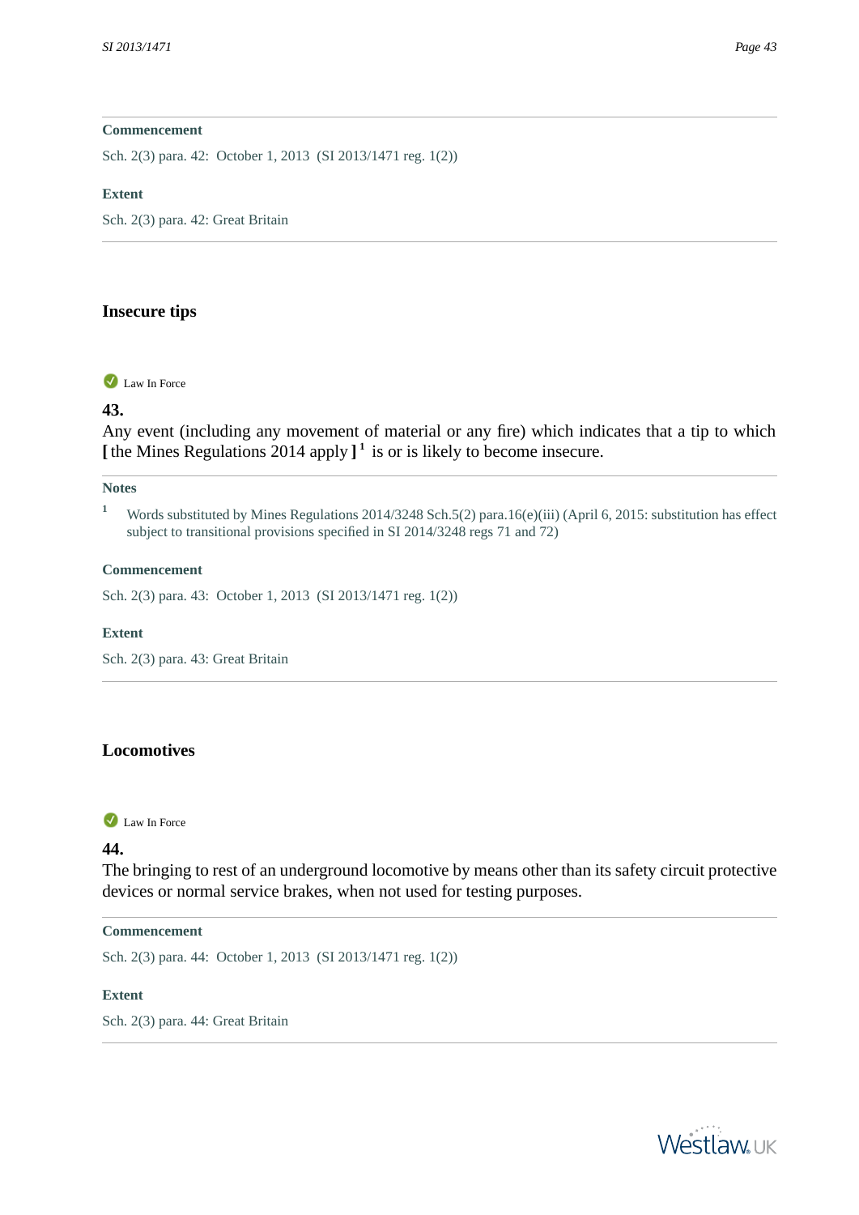**Commencement**

Sch. 2(3) para. 42: October 1, 2013 (SI 2013/1471 reg. 1(2))

**Extent**

Sch. 2(3) para. 42: Great Britain

## Insecure tips

Law In Force

**43.**

Any event (including any movement of material or any fire) which indicates that a tip to which **[** the Mines Regulations 2014 apply **]** [1] is or is likely to become insecure.

**Notes**

[1] Words substituted by Mines Regulations 2014/3248 Sch.5(2) para.16(e)(iii) (April 6, 2015: substitution has effect subject to transitional provisions specified in SI 2014/3248 regs 71 and 72)

**Commencement**

Sch. 2(3) para. 43: October 1, 2013 (SI 2013/1471 reg. 1(2))

**Extent**

Sch. 2(3) para. 43: Great Britain

## Locomotives

Law In Force

**44.**

The bringing to rest of an underground locomotive by means other than its safety circuit protective devices or normal service brakes, when not used for testing purposes.

**Commencement**

Sch. 2(3) para. 44: October 1, 2013 (SI 2013/1471 reg. 1(2))

**Extent**

Sch. 2(3) para. 44: Great Britain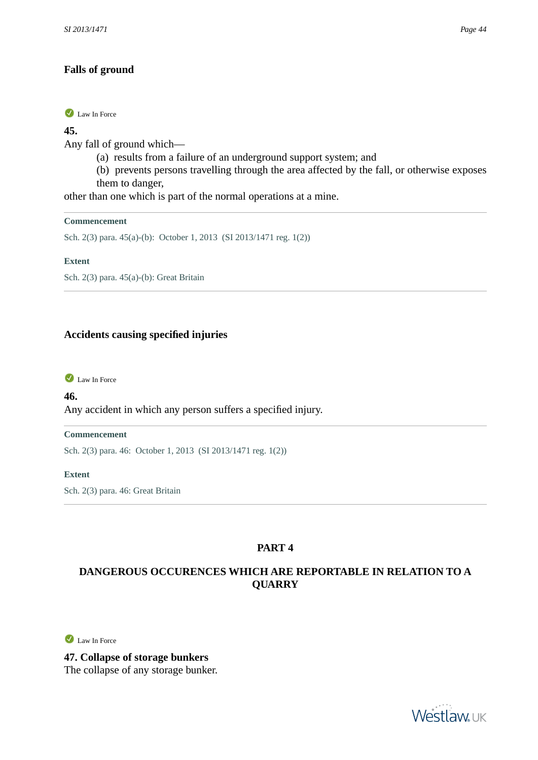### Falls of ground

Law In Force

**45.**

Any fall of ground which—

(a) results from a failure of an underground support system; and

(b) prevents persons travelling through the area affected by the fall, or otherwise exposes them to danger,

other than one which is part of the normal operations at a mine.

**Commencement**

Sch. 2(3) para. 45(a)-(b): October 1, 2013 (SI 2013/1471 reg. 1(2))

**Extent**

Sch. 2(3) para. 45(a)-(b): Great Britain

### Accidents causing specified injuries

Law In Force

**46.**

Any accident in which any person suffers a specified injury.

**Commencement**

Sch. 2(3) para. 46: October 1, 2013 (SI 2013/1471 reg. 1(2))

**Extent**

Sch. 2(3) para. 46: Great Britain

## PART 4

## DANGEROUS OCCURENCES WHICH ARE REPORTABLE IN RELATION TO A QUARRY

Law In Force

**47. Collapse of storage bunkers**

The collapse of any storage bunker.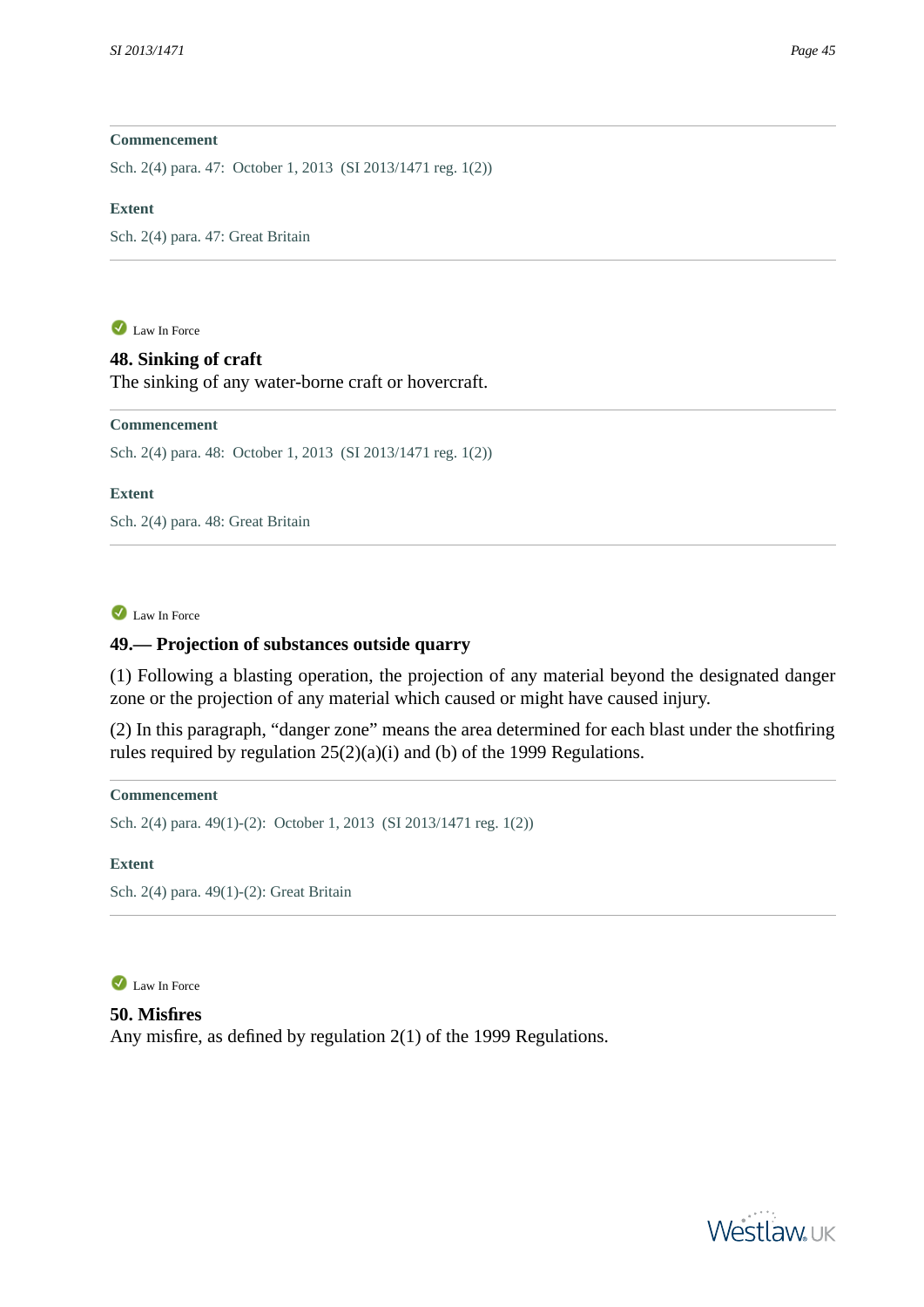**Commencement**

Sch. 2(4) para. 47: October 1, 2013 (SI 2013/1471 reg. 1(2))

**Extent**

Sch. 2(4) para. 47: Great Britain

---

Law In Force

### 48. Sinking of craft

The sinking of any water-borne craft or hovercraft.

**Commencement**

Sch. 2(4) para. 48: October 1, 2013 (SI 2013/1471 reg. 1(2))

**Extent**

Sch. 2(4) para. 48: Great Britain

---

Law In Force

### 49.— Projection of substances outside quarry

(1) Following a blasting operation, the projection of any material beyond the designated danger zone or the projection of any material which caused or might have caused injury.

(2) In this paragraph, "danger zone" means the area determined for each blast under the shotfiring rules required by regulation 25(2)(a)(i) and (b) of the 1999 Regulations.

**Commencement**

Sch. 2(4) para. 49(1)-(2): October 1, 2013 (SI 2013/1471 reg. 1(2))

**Extent**

Sch. 2(4) para. 49(1)-(2): Great Britain

---

Law In Force

### 50. Misfires

Any misfire, as defined by regulation 2(1) of the 1999 Regulations.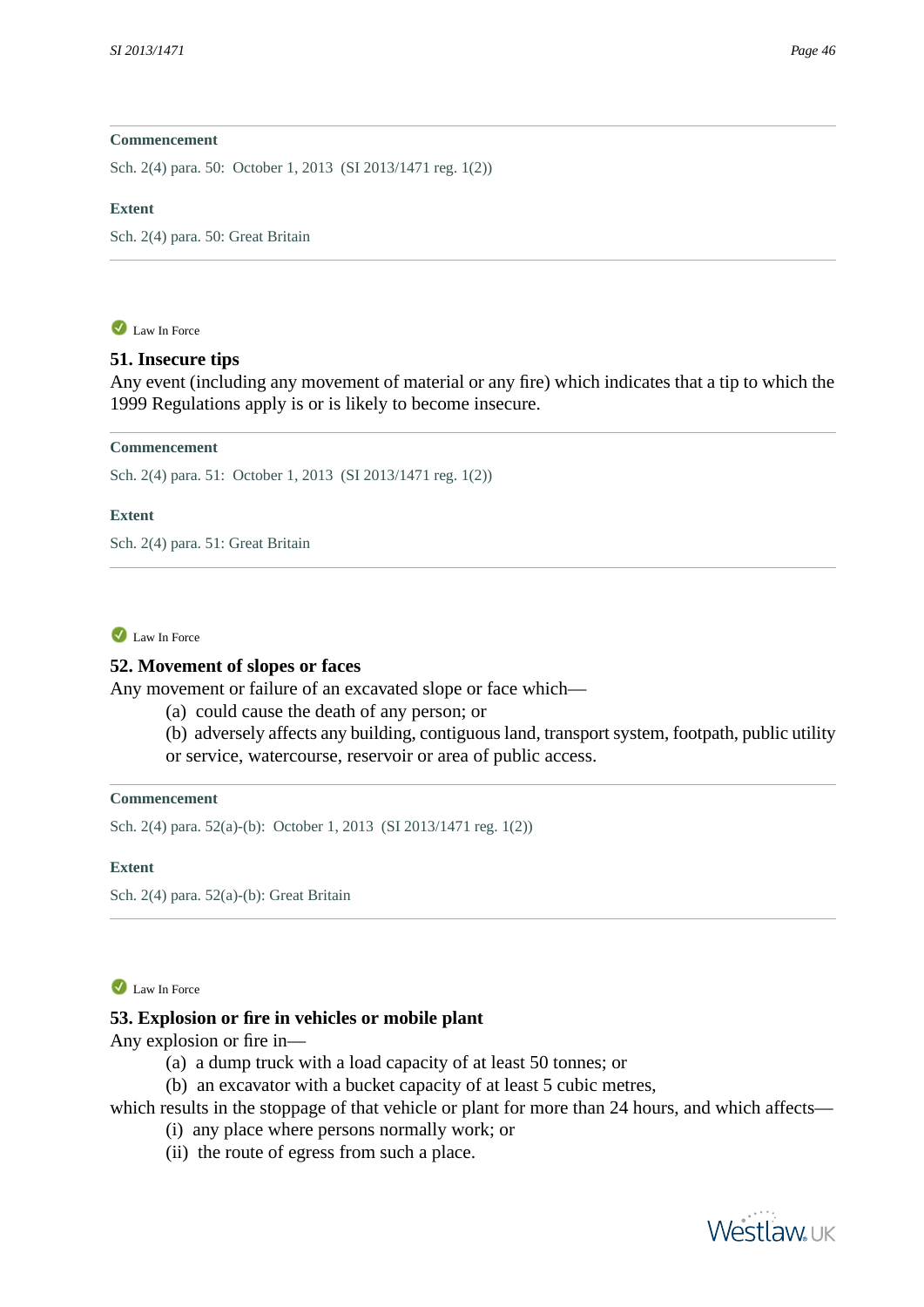**Commencement**

Sch. 2(4) para. 50: October 1, 2013 (SI 2013/1471 reg. 1(2))

**Extent**

Sch. 2(4) para. 50: Great Britain

---

Law In Force

### 51. Insecure tips

Any event (including any movement of material or any fire) which indicates that a tip to which the 1999 Regulations apply is or is likely to become insecure.

**Commencement**

Sch. 2(4) para. 51: October 1, 2013 (SI 2013/1471 reg. 1(2))

**Extent**

Sch. 2(4) para. 51: Great Britain

---

Law In Force

### 52. Movement of slopes or faces

Any movement or failure of an excavated slope or face which—

(a) could cause the death of any person; or

(b) adversely affects any building, contiguous land, transport system, footpath, public utility or service, watercourse, reservoir or area of public access.

**Commencement**

Sch. 2(4) para. 52(a)-(b): October 1, 2013 (SI 2013/1471 reg. 1(2))

**Extent**

Sch. 2(4) para. 52(a)-(b): Great Britain

---

Law In Force

### 53. Explosion or fire in vehicles or mobile plant

Any explosion or fire in—

(a) a dump truck with a load capacity of at least 50 tonnes; or

(b) an excavator with a bucket capacity of at least 5 cubic metres,

which results in the stoppage of that vehicle or plant for more than 24 hours, and which affects—

(i) any place where persons normally work; or

(ii) the route of egress from such a place.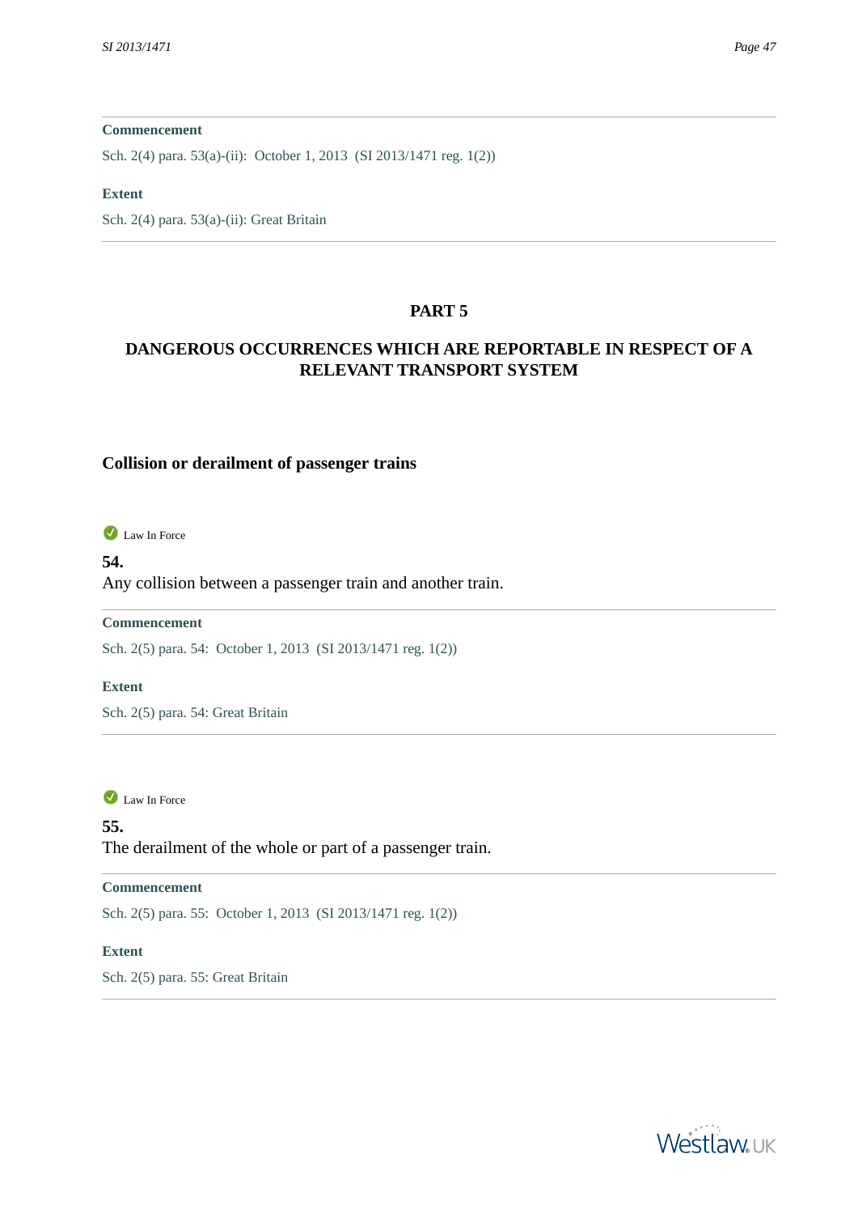**Commencement**

Sch. 2(4) para. 53(a)-(ii): October 1, 2013 (SI 2013/1471 reg. 1(2))

**Extent**

Sch. 2(4) para. 53(a)-(ii): Great Britain

## PART 5

## DANGEROUS OCCURRENCES WHICH ARE REPORTABLE IN RESPECT OF A RELEVANT TRANSPORT SYSTEM

### Collision or derailment of passenger trains

Law In Force

**54.**
Any collision between a passenger train and another train.

**Commencement**

Sch. 2(5) para. 54: October 1, 2013 (SI 2013/1471 reg. 1(2))

**Extent**

Sch. 2(5) para. 54: Great Britain

Law In Force

**55.**
The derailment of the whole or part of a passenger train.

**Commencement**

Sch. 2(5) para. 55: October 1, 2013 (SI 2013/1471 reg. 1(2))

**Extent**

Sch. 2(5) para. 55: Great Britain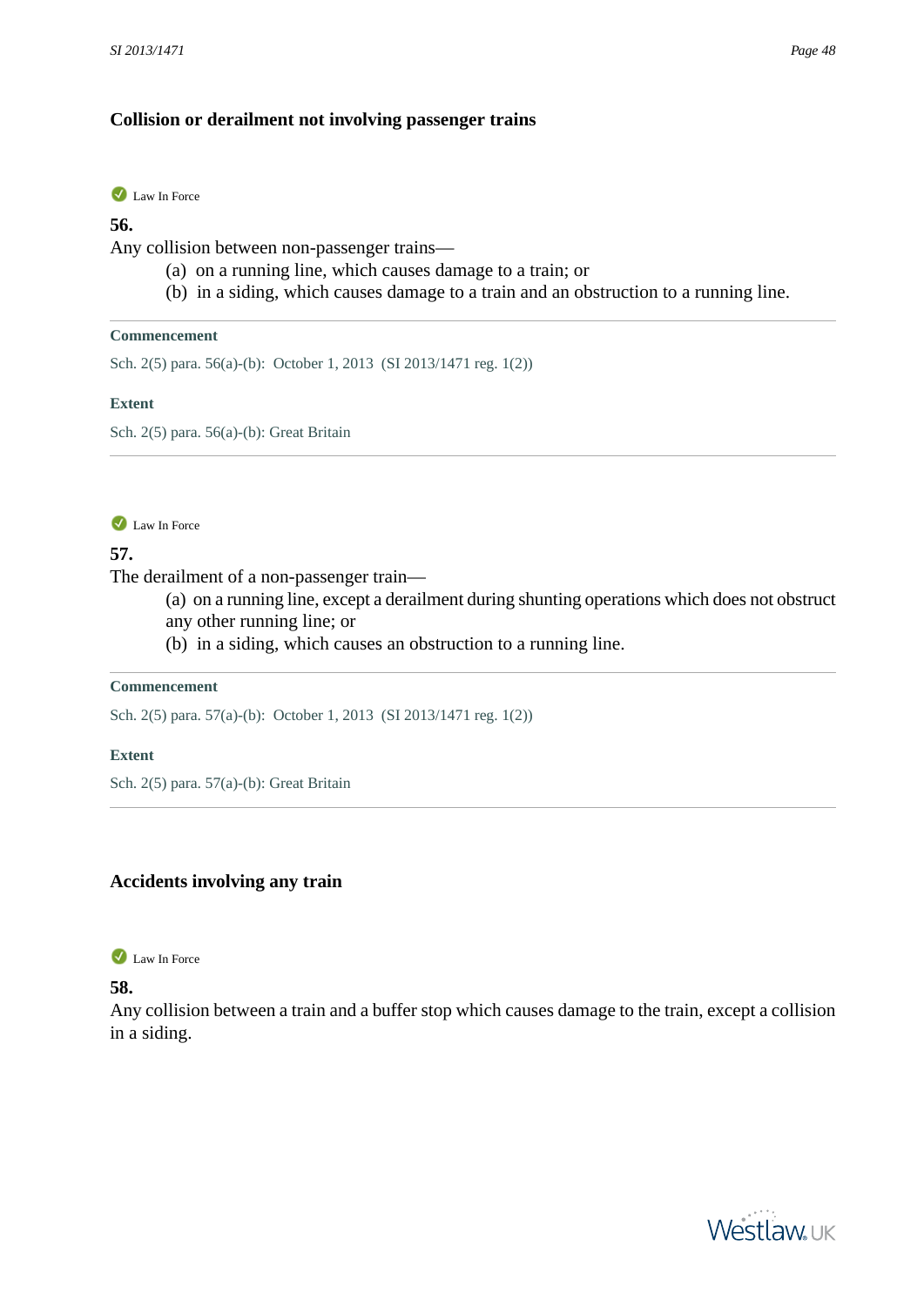### Collision or derailment not involving passenger trains

Law In Force

**56.**

Any collision between non-passenger trains—

(a) on a running line, which causes damage to a train; or

(b) in a siding, which causes damage to a train and an obstruction to a running line.

**Commencement**

Sch. 2(5) para. 56(a)-(b): October 1, 2013 (SI 2013/1471 reg. 1(2))

**Extent**

Sch. 2(5) para. 56(a)-(b): Great Britain

Law In Force

**57.**

The derailment of a non-passenger train—

(a) on a running line, except a derailment during shunting operations which does not obstruct any other running line; or

(b) in a siding, which causes an obstruction to a running line.

**Commencement**

Sch. 2(5) para. 57(a)-(b): October 1, 2013 (SI 2013/1471 reg. 1(2))

**Extent**

Sch. 2(5) para. 57(a)-(b): Great Britain

### Accidents involving any train

Law In Force

**58.**

Any collision between a train and a buffer stop which causes damage to the train, except a collision in a siding.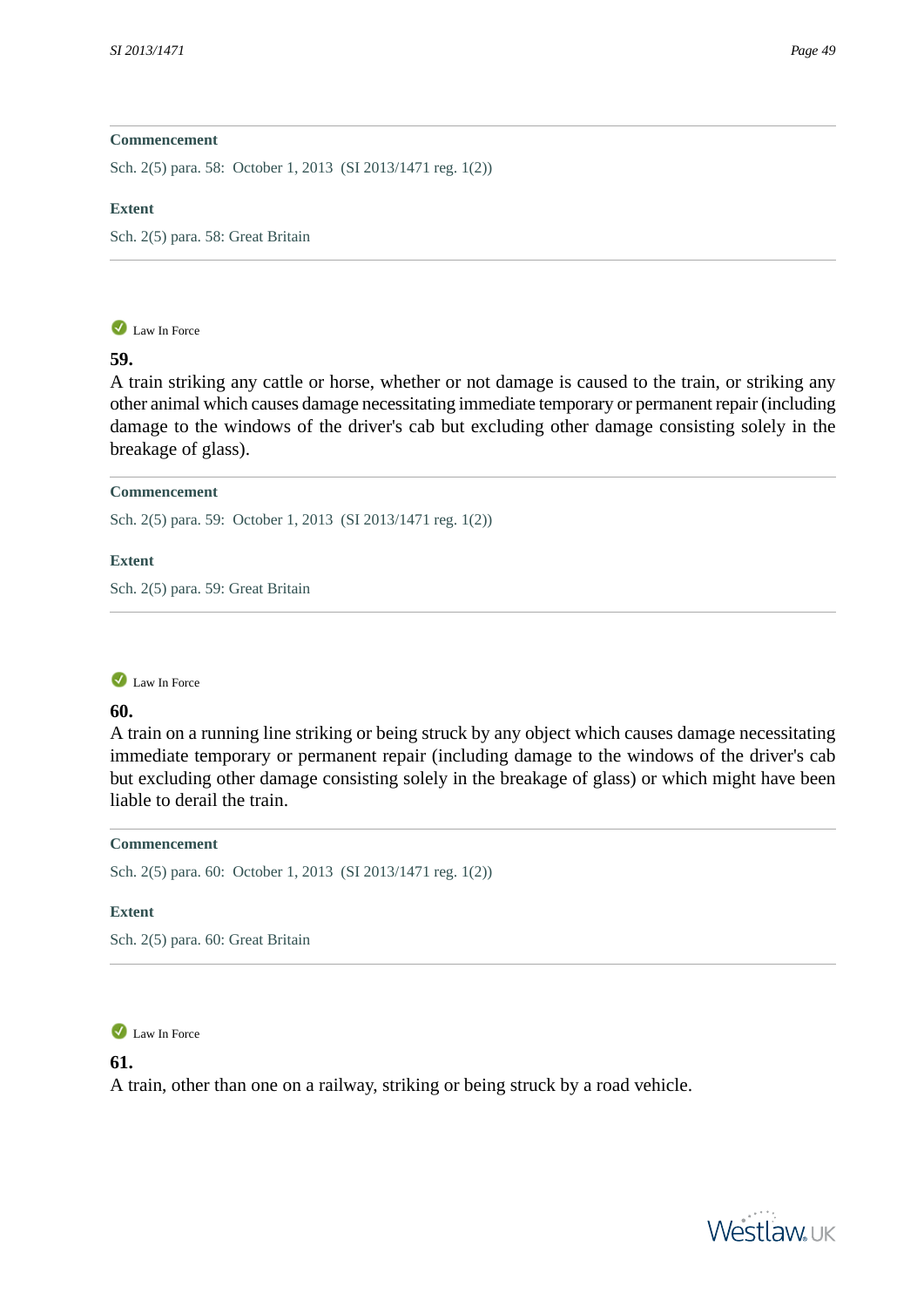**Commencement**

Sch. 2(5) para. 58: October 1, 2013 (SI 2013/1471 reg. 1(2))

**Extent**

Sch. 2(5) para. 58: Great Britain

---

Law In Force

**59.**

A train striking any cattle or horse, whether or not damage is caused to the train, or striking any other animal which causes damage necessitating immediate temporary or permanent repair (including damage to the windows of the driver's cab but excluding other damage consisting solely in the breakage of glass).

**Commencement**

Sch. 2(5) para. 59: October 1, 2013 (SI 2013/1471 reg. 1(2))

**Extent**

Sch. 2(5) para. 59: Great Britain

---

Law In Force

**60.**

A train on a running line striking or being struck by any object which causes damage necessitating immediate temporary or permanent repair (including damage to the windows of the driver's cab but excluding other damage consisting solely in the breakage of glass) or which might have been liable to derail the train.

**Commencement**

Sch. 2(5) para. 60: October 1, 2013 (SI 2013/1471 reg. 1(2))

**Extent**

Sch. 2(5) para. 60: Great Britain

---

Law In Force

**61.**

A train, other than one on a railway, striking or being struck by a road vehicle.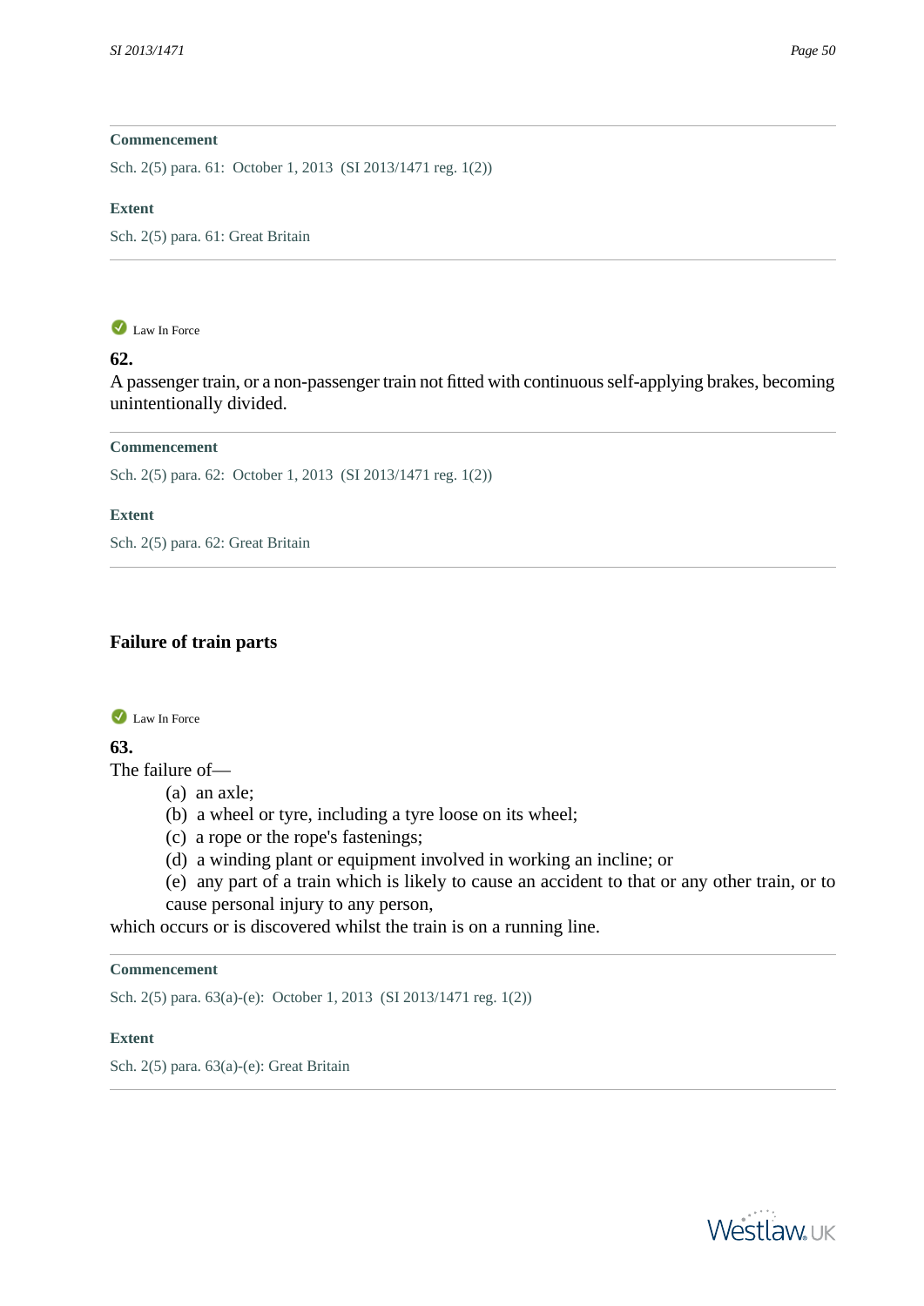**Commencement**

Sch. 2(5) para. 61: October 1, 2013 (SI 2013/1471 reg. 1(2))

**Extent**

Sch. 2(5) para. 61: Great Britain

---

Law In Force

**62.**

A passenger train, or a non-passenger train not fitted with continuous self-applying brakes, becoming unintentionally divided.

**Commencement**

Sch. 2(5) para. 62: October 1, 2013 (SI 2013/1471 reg. 1(2))

**Extent**

Sch. 2(5) para. 62: Great Britain

---

### Failure of train parts

Law In Force

**63.**

The failure of—

(a) an axle;

(b) a wheel or tyre, including a tyre loose on its wheel;

(c) a rope or the rope's fastenings;

(d) a winding plant or equipment involved in working an incline; or

(e) any part of a train which is likely to cause an accident to that or any other train, or to cause personal injury to any person,

which occurs or is discovered whilst the train is on a running line.

**Commencement**

Sch. 2(5) para. 63(a)-(e): October 1, 2013 (SI 2013/1471 reg. 1(2))

**Extent**

Sch. 2(5) para. 63(a)-(e): Great Britain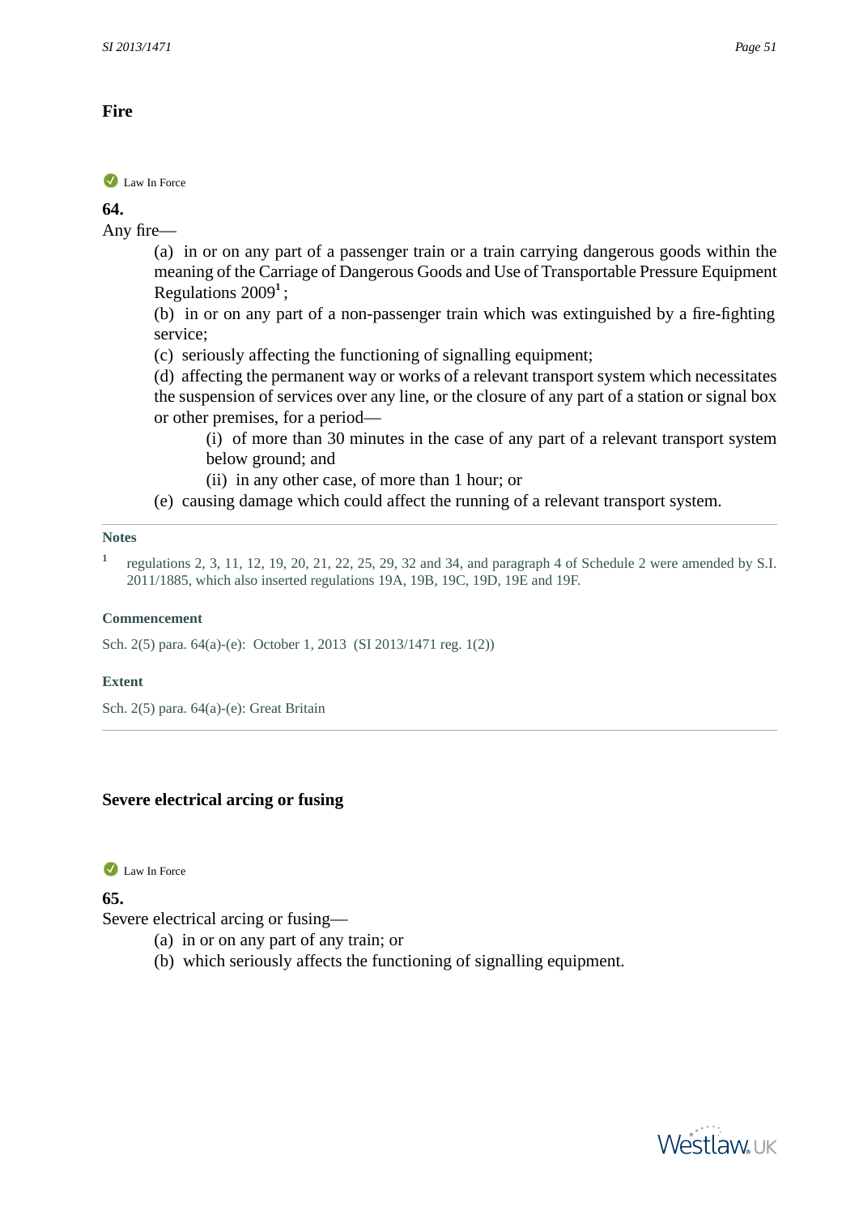## Fire

Law In Force

**64.**

Any fire—

(a) in or on any part of a passenger train or a train carrying dangerous goods within the meaning of the Carriage of Dangerous Goods and Use of Transportable Pressure Equipment Regulations 2009[1];

(b) in or on any part of a non-passenger train which was extinguished by a fire-fighting service;

(c) seriously affecting the functioning of signalling equipment;

(d) affecting the permanent way or works of a relevant transport system which necessitates the suspension of services over any line, or the closure of any part of a station or signal box or other premises, for a period—

(i) of more than 30 minutes in the case of any part of a relevant transport system below ground; and

(ii) in any other case, of more than 1 hour; or

(e) causing damage which could affect the running of a relevant transport system.

---

**Notes**

[1] regulations 2, 3, 11, 12, 19, 20, 21, 22, 25, 29, 32 and 34, and paragraph 4 of Schedule 2 were amended by S.I. 2011/1885, which also inserted regulations 19A, 19B, 19C, 19D, 19E and 19F.

**Commencement**

Sch. 2(5) para. 64(a)-(e): October 1, 2013 (SI 2013/1471 reg. 1(2))

**Extent**

Sch. 2(5) para. 64(a)-(e): Great Britain

---

## Severe electrical arcing or fusing

Law In Force

**65.**

Severe electrical arcing or fusing—

(a) in or on any part of any train; or

(b) which seriously affects the functioning of signalling equipment.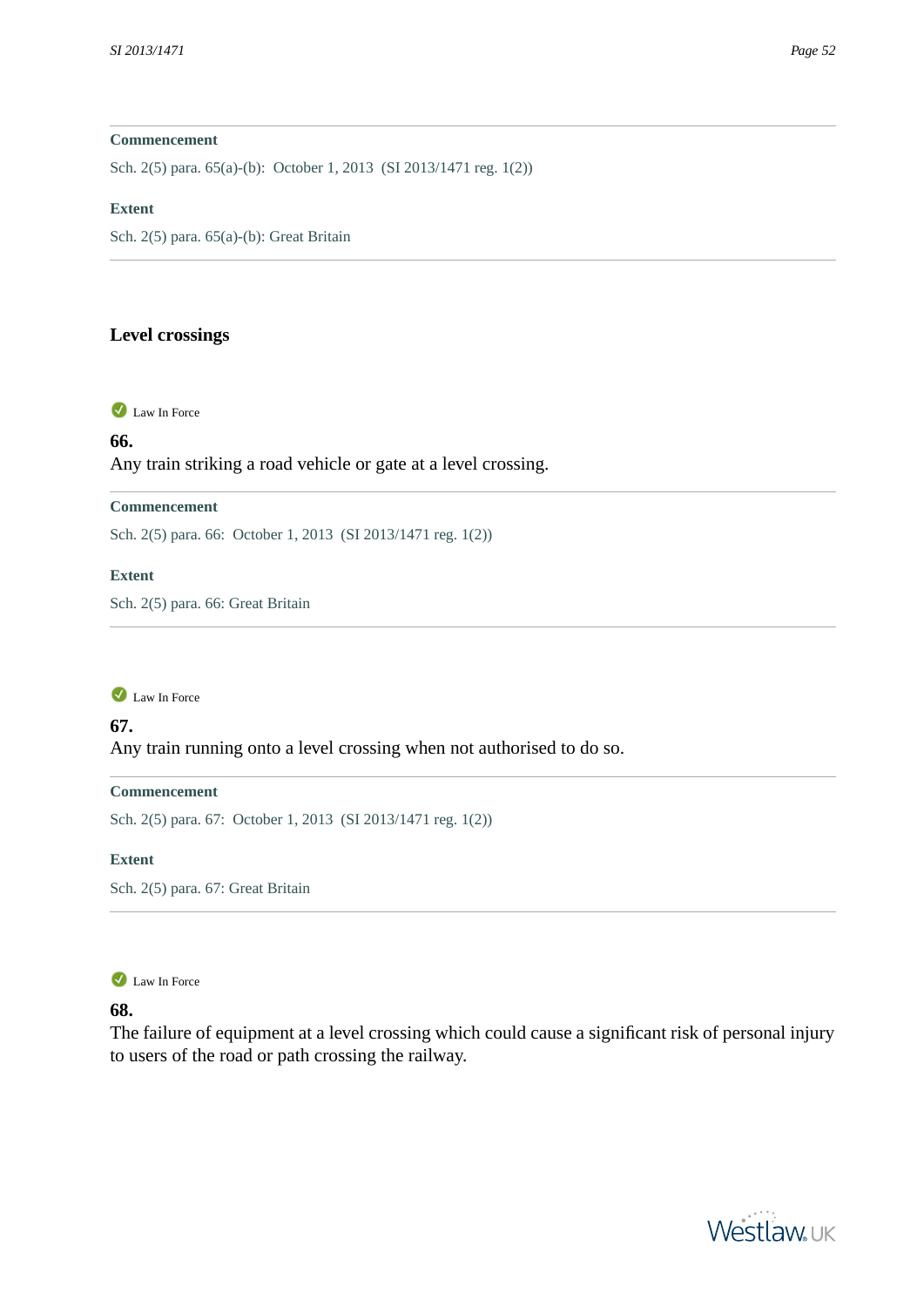**Commencement**

Sch. 2(5) para. 65(a)-(b): October 1, 2013 (SI 2013/1471 reg. 1(2))

**Extent**

Sch. 2(5) para. 65(a)-(b): Great Britain

## Level crossings

Law In Force

**66.**
Any train striking a road vehicle or gate at a level crossing.

**Commencement**

Sch. 2(5) para. 66: October 1, 2013 (SI 2013/1471 reg. 1(2))

**Extent**

Sch. 2(5) para. 66: Great Britain

Law In Force

**67.**
Any train running onto a level crossing when not authorised to do so.

**Commencement**

Sch. 2(5) para. 67: October 1, 2013 (SI 2013/1471 reg. 1(2))

**Extent**

Sch. 2(5) para. 67: Great Britain

Law In Force

**68.**
The failure of equipment at a level crossing which could cause a significant risk of personal injury to users of the road or path crossing the railway.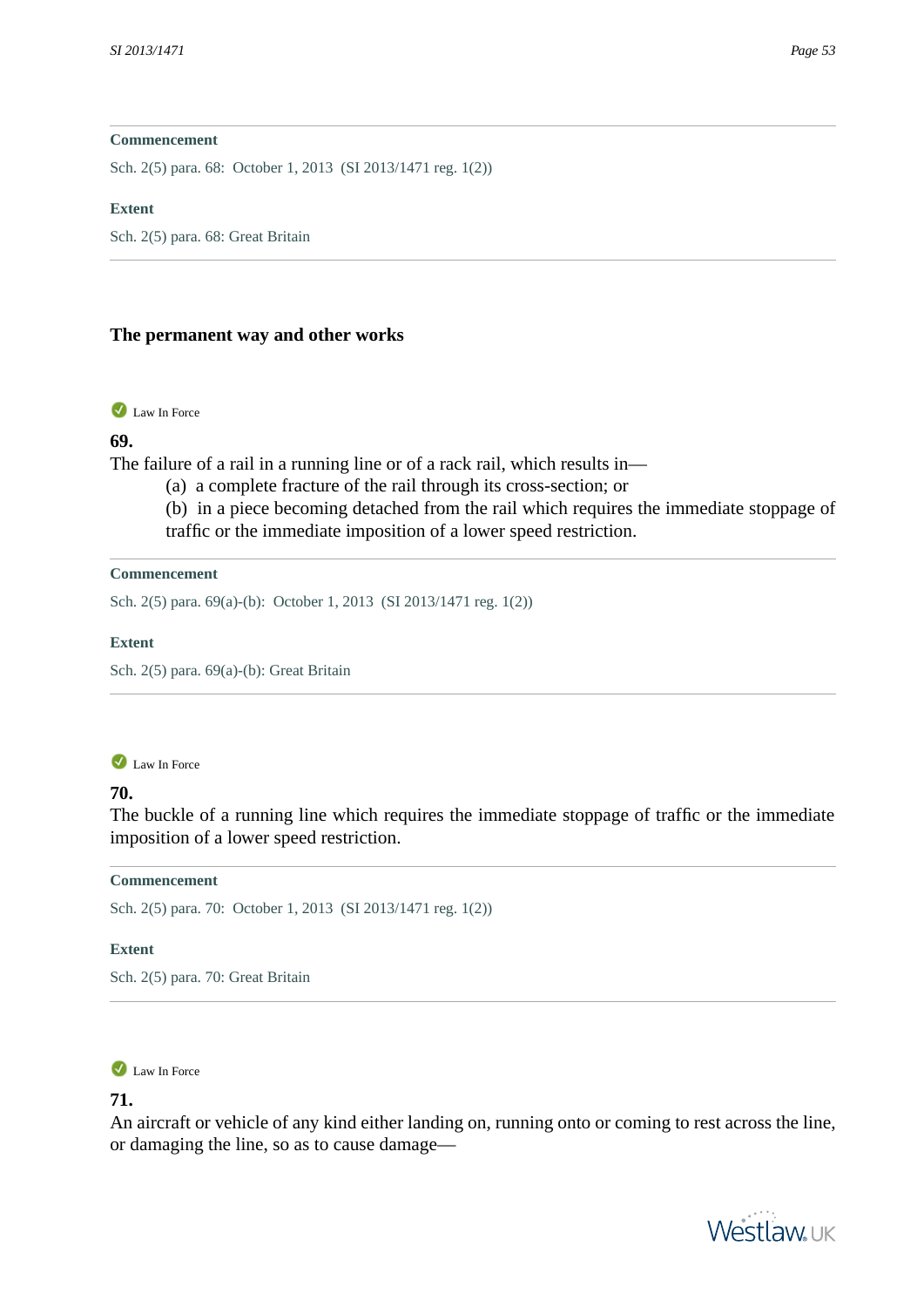**Commencement**

Sch. 2(5) para. 68: October 1, 2013 (SI 2013/1471 reg. 1(2))

**Extent**

Sch. 2(5) para. 68: Great Britain

---

## The permanent way and other works

Law In Force

**69.**

The failure of a rail in a running line or of a rack rail, which results in—

(a) a complete fracture of the rail through its cross-section; or

(b) in a piece becoming detached from the rail which requires the immediate stoppage of traffic or the immediate imposition of a lower speed restriction.

**Commencement**

Sch. 2(5) para. 69(a)-(b): October 1, 2013 (SI 2013/1471 reg. 1(2))

**Extent**

Sch. 2(5) para. 69(a)-(b): Great Britain

---

Law In Force

**70.**

The buckle of a running line which requires the immediate stoppage of traffic or the immediate imposition of a lower speed restriction.

**Commencement**

Sch. 2(5) para. 70: October 1, 2013 (SI 2013/1471 reg. 1(2))

**Extent**

Sch. 2(5) para. 70: Great Britain

---

Law In Force

**71.**

An aircraft or vehicle of any kind either landing on, running onto or coming to rest across the line, or damaging the line, so as to cause damage—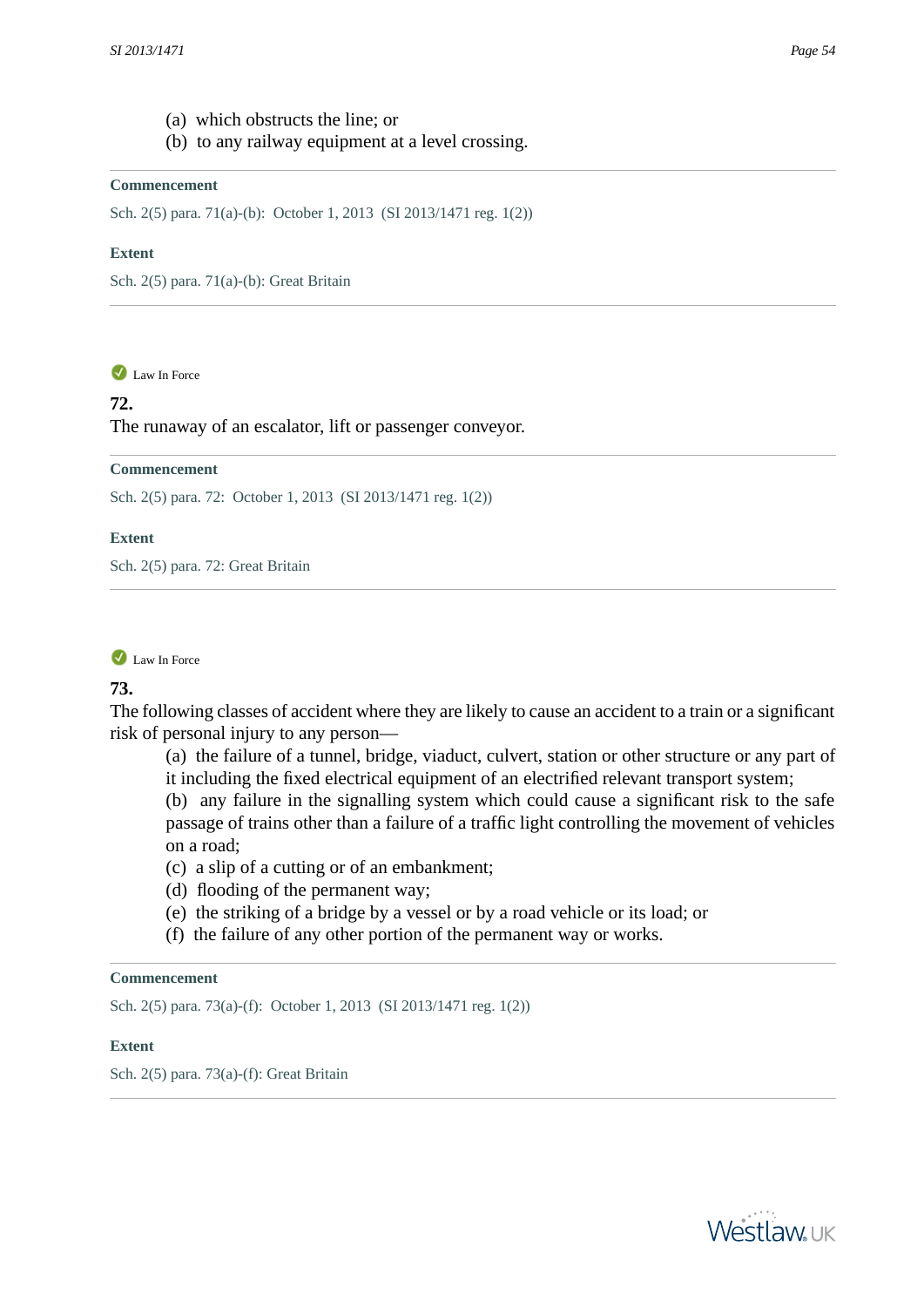(a) which obstructs the line; or

(b) to any railway equipment at a level crossing.

**Commencement**

Sch. 2(5) para. 71(a)-(b): October 1, 2013 (SI 2013/1471 reg. 1(2))

**Extent**

Sch. 2(5) para. 71(a)-(b): Great Britain

---

Law In Force

**72.**

The runaway of an escalator, lift or passenger conveyor.

**Commencement**

Sch. 2(5) para. 72: October 1, 2013 (SI 2013/1471 reg. 1(2))

**Extent**

Sch. 2(5) para. 72: Great Britain

---

Law In Force

**73.**

The following classes of accident where they are likely to cause an accident to a train or a significant risk of personal injury to any person—

(a) the failure of a tunnel, bridge, viaduct, culvert, station or other structure or any part of it including the fixed electrical equipment of an electrified relevant transport system;

(b) any failure in the signalling system which could cause a significant risk to the safe passage of trains other than a failure of a traffic light controlling the movement of vehicles on a road;

(c) a slip of a cutting or of an embankment;

(d) flooding of the permanent way;

(e) the striking of a bridge by a vessel or by a road vehicle or its load; or

(f) the failure of any other portion of the permanent way or works.

**Commencement**

Sch. 2(5) para. 73(a)-(f): October 1, 2013 (SI 2013/1471 reg. 1(2))

**Extent**

Sch. 2(5) para. 73(a)-(f): Great Britain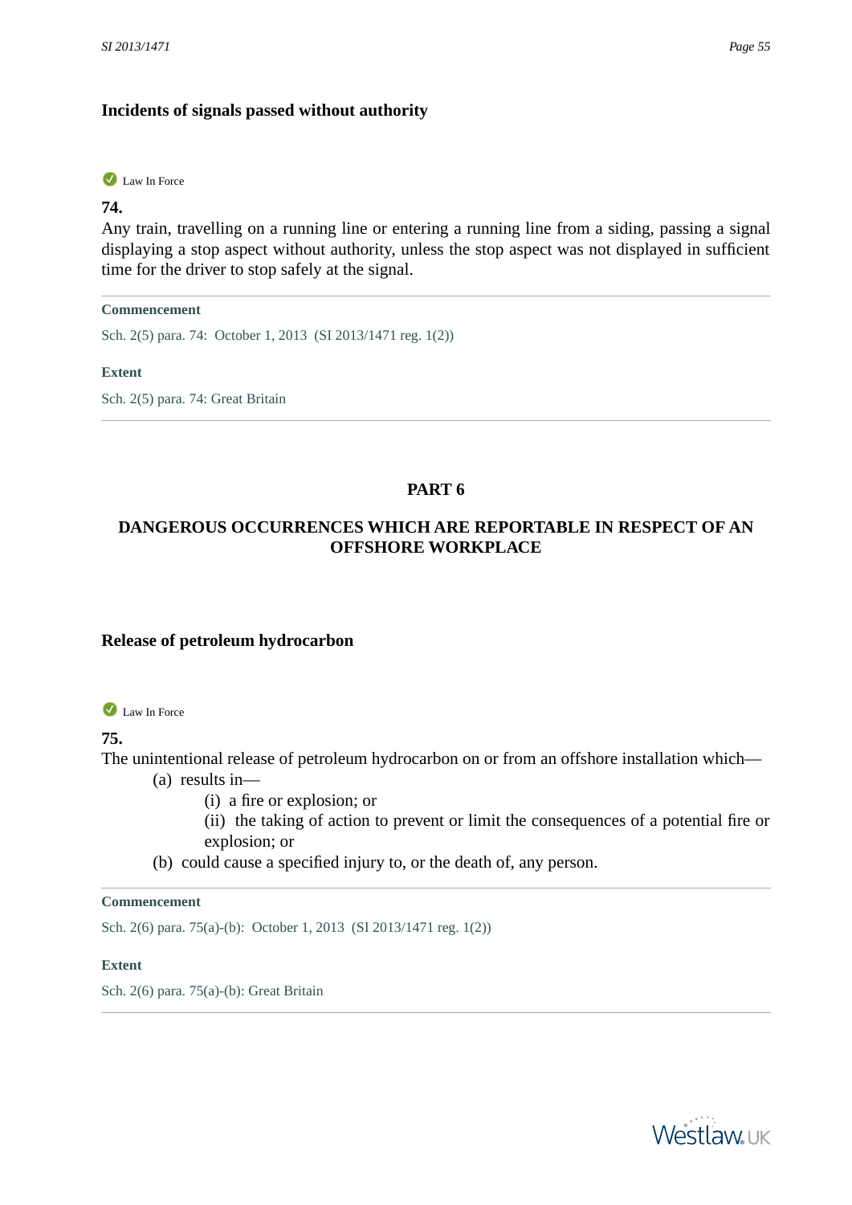### Incidents of signals passed without authority

Law In Force

**74.**

Any train, travelling on a running line or entering a running line from a siding, passing a signal displaying a stop aspect without authority, unless the stop aspect was not displayed in sufficient time for the driver to stop safely at the signal.

**Commencement**

Sch. 2(5) para. 74: October 1, 2013 (SI 2013/1471 reg. 1(2))

**Extent**

Sch. 2(5) para. 74: Great Britain

## PART 6

## DANGEROUS OCCURRENCES WHICH ARE REPORTABLE IN RESPECT OF AN OFFSHORE WORKPLACE

### Release of petroleum hydrocarbon

Law In Force

**75.**

The unintentional release of petroleum hydrocarbon on or from an offshore installation which—

- (a) results in—
  - (i) a fire or explosion; or
  - (ii) the taking of action to prevent or limit the consequences of a potential fire or explosion; or
- (b) could cause a specified injury to, or the death of, any person.

**Commencement**

Sch. 2(6) para. 75(a)-(b): October 1, 2013 (SI 2013/1471 reg. 1(2))

**Extent**

Sch. 2(6) para. 75(a)-(b): Great Britain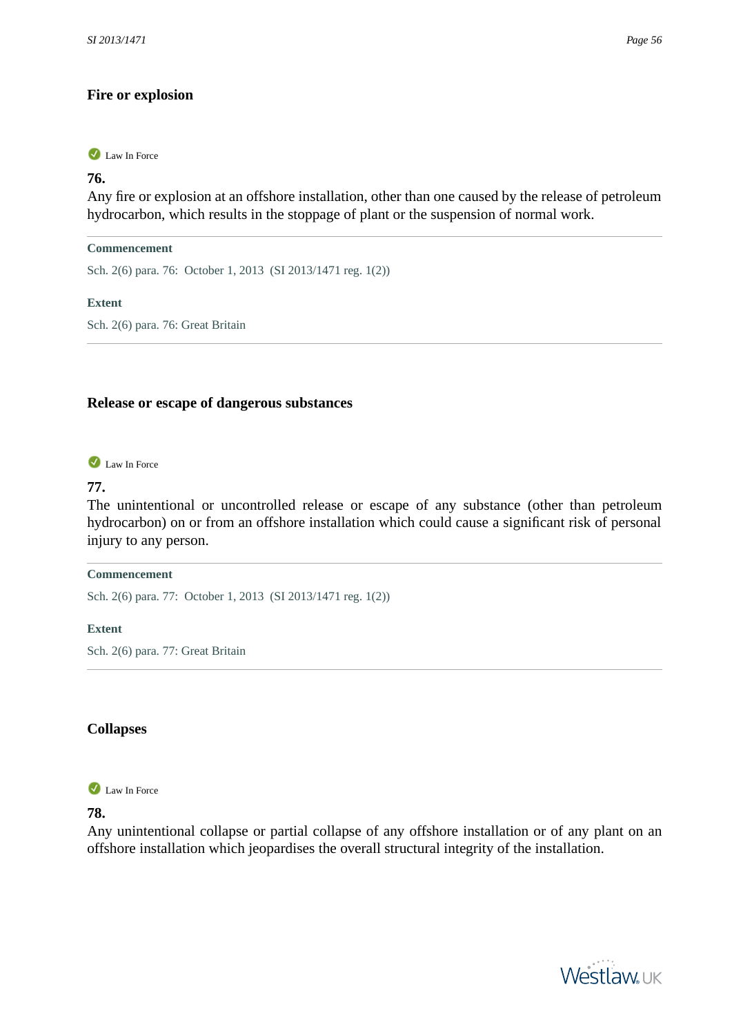### Fire or explosion

Law In Force

**76.**

Any fire or explosion at an offshore installation, other than one caused by the release of petroleum hydrocarbon, which results in the stoppage of plant or the suspension of normal work.

**Commencement**

Sch. 2(6) para. 76: October 1, 2013 (SI 2013/1471 reg. 1(2))

**Extent**

Sch. 2(6) para. 76: Great Britain

### Release or escape of dangerous substances

Law In Force

**77.**

The unintentional or uncontrolled release or escape of any substance (other than petroleum hydrocarbon) on or from an offshore installation which could cause a significant risk of personal injury to any person.

**Commencement**

Sch. 2(6) para. 77: October 1, 2013 (SI 2013/1471 reg. 1(2))

**Extent**

Sch. 2(6) para. 77: Great Britain

### Collapses

Law In Force

**78.**

Any unintentional collapse or partial collapse of any offshore installation or of any plant on an offshore installation which jeopardises the overall structural integrity of the installation.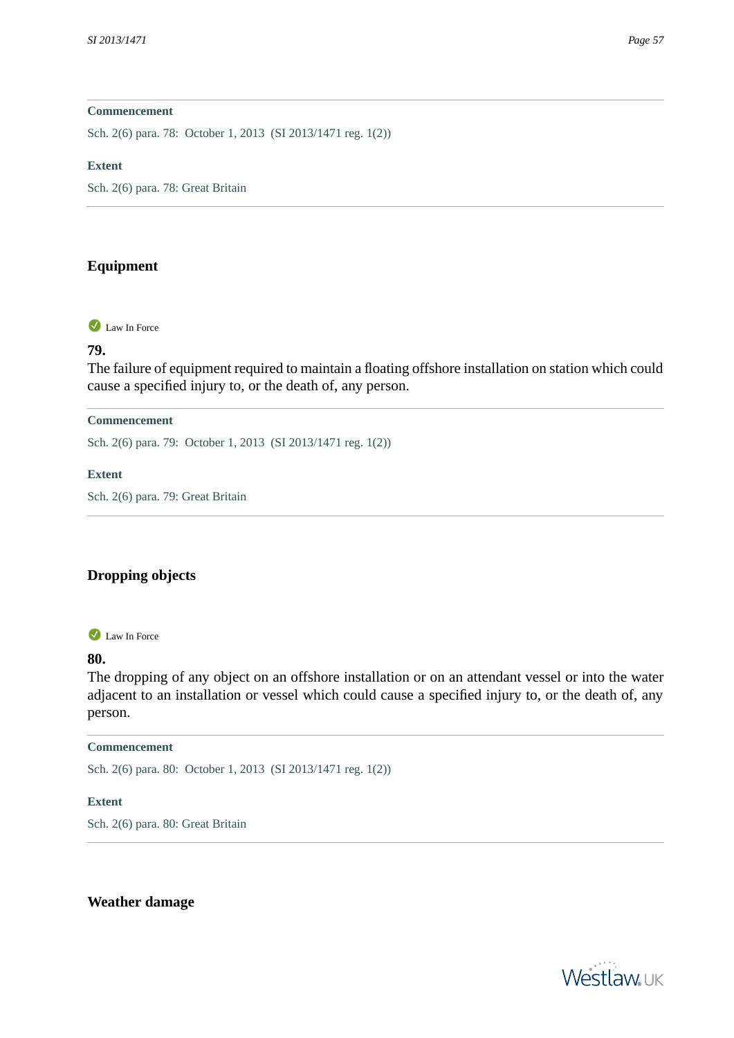**Commencement**

Sch. 2(6) para. 78: October 1, 2013 (SI 2013/1471 reg. 1(2))

**Extent**

Sch. 2(6) para. 78: Great Britain

---

## Equipment

Law In Force

**79.**

The failure of equipment required to maintain a floating offshore installation on station which could cause a specified injury to, or the death of, any person.

**Commencement**

Sch. 2(6) para. 79: October 1, 2013 (SI 2013/1471 reg. 1(2))

**Extent**

Sch. 2(6) para. 79: Great Britain

---

## Dropping objects

Law In Force

**80.**

The dropping of any object on an offshore installation or on an attendant vessel or into the water adjacent to an installation or vessel which could cause a specified injury to, or the death of, any person.

**Commencement**

Sch. 2(6) para. 80: October 1, 2013 (SI 2013/1471 reg. 1(2))

**Extent**

Sch. 2(6) para. 80: Great Britain

---

## Weather damage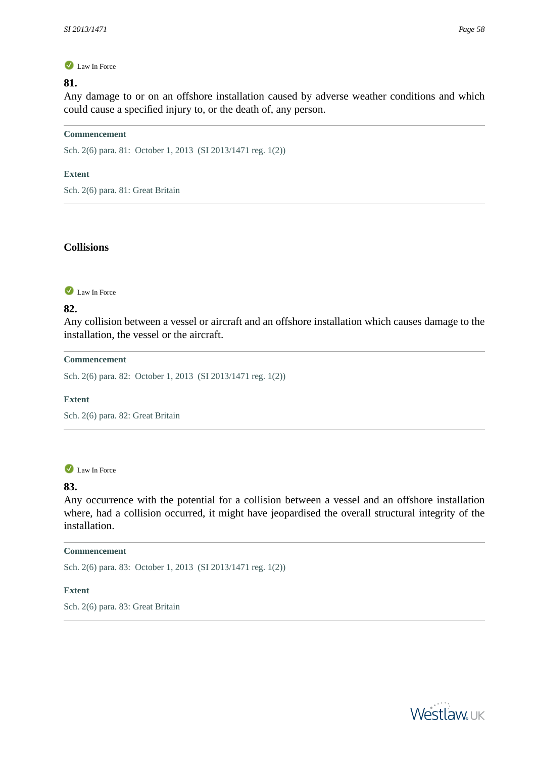Law In Force

**81.**

Any damage to or on an offshore installation caused by adverse weather conditions and which could cause a specified injury to, or the death of, any person.

**Commencement**

Sch. 2(6) para. 81: October 1, 2013 (SI 2013/1471 reg. 1(2))

**Extent**

Sch. 2(6) para. 81: Great Britain

## Collisions

Law In Force

**82.**

Any collision between a vessel or aircraft and an offshore installation which causes damage to the installation, the vessel or the aircraft.

**Commencement**

Sch. 2(6) para. 82: October 1, 2013 (SI 2013/1471 reg. 1(2))

**Extent**

Sch. 2(6) para. 82: Great Britain

Law In Force

**83.**

Any occurrence with the potential for a collision between a vessel and an offshore installation where, had a collision occurred, it might have jeopardised the overall structural integrity of the installation.

**Commencement**

Sch. 2(6) para. 83: October 1, 2013 (SI 2013/1471 reg. 1(2))

**Extent**

Sch. 2(6) para. 83: Great Britain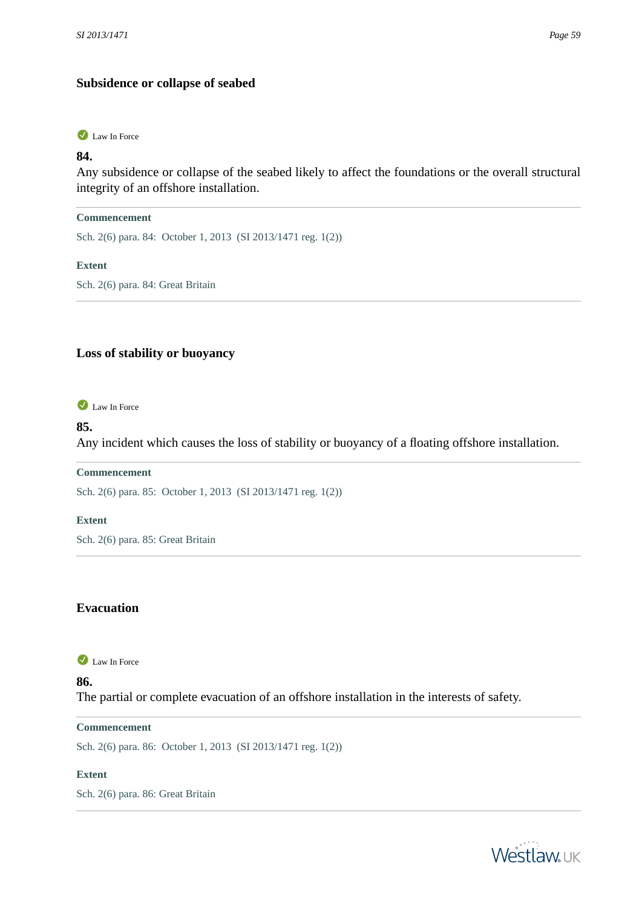### Subsidence or collapse of seabed

Law In Force

**84.**

Any subsidence or collapse of the seabed likely to affect the foundations or the overall structural integrity of an offshore installation.

**Commencement**

Sch. 2(6) para. 84: October 1, 2013 (SI 2013/1471 reg. 1(2))

**Extent**

Sch. 2(6) para. 84: Great Britain

### Loss of stability or buoyancy

Law In Force

**85.**

Any incident which causes the loss of stability or buoyancy of a floating offshore installation.

**Commencement**

Sch. 2(6) para. 85: October 1, 2013 (SI 2013/1471 reg. 1(2))

**Extent**

Sch. 2(6) para. 85: Great Britain

### Evacuation

Law In Force

**86.**

The partial or complete evacuation of an offshore installation in the interests of safety.

**Commencement**

Sch. 2(6) para. 86: October 1, 2013 (SI 2013/1471 reg. 1(2))

**Extent**

Sch. 2(6) para. 86: Great Britain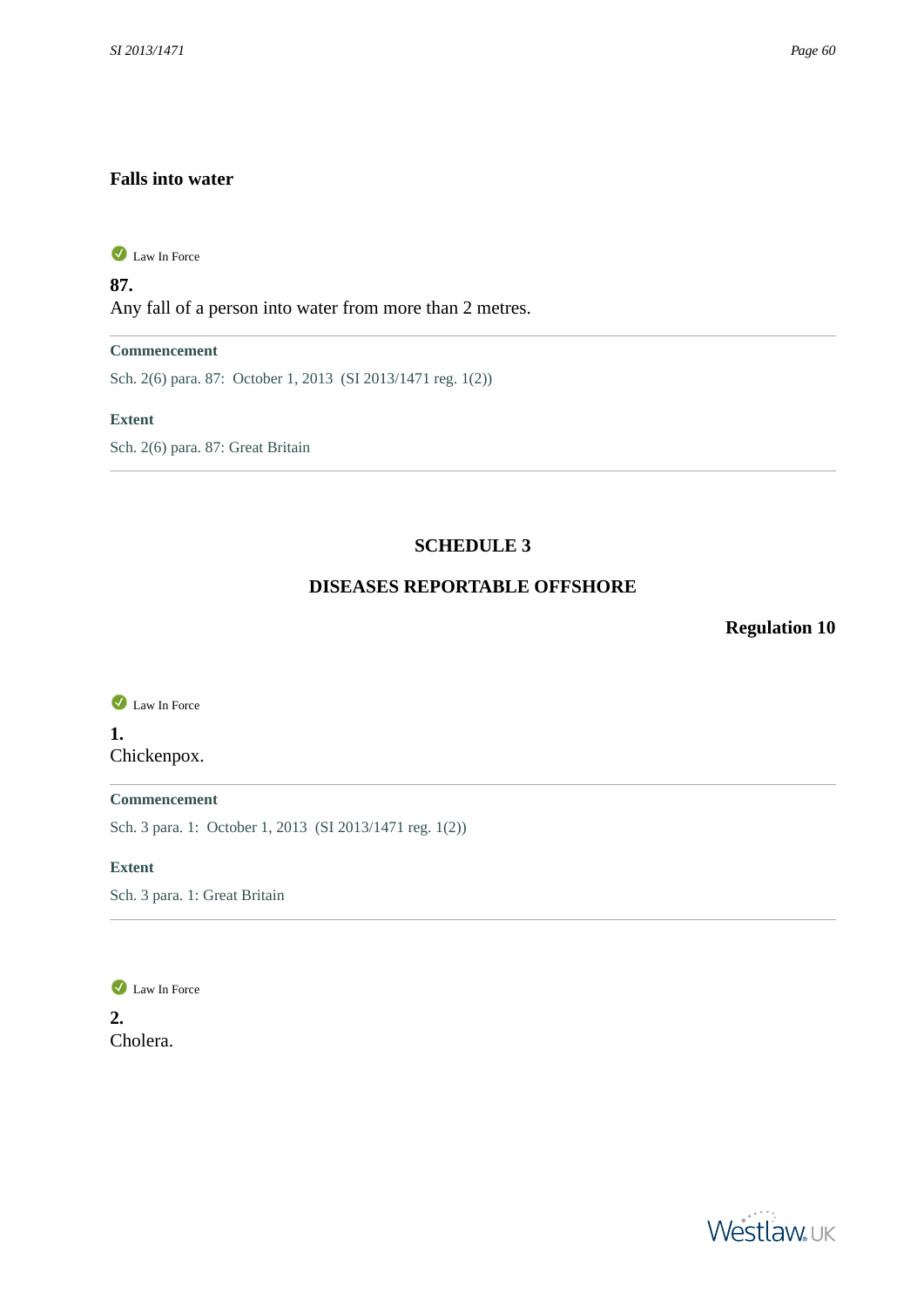### Falls into water

Law In Force

**87.**
Any fall of a person into water from more than 2 metres.

---

**Commencement**

Sch. 2(6) para. 87: October 1, 2013 (SI 2013/1471 reg. 1(2))

**Extent**

Sch. 2(6) para. 87: Great Britain

---

## SCHEDULE 3

## DISEASES REPORTABLE OFFSHORE

**Regulation 10**

Law In Force

**1.**
Chickenpox.

---

**Commencement**

Sch. 3 para. 1: October 1, 2013 (SI 2013/1471 reg. 1(2))

**Extent**

Sch. 3 para. 1: Great Britain

---

Law In Force

**2.**
Cholera.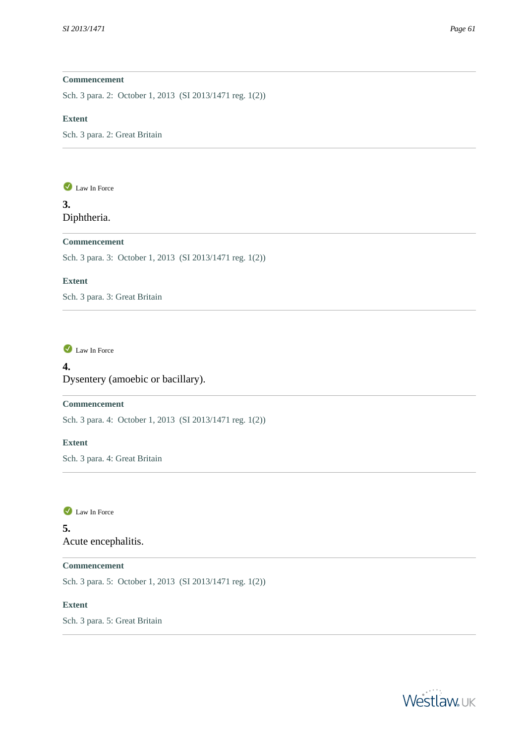**Commencement**

Sch. 3 para. 2: October 1, 2013 (SI 2013/1471 reg. 1(2))

**Extent**

Sch. 3 para. 2: Great Britain

---

Law In Force

**3.**

Diphtheria.

**Commencement**

Sch. 3 para. 3: October 1, 2013 (SI 2013/1471 reg. 1(2))

**Extent**

Sch. 3 para. 3: Great Britain

---

Law In Force

**4.**

Dysentery (amoebic or bacillary).

**Commencement**

Sch. 3 para. 4: October 1, 2013 (SI 2013/1471 reg. 1(2))

**Extent**

Sch. 3 para. 4: Great Britain

---

Law In Force

**5.**

Acute encephalitis.

**Commencement**

Sch. 3 para. 5: October 1, 2013 (SI 2013/1471 reg. 1(2))

**Extent**

Sch. 3 para. 5: Great Britain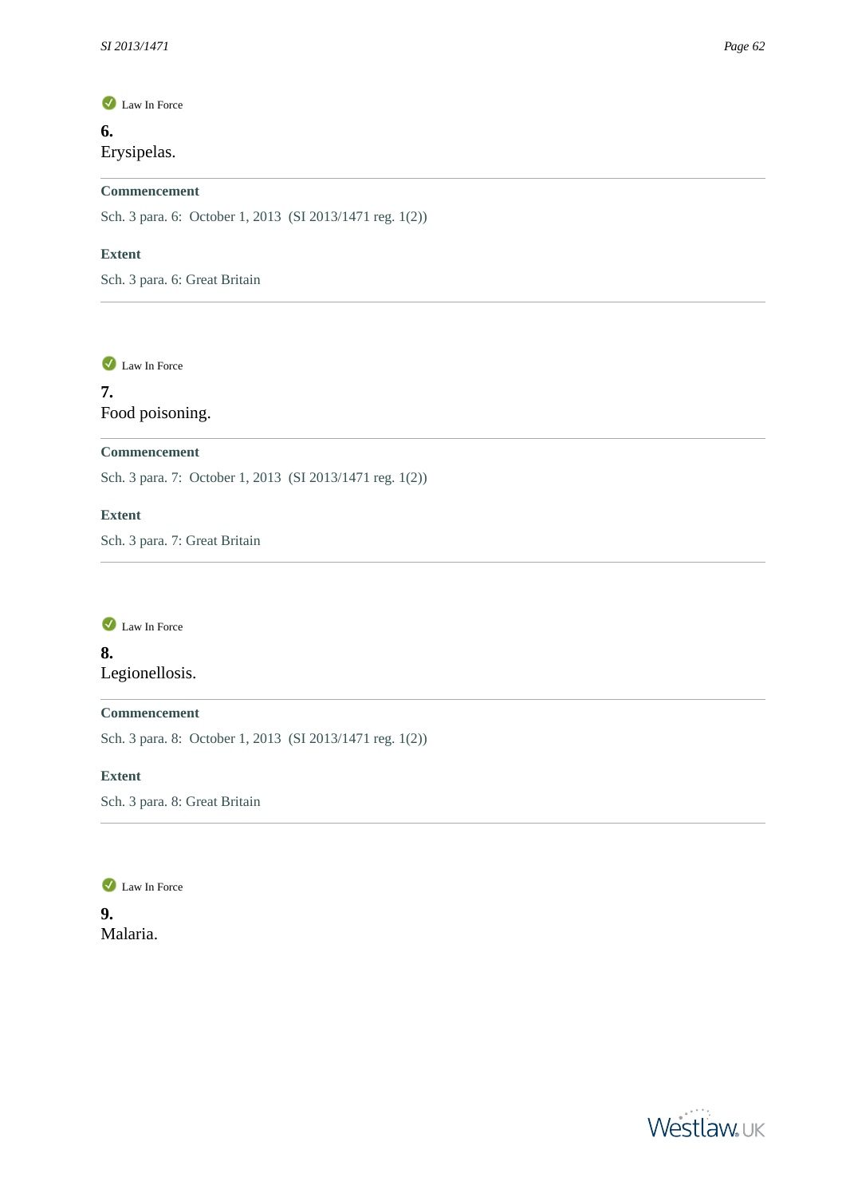Law In Force

**6.**
Erysipelas.

---

**Commencement**

Sch. 3 para. 6: October 1, 2013 (SI 2013/1471 reg. 1(2))

**Extent**

Sch. 3 para. 6: Great Britain

---

Law In Force

**7.**
Food poisoning.

---

**Commencement**

Sch. 3 para. 7: October 1, 2013 (SI 2013/1471 reg. 1(2))

**Extent**

Sch. 3 para. 7: Great Britain

---

Law In Force

**8.**
Legionellosis.

---

**Commencement**

Sch. 3 para. 8: October 1, 2013 (SI 2013/1471 reg. 1(2))

**Extent**

Sch. 3 para. 8: Great Britain

---

Law In Force

**9.**
Malaria.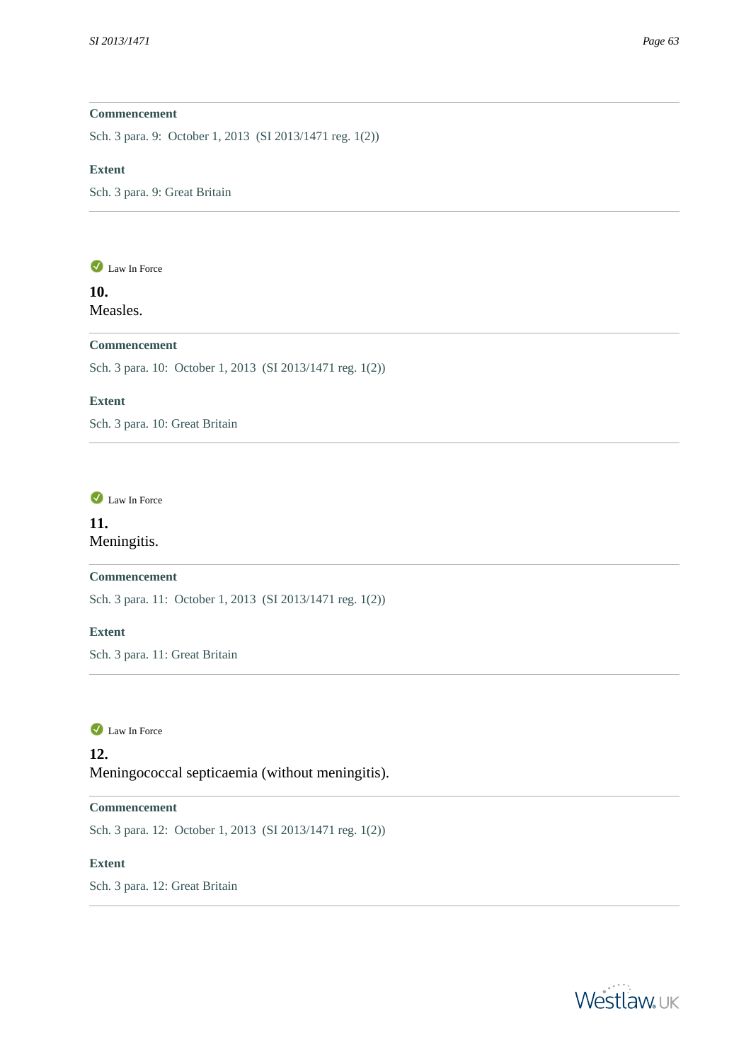**Commencement**

Sch. 3 para. 9: October 1, 2013 (SI 2013/1471 reg. 1(2))

**Extent**

Sch. 3 para. 9: Great Britain

---

Law In Force

**10.**
Measles.

**Commencement**

Sch. 3 para. 10: October 1, 2013 (SI 2013/1471 reg. 1(2))

**Extent**

Sch. 3 para. 10: Great Britain

---

Law In Force

**11.**
Meningitis.

**Commencement**

Sch. 3 para. 11: October 1, 2013 (SI 2013/1471 reg. 1(2))

**Extent**

Sch. 3 para. 11: Great Britain

---

Law In Force

**12.**
Meningococcal septicaemia (without meningitis).

**Commencement**

Sch. 3 para. 12: October 1, 2013 (SI 2013/1471 reg. 1(2))

**Extent**

Sch. 3 para. 12: Great Britain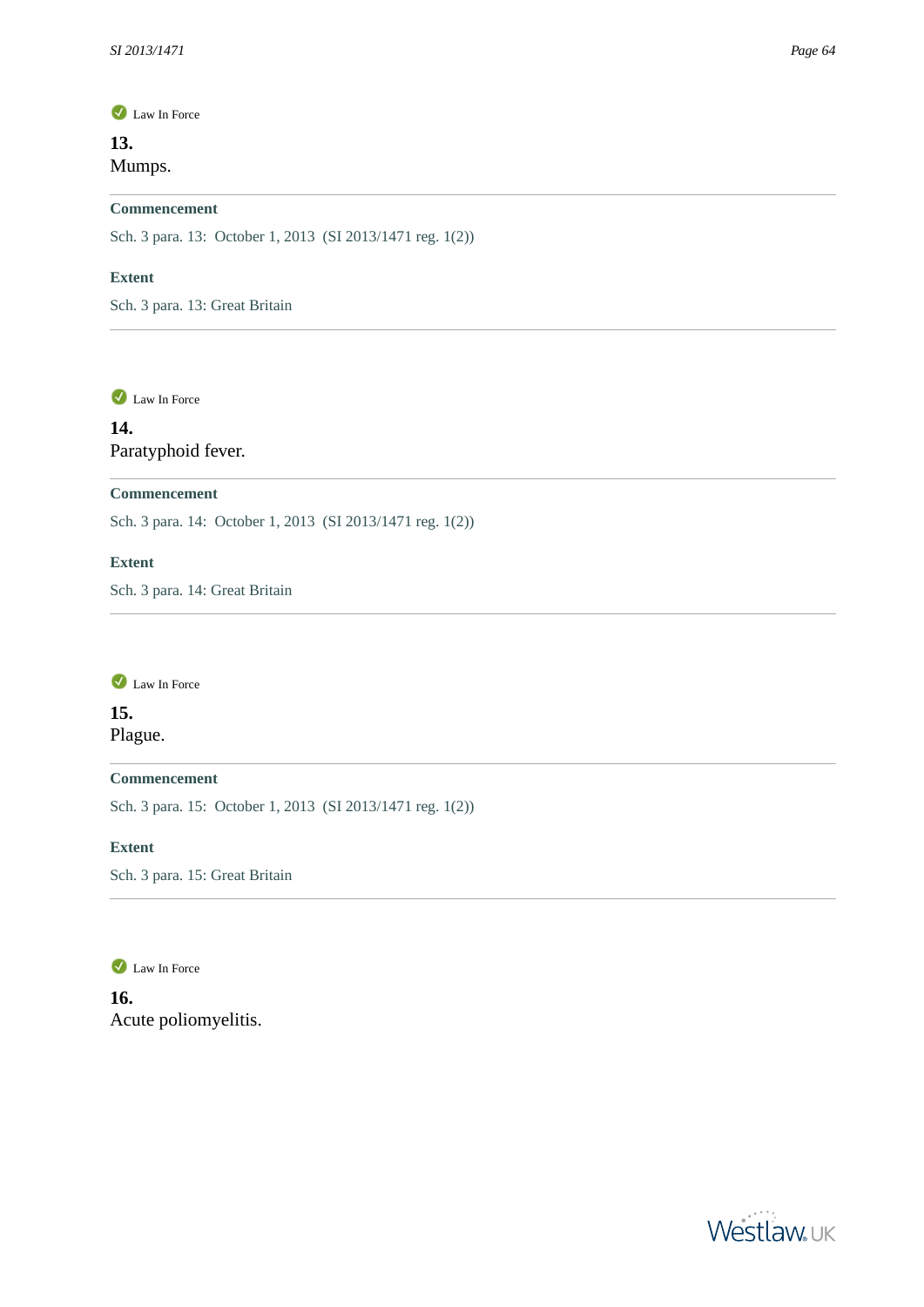Law In Force

**13.**
Mumps.

**Commencement**

Sch. 3 para. 13: October 1, 2013 (SI 2013/1471 reg. 1(2))

**Extent**

Sch. 3 para. 13: Great Britain

---

Law In Force

**14.**
Paratyphoid fever.

**Commencement**

Sch. 3 para. 14: October 1, 2013 (SI 2013/1471 reg. 1(2))

**Extent**

Sch. 3 para. 14: Great Britain

---

Law In Force

**15.**
Plague.

**Commencement**

Sch. 3 para. 15: October 1, 2013 (SI 2013/1471 reg. 1(2))

**Extent**

Sch. 3 para. 15: Great Britain

---

Law In Force

**16.**
Acute poliomyelitis.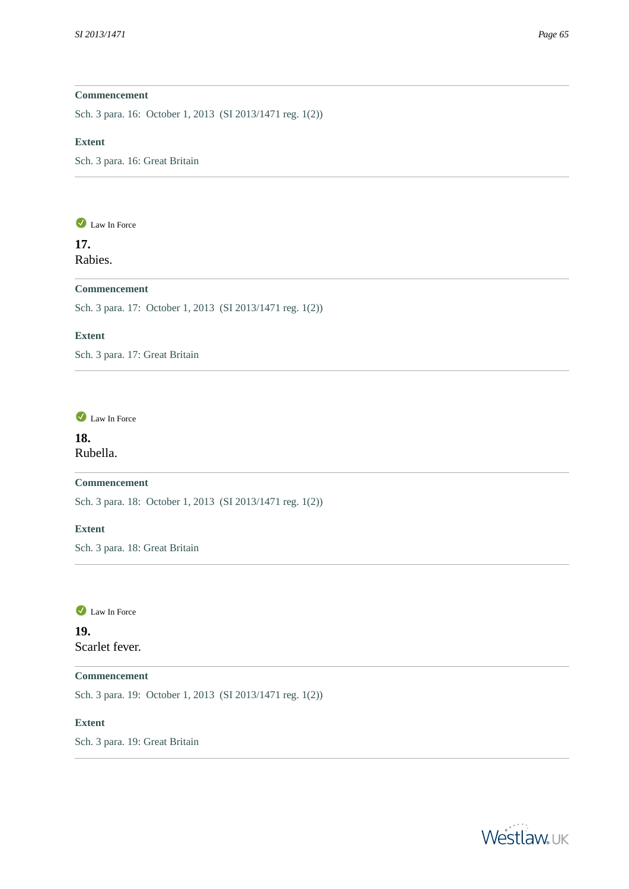**Commencement**

Sch. 3 para. 16: October 1, 2013 (SI 2013/1471 reg. 1(2))

**Extent**

Sch. 3 para. 16: Great Britain

---

Law In Force

**17.**
Rabies.

---

**Commencement**

Sch. 3 para. 17: October 1, 2013 (SI 2013/1471 reg. 1(2))

**Extent**

Sch. 3 para. 17: Great Britain

---

Law In Force

**18.**
Rubella.

---

**Commencement**

Sch. 3 para. 18: October 1, 2013 (SI 2013/1471 reg. 1(2))

**Extent**

Sch. 3 para. 18: Great Britain

---

Law In Force

**19.**
Scarlet fever.

---

**Commencement**

Sch. 3 para. 19: October 1, 2013 (SI 2013/1471 reg. 1(2))

**Extent**

Sch. 3 para. 19: Great Britain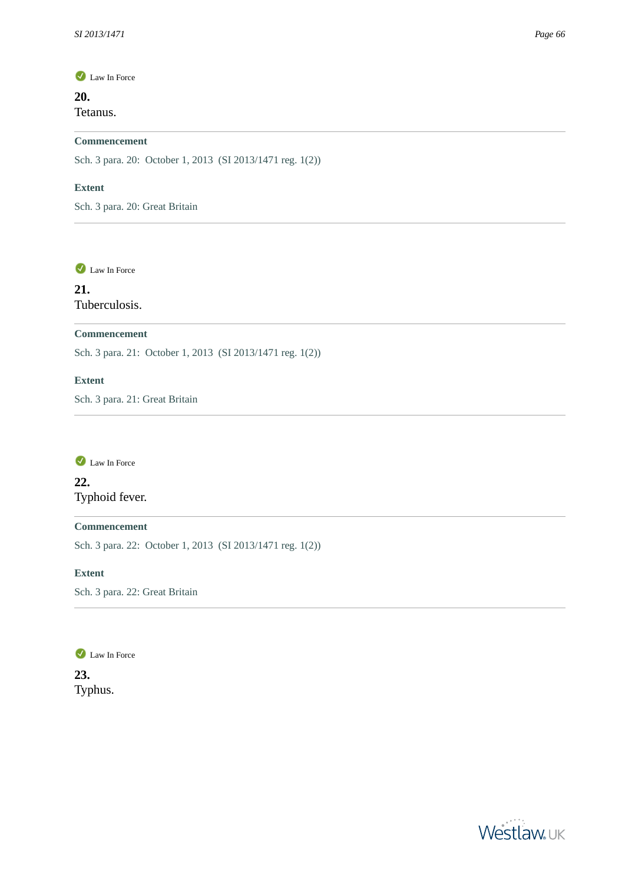Law In Force

**20.**
Tetanus.

---

**Commencement**

Sch. 3 para. 20: October 1, 2013 (SI 2013/1471 reg. 1(2))

**Extent**

Sch. 3 para. 20: Great Britain

---

Law In Force

**21.**
Tuberculosis.

---

**Commencement**

Sch. 3 para. 21: October 1, 2013 (SI 2013/1471 reg. 1(2))

**Extent**

Sch. 3 para. 21: Great Britain

---

Law In Force

**22.**
Typhoid fever.

---

**Commencement**

Sch. 3 para. 22: October 1, 2013 (SI 2013/1471 reg. 1(2))

**Extent**

Sch. 3 para. 22: Great Britain

---

Law In Force

**23.**
Typhus.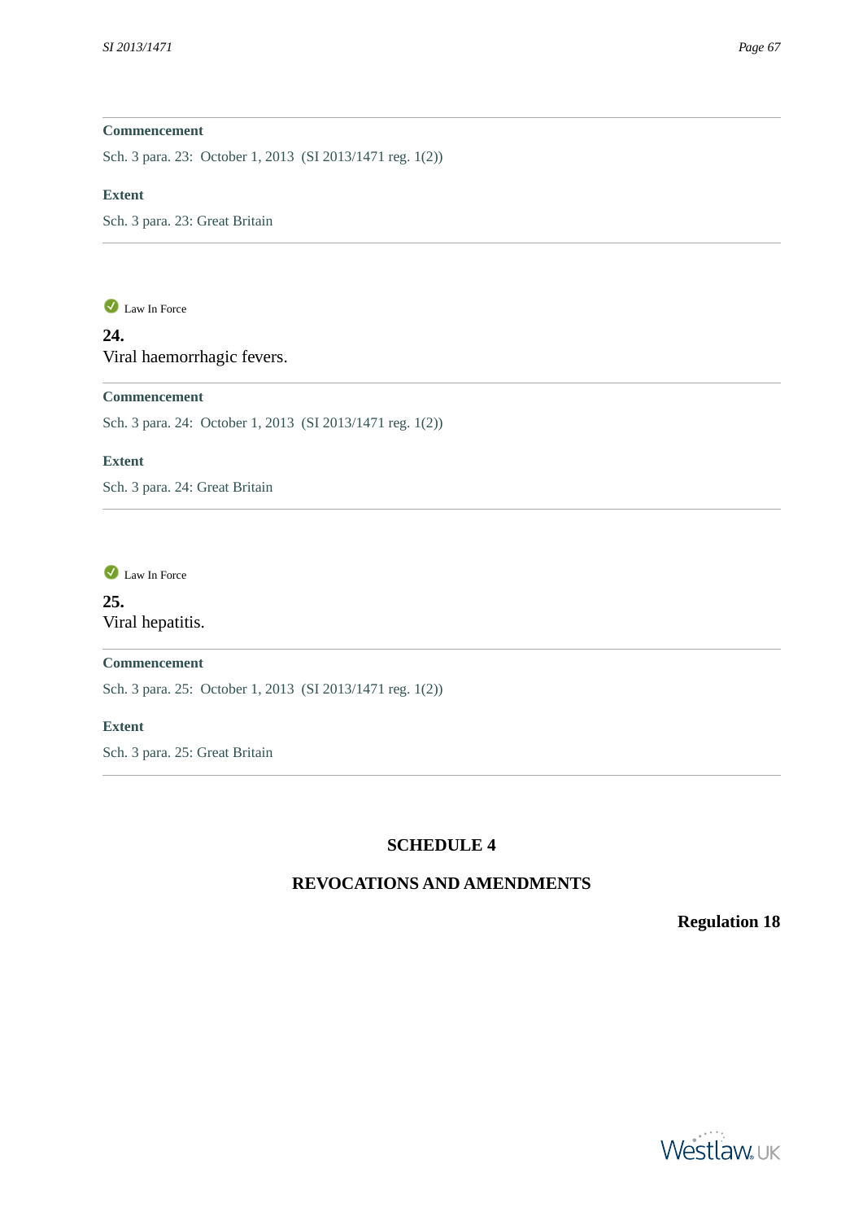**Commencement**

Sch. 3 para. 23: October 1, 2013 (SI 2013/1471 reg. 1(2))

**Extent**

Sch. 3 para. 23: Great Britain

---

Law In Force

**24.**
Viral haemorrhagic fevers.

**Commencement**

Sch. 3 para. 24: October 1, 2013 (SI 2013/1471 reg. 1(2))

**Extent**

Sch. 3 para. 24: Great Britain

---

Law In Force

**25.**
Viral hepatitis.

**Commencement**

Sch. 3 para. 25: October 1, 2013 (SI 2013/1471 reg. 1(2))

**Extent**

Sch. 3 para. 25: Great Britain

---

## SCHEDULE 4

## REVOCATIONS AND AMENDMENTS

**Regulation 18**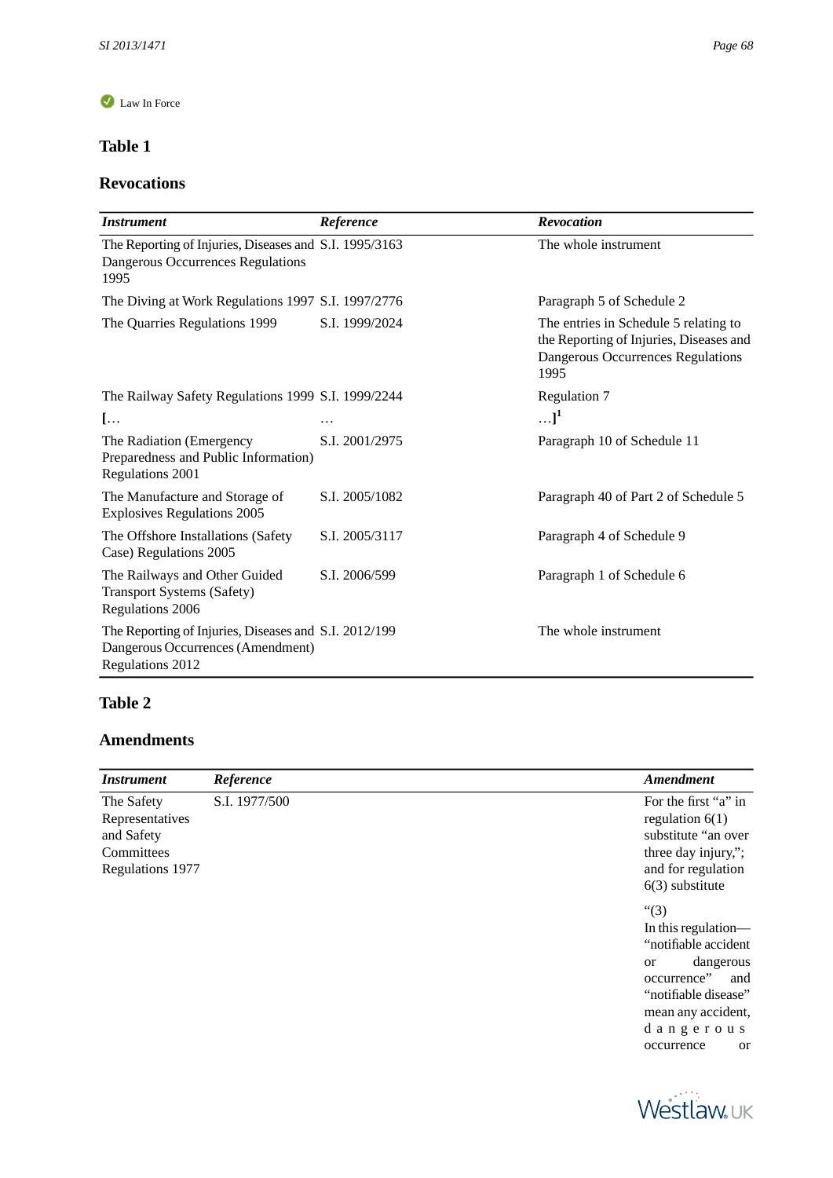Law In Force

## Table 1

### Revocations

| *Instrument* | *Reference* | *Revocation* |
|---|---|---|
| The Reporting of Injuries, Diseases and Dangerous Occurrences Regulations 1995 | S.I. 1995/3163 | The whole instrument |
| The Diving at Work Regulations 1997 | S.I. 1997/2776 | Paragraph 5 of Schedule 2 |
| The Quarries Regulations 1999 | S.I. 1999/2024 | The entries in Schedule 5 relating to the Reporting of Injuries, Diseases and Dangerous Occurrences Regulations 1995 |
| The Railway Safety Regulations 1999 | S.I. 1999/2244 | Regulation 7 |
| [… | … | …][1] |
| The Radiation (Emergency Preparedness and Public Information) Regulations 2001 | S.I. 2001/2975 | Paragraph 10 of Schedule 11 |
| The Manufacture and Storage of Explosives Regulations 2005 | S.I. 2005/1082 | Paragraph 40 of Part 2 of Schedule 5 |
| The Offshore Installations (Safety Case) Regulations 2005 | S.I. 2005/3117 | Paragraph 4 of Schedule 9 |
| The Railways and Other Guided Transport Systems (Safety) Regulations 2006 | S.I. 2006/599 | Paragraph 1 of Schedule 6 |
| The Reporting of Injuries, Diseases and Dangerous Occurrences (Amendment) Regulations 2012 | S.I. 2012/199 | The whole instrument |

## Table 2

### Amendments

| *Instrument* | *Reference* | *Amendment* |
|---|---|---|
| The Safety Representatives and Safety Committees Regulations 1977 | S.I. 1977/500 | For the first "a" in regulation 6(1) substitute "an over three day injury,"; and for regulation 6(3) substitute<br><br>"(3)<br>In this regulation—"notifiable accident or dangerous occurrence" and "notifiable disease" mean any accident, dangerous occurrence or |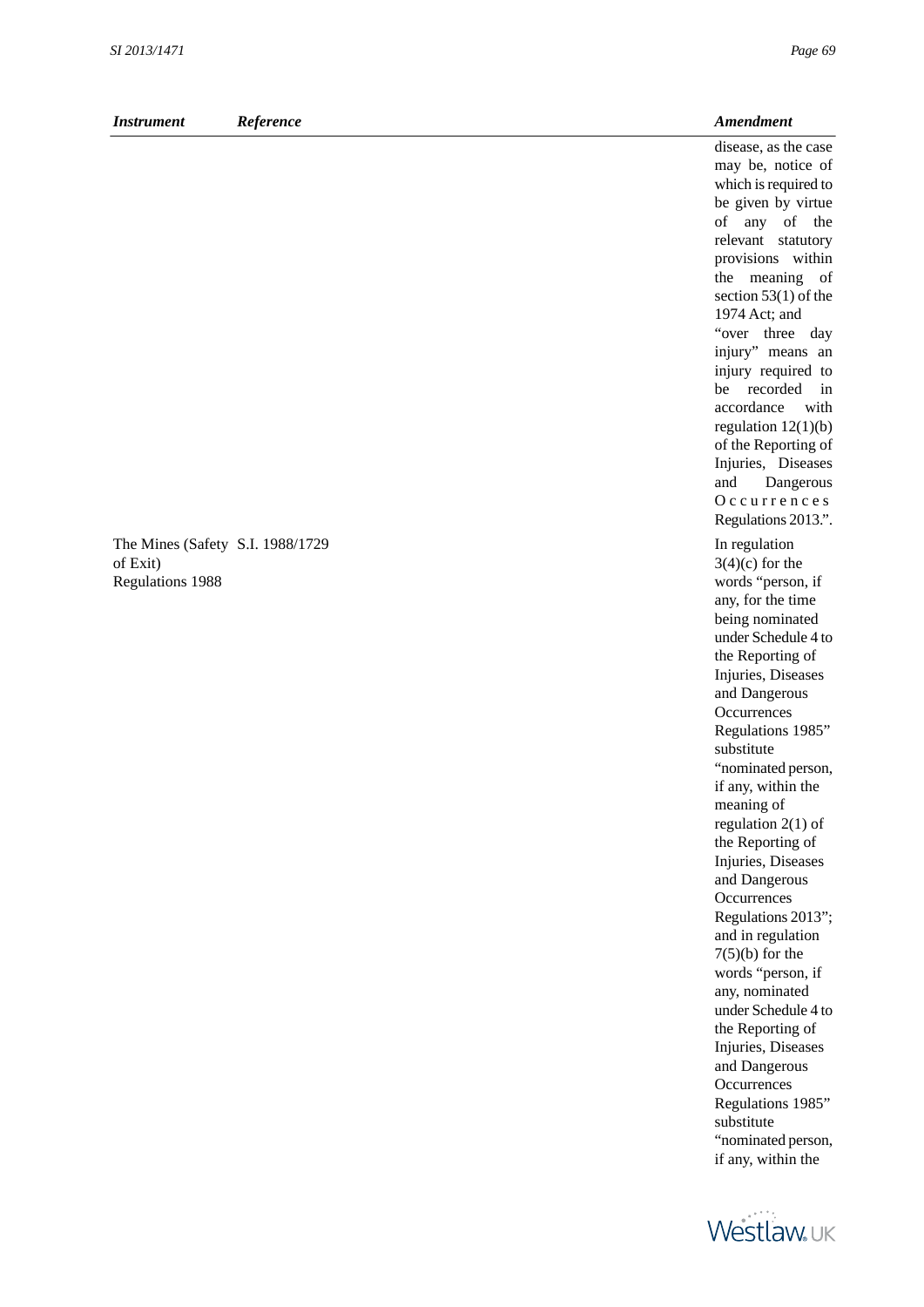| *Instrument* | *Reference* | *Amendment* |
|---|---|---|
| | | disease, as the case may be, notice of which is required to be given by virtue of any of the relevant statutory provisions within the meaning of section 53(1) of the 1974 Act; and "over three day injury" means an injury required to be recorded in accordance with regulation 12(1)(b) of the Reporting of Injuries, Diseases and Dangerous Occurrences Regulations 2013.". |
| The Mines (Safety of Exit) Regulations 1988 | S.I. 1988/1729 | In regulation 3(4)(c) for the words "person, if any, for the time being nominated under Schedule 4 to the Reporting of Injuries, Diseases and Dangerous Occurrences Regulations 1985" substitute "nominated person, if any, within the meaning of regulation 2(1) of the Reporting of Injuries, Diseases and Dangerous Occurrences Regulations 2013"; and in regulation 7(5)(b) for the words "person, if any, nominated under Schedule 4 to the Reporting of Injuries, Diseases and Dangerous Occurrences Regulations 1985" substitute "nominated person, if any, within the |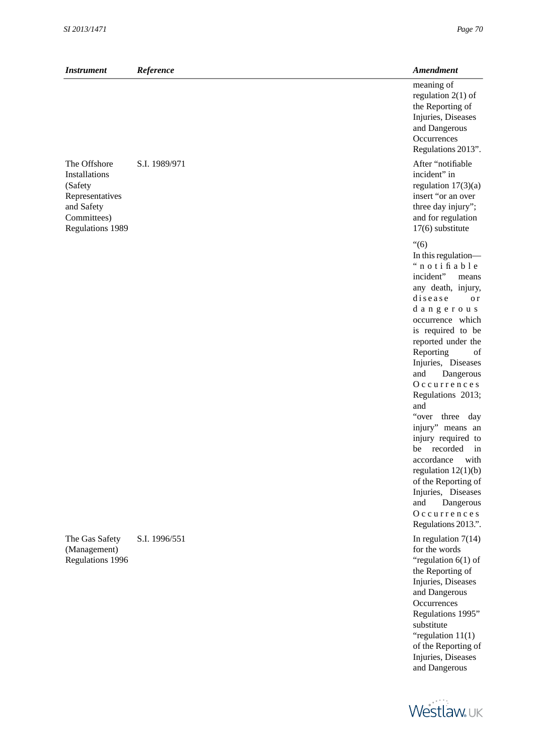| *Instrument* | *Reference* | *Amendment* |
|---|---|---|
| | | meaning of regulation 2(1) of the Reporting of Injuries, Diseases and Dangerous Occurrences Regulations 2013”. |
| The Offshore Installations (Safety Representatives and Safety Committees) Regulations 1989 | S.I. 1989/971 | After “notifiable incident” in regulation 17(3)(a) insert “or an over three day injury”; and for regulation 17(6) substitute “(6) In this regulation— “notifiable incident” means any death, injury, disease or dangerous occurrence which is required to be reported under the Reporting of Injuries, Diseases and Dangerous Occurrences Regulations 2013; and “over three day injury” means an injury required to be recorded in accordance with regulation 12(1)(b) of the Reporting of Injuries, Diseases and Dangerous Occurrences Regulations 2013.”. |
| The Gas Safety (Management) Regulations 1996 | S.I. 1996/551 | In regulation 7(14) for the words “regulation 6(1) of the Reporting of Injuries, Diseases and Dangerous Occurrences Regulations 1995” substitute “regulation 11(1) of the Reporting of Injuries, Diseases and Dangerous |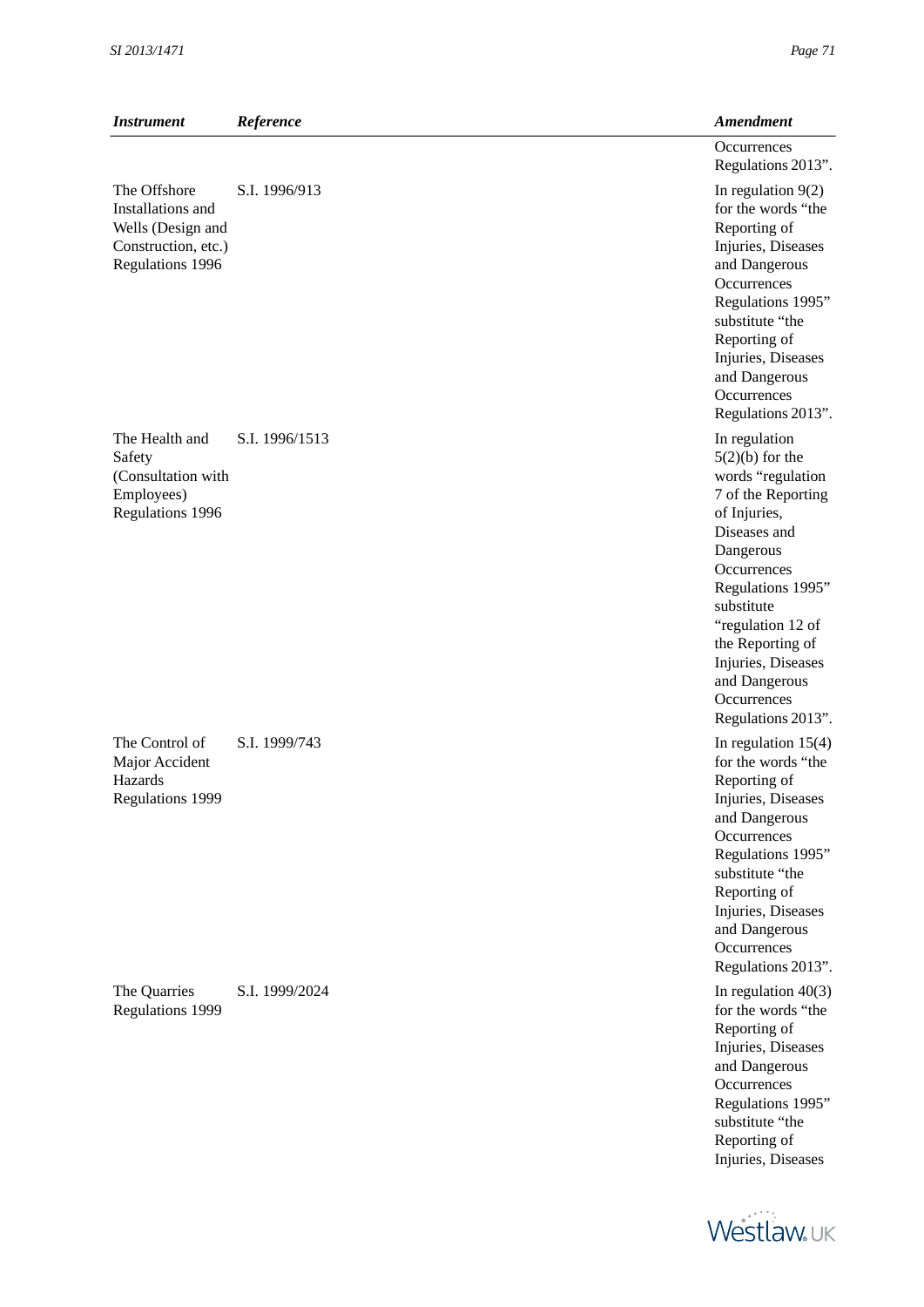| *Instrument* | *Reference* | *Amendment* |
|---|---|---|
| | | Occurrences Regulations 2013". |
| The Offshore Installations and Wells (Design and Construction, etc.) Regulations 1996 | S.I. 1996/913 | In regulation 9(2) for the words "the Reporting of Injuries, Diseases and Dangerous Occurrences Regulations 1995" substitute "the Reporting of Injuries, Diseases and Dangerous Occurrences Regulations 2013". |
| The Health and Safety (Consultation with Employees) Regulations 1996 | S.I. 1996/1513 | In regulation 5(2)(b) for the words "regulation 7 of the Reporting of Injuries, Diseases and Dangerous Occurrences Regulations 1995" substitute "regulation 12 of the Reporting of Injuries, Diseases and Dangerous Occurrences Regulations 2013". |
| The Control of Major Accident Hazards Regulations 1999 | S.I. 1999/743 | In regulation 15(4) for the words "the Reporting of Injuries, Diseases and Dangerous Occurrences Regulations 1995" substitute "the Reporting of Injuries, Diseases and Dangerous Occurrences Regulations 2013". |
| The Quarries Regulations 1999 | S.I. 1999/2024 | In regulation 40(3) for the words "the Reporting of Injuries, Diseases and Dangerous Occurrences Regulations 1995" substitute "the Reporting of Injuries, Diseases |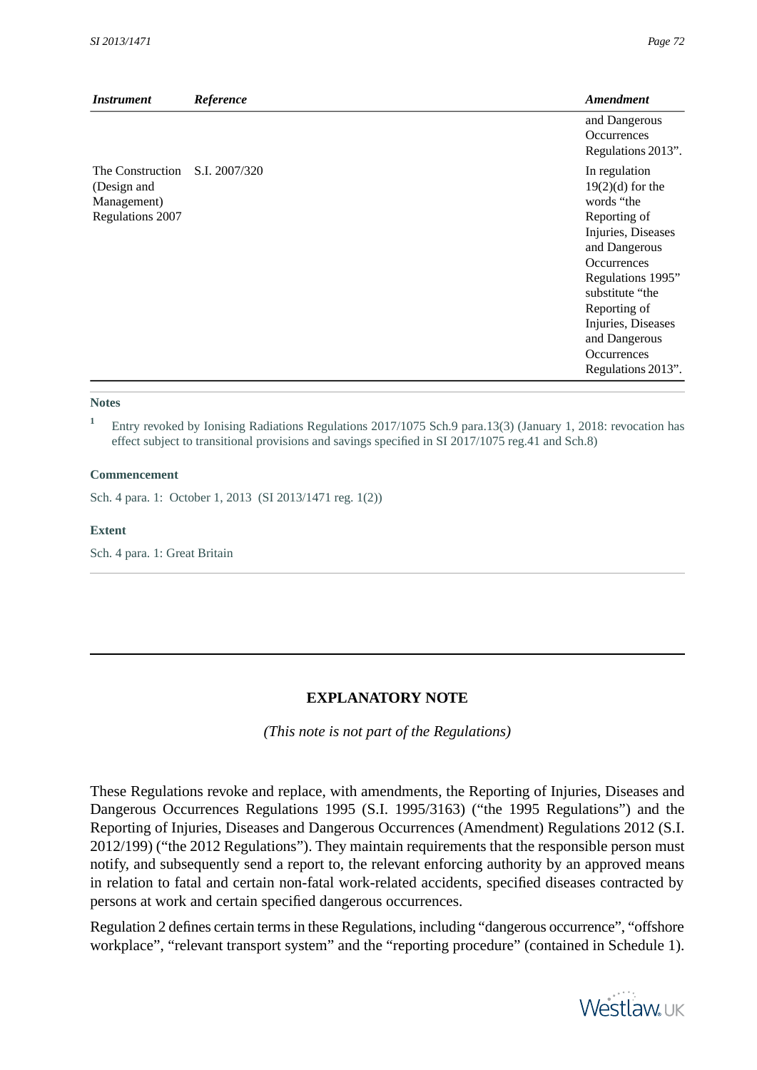| Instrument | Reference | Amendment |
|---|---|---|
| | | and Dangerous Occurrences Regulations 2013". |
| The Construction (Design and Management) Regulations 2007 | S.I. 2007/320 | In regulation 19(2)(d) for the words "the Reporting of Injuries, Diseases and Dangerous Occurrences Regulations 1995" substitute "the Reporting of Injuries, Diseases and Dangerous Occurrences Regulations 2013". |

**Notes**

[1] Entry revoked by Ionising Radiations Regulations 2017/1075 Sch.9 para.13(3) (January 1, 2018: revocation has effect subject to transitional provisions and savings specified in SI 2017/1075 reg.41 and Sch.8)

**Commencement**

Sch. 4 para. 1: October 1, 2013 (SI 2013/1471 reg. 1(2))

**Extent**

Sch. 4 para. 1: Great Britain

## EXPLANATORY NOTE

*(This note is not part of the Regulations)*

These Regulations revoke and replace, with amendments, the Reporting of Injuries, Diseases and Dangerous Occurrences Regulations 1995 (S.I. 1995/3163) ("the 1995 Regulations") and the Reporting of Injuries, Diseases and Dangerous Occurrences (Amendment) Regulations 2012 (S.I. 2012/199) ("the 2012 Regulations"). They maintain requirements that the responsible person must notify, and subsequently send a report to, the relevant enforcing authority by an approved means in relation to fatal and certain non-fatal work-related accidents, specified diseases contracted by persons at work and certain specified dangerous occurrences.

Regulation 2 defines certain terms in these Regulations, including "dangerous occurrence", "offshore workplace", "relevant transport system" and the "reporting procedure" (contained in Schedule 1).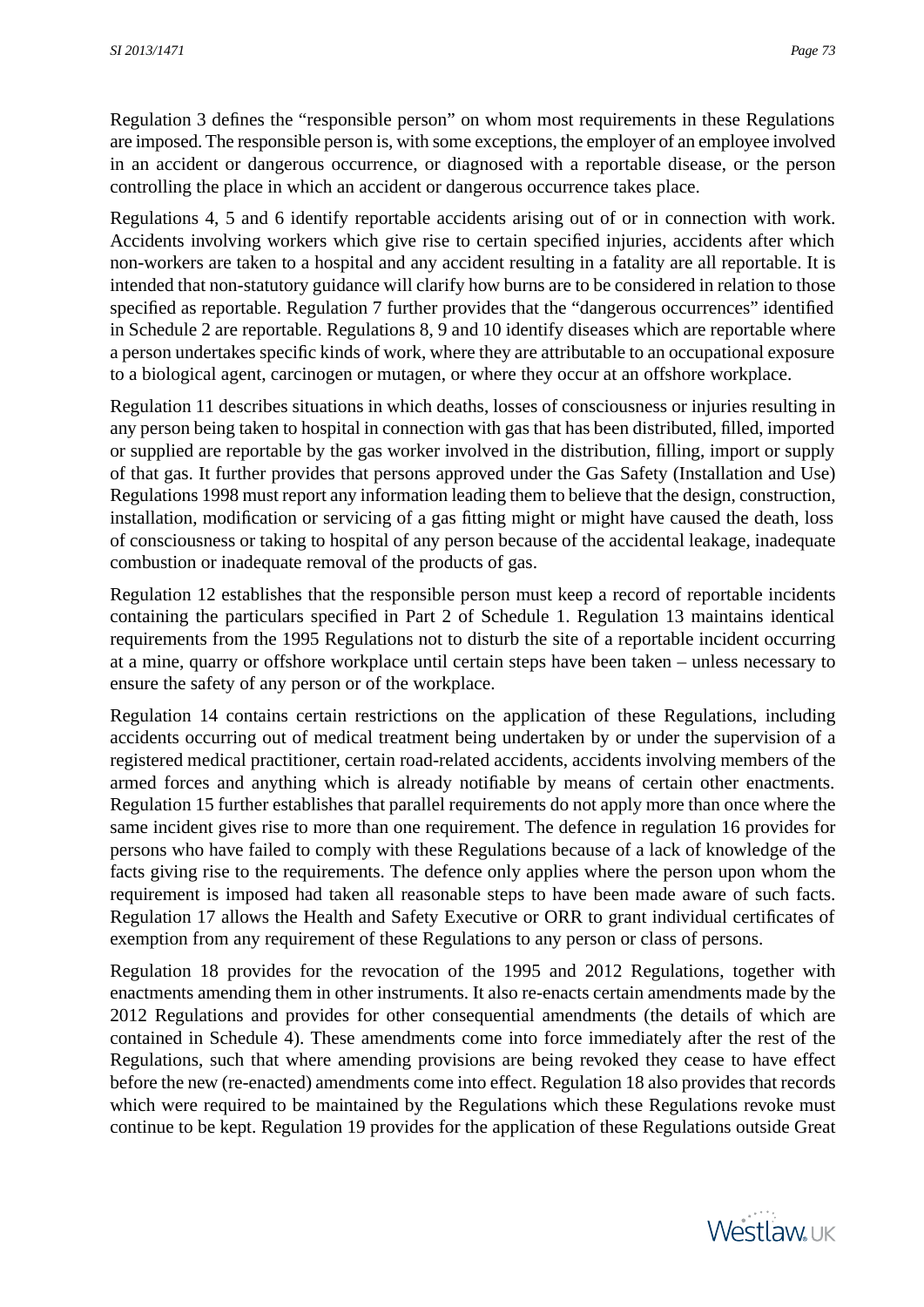Regulation 3 defines the "responsible person" on whom most requirements in these Regulations are imposed. The responsible person is, with some exceptions, the employer of an employee involved in an accident or dangerous occurrence, or diagnosed with a reportable disease, or the person controlling the place in which an accident or dangerous occurrence takes place.

Regulations 4, 5 and 6 identify reportable accidents arising out of or in connection with work. Accidents involving workers which give rise to certain specified injuries, accidents after which non-workers are taken to a hospital and any accident resulting in a fatality are all reportable. It is intended that non-statutory guidance will clarify how burns are to be considered in relation to those specified as reportable. Regulation 7 further provides that the "dangerous occurrences" identified in Schedule 2 are reportable. Regulations 8, 9 and 10 identify diseases which are reportable where a person undertakes specific kinds of work, where they are attributable to an occupational exposure to a biological agent, carcinogen or mutagen, or where they occur at an offshore workplace.

Regulation 11 describes situations in which deaths, losses of consciousness or injuries resulting in any person being taken to hospital in connection with gas that has been distributed, filled, imported or supplied are reportable by the gas worker involved in the distribution, filling, import or supply of that gas. It further provides that persons approved under the Gas Safety (Installation and Use) Regulations 1998 must report any information leading them to believe that the design, construction, installation, modification or servicing of a gas fitting might or might have caused the death, loss of consciousness or taking to hospital of any person because of the accidental leakage, inadequate combustion or inadequate removal of the products of gas.

Regulation 12 establishes that the responsible person must keep a record of reportable incidents containing the particulars specified in Part 2 of Schedule 1. Regulation 13 maintains identical requirements from the 1995 Regulations not to disturb the site of a reportable incident occurring at a mine, quarry or offshore workplace until certain steps have been taken – unless necessary to ensure the safety of any person or of the workplace.

Regulation 14 contains certain restrictions on the application of these Regulations, including accidents occurring out of medical treatment being undertaken by or under the supervision of a registered medical practitioner, certain road-related accidents, accidents involving members of the armed forces and anything which is already notifiable by means of certain other enactments. Regulation 15 further establishes that parallel requirements do not apply more than once where the same incident gives rise to more than one requirement. The defence in regulation 16 provides for persons who have failed to comply with these Regulations because of a lack of knowledge of the facts giving rise to the requirements. The defence only applies where the person upon whom the requirement is imposed had taken all reasonable steps to have been made aware of such facts. Regulation 17 allows the Health and Safety Executive or ORR to grant individual certificates of exemption from any requirement of these Regulations to any person or class of persons.

Regulation 18 provides for the revocation of the 1995 and 2012 Regulations, together with enactments amending them in other instruments. It also re-enacts certain amendments made by the 2012 Regulations and provides for other consequential amendments (the details of which are contained in Schedule 4). These amendments come into force immediately after the rest of the Regulations, such that where amending provisions are being revoked they cease to have effect before the new (re-enacted) amendments come into effect. Regulation 18 also provides that records which were required to be maintained by the Regulations which these Regulations revoke must continue to be kept. Regulation 19 provides for the application of these Regulations outside Great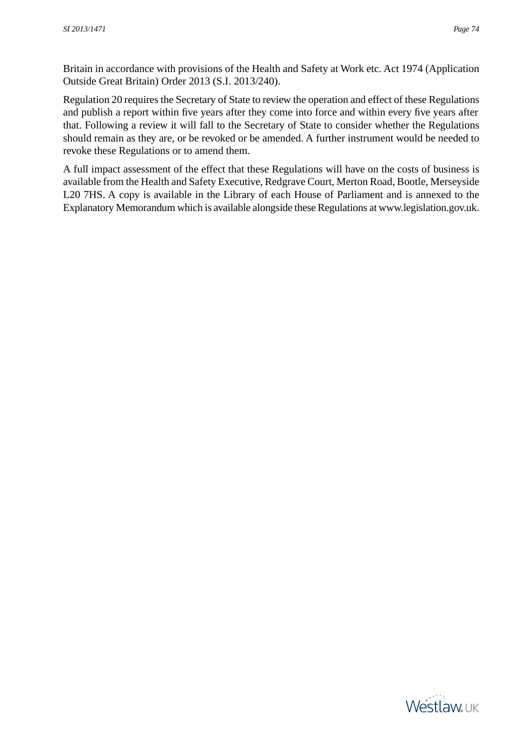Britain in accordance with provisions of the Health and Safety at Work etc. Act 1974 (Application Outside Great Britain) Order 2013 (S.I. 2013/240).

Regulation 20 requires the Secretary of State to review the operation and effect of these Regulations and publish a report within five years after they come into force and within every five years after that. Following a review it will fall to the Secretary of State to consider whether the Regulations should remain as they are, or be revoked or be amended. A further instrument would be needed to revoke these Regulations or to amend them.

A full impact assessment of the effect that these Regulations will have on the costs of business is available from the Health and Safety Executive, Redgrave Court, Merton Road, Bootle, Merseyside L20 7HS. A copy is available in the Library of each House of Parliament and is annexed to the Explanatory Memorandum which is available alongside these Regulations at www.legislation.gov.uk.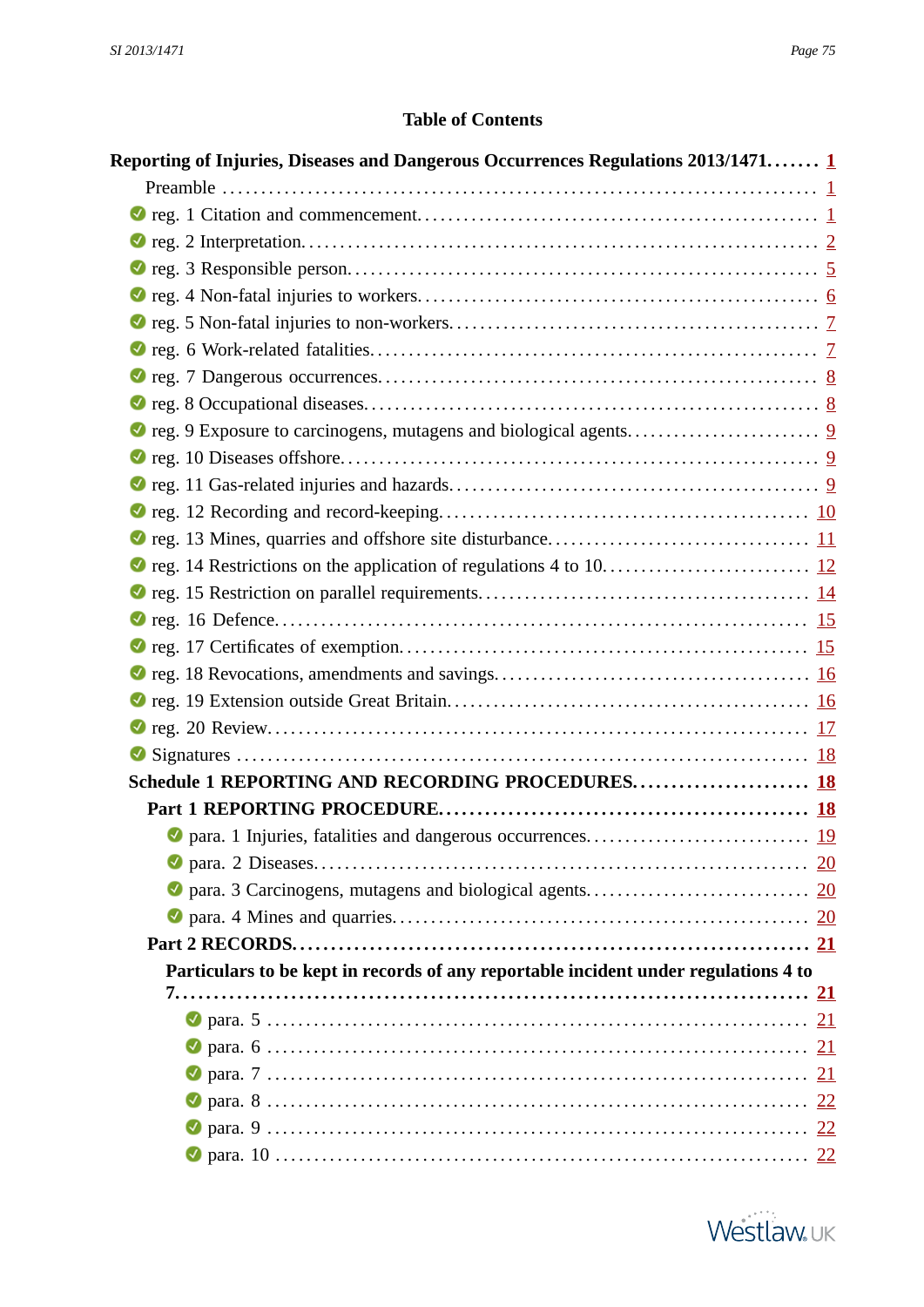## Table of Contents

**Reporting of Injuries, Diseases and Dangerous Occurrences Regulations 2013/1471....... 1**

Preamble ........................................................................ 1

- reg. 1 Citation and commencement.................................................. 1
- reg. 2 Interpretation................................................................ 2
- reg. 3 Responsible person........................................................... 5
- reg. 4 Non-fatal injuries to workers................................................ 6
- reg. 5 Non-fatal injuries to non-workers............................................ 7
- reg. 6 Work-related fatalities...................................................... 7
- reg. 7 Dangerous occurrences........................................................ 8
- reg. 8 Occupational diseases........................................................ 8
- reg. 9 Exposure to carcinogens, mutagens and biological agents...................... 9
- reg. 10 Diseases offshore........................................................... 9
- reg. 11 Gas-related injuries and hazards............................................ 9
- reg. 12 Recording and record-keeping................................................ 10
- reg. 13 Mines, quarries and offshore site disturbance............................... 11
- reg. 14 Restrictions on the application of regulations 4 to 10..................... 12
- reg. 15 Restriction on parallel requirements........................................ 14
- reg. 16 Defence..................................................................... 15
- reg. 17 Certificates of exemption................................................... 15
- reg. 18 Revocations, amendments and savings......................................... 16
- reg. 19 Extension outside Great Britain............................................. 16
- reg. 20 Review...................................................................... 17
- Signatures ...................................................................... 18

**Schedule 1 REPORTING AND RECORDING PROCEDURES....................... 18**

**Part 1 REPORTING PROCEDURE............................................... 18**

- para. 1 Injuries, fatalities and dangerous occurrences............................ 19
- para. 2 Diseases.................................................................... 20
- para. 3 Carcinogens, mutagens and biological agents............................... 20
- para. 4 Mines and quarries.......................................................... 20

**Part 2 RECORDS.......................................................... 21**

**Particulars to be kept in records of any reportable incident under regulations 4 to 7......... 21**

- para. 5 ......................................................................... 21
- para. 6 ......................................................................... 21
- para. 7 ......................................................................... 21
- para. 8 ......................................................................... 22
- para. 9 ......................................................................... 22
- para. 10 ........................................................................ 22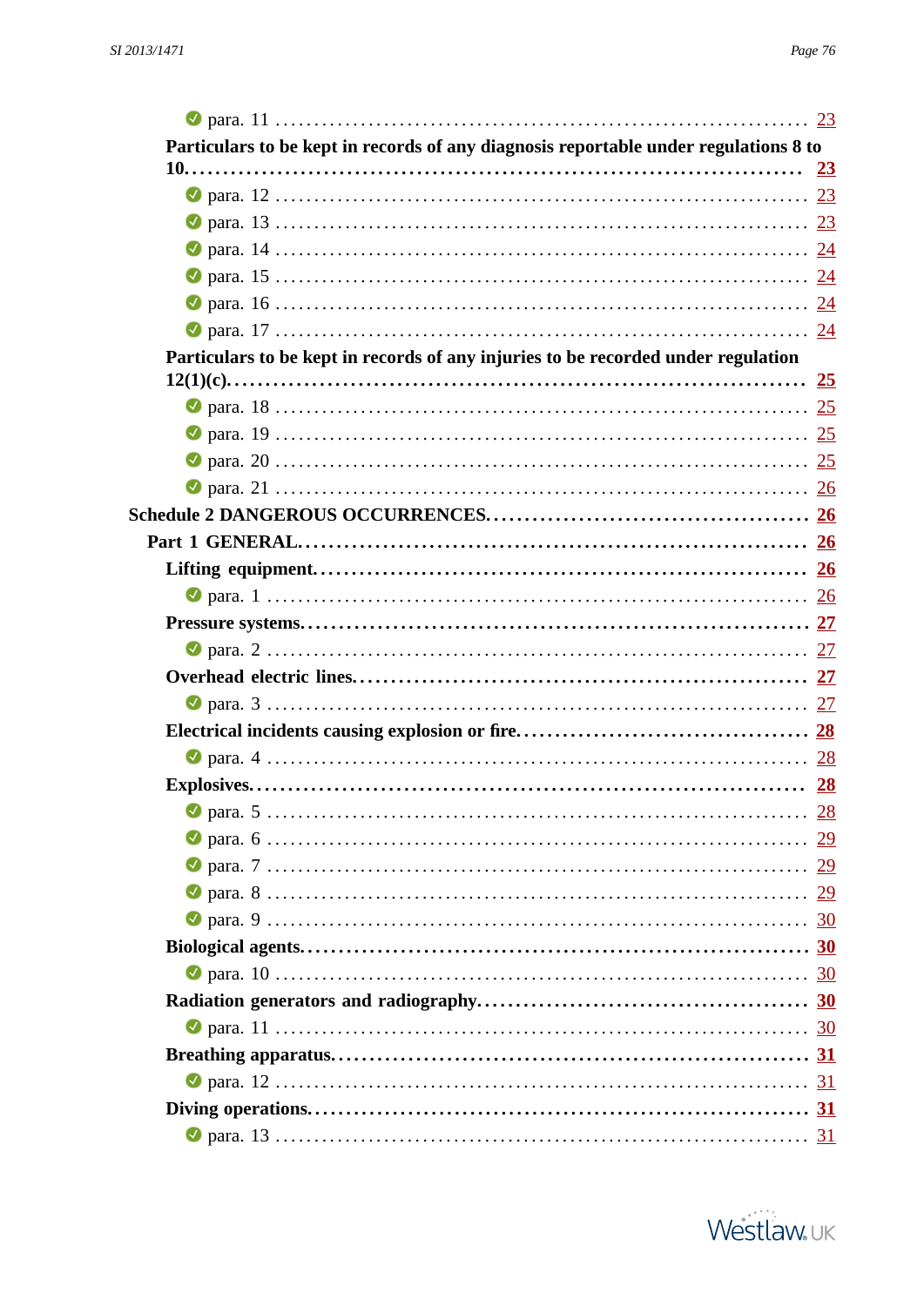- para. 11 .......... 23

**Particulars to be kept in records of any diagnosis reportable under regulations 8 to 10.......... 23**

- para. 12 .......... 23
- para. 13 .......... 23
- para. 14 .......... 24
- para. 15 .......... 24
- para. 16 .......... 24
- para. 17 .......... 24

**Particulars to be kept in records of any injuries to be recorded under regulation 12(1)(c).......... 25**

- para. 18 .......... 25
- para. 19 .......... 25
- para. 20 .......... 25
- para. 21 .......... 26

**Schedule 2 DANGEROUS OCCURRENCES.......... 26**

**Part 1 GENERAL.......... 26**

**Lifting equipment.......... 26**

- para. 1 .......... 26

**Pressure systems.......... 27**

- para. 2 .......... 27

**Overhead electric lines.......... 27**

- para. 3 .......... 27

**Electrical incidents causing explosion or fire.......... 28**

- para. 4 .......... 28

**Explosives.......... 28**

- para. 5 .......... 28
- para. 6 .......... 29
- para. 7 .......... 29
- para. 8 .......... 29
- para. 9 .......... 30

**Biological agents.......... 30**

- para. 10 .......... 30

**Radiation generators and radiography.......... 30**

- para. 11 .......... 30

**Breathing apparatus.......... 31**

- para. 12 .......... 31

**Diving operations.......... 31**

- para. 13 .......... 31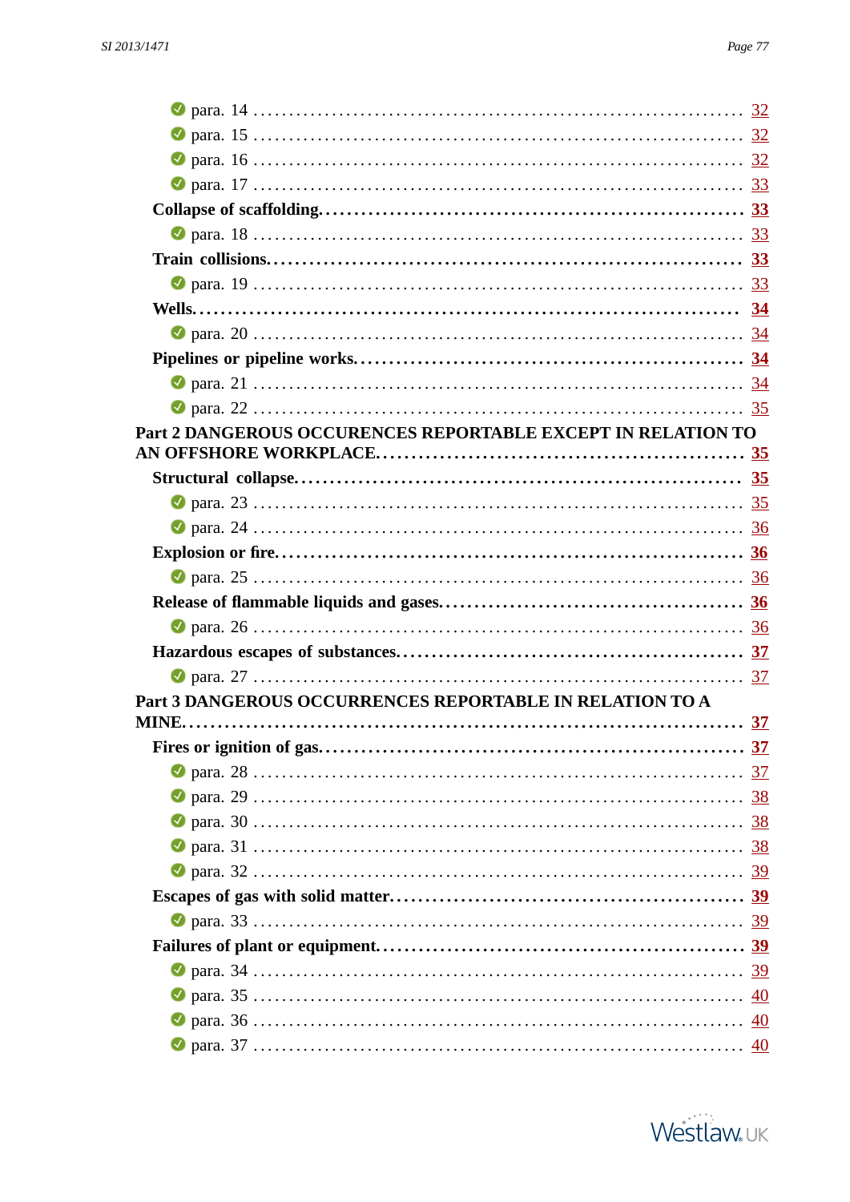- para. 14 .......... 32
- para. 15 .......... 32
- para. 16 .......... 32
- para. 17 .......... 33

**Collapse of scaffolding.......... 33**

- para. 18 .......... 33

**Train collisions.......... 33**

- para. 19 .......... 33

**Wells.......... 34**

- para. 20 .......... 34

**Pipelines or pipeline works.......... 34**

- para. 21 .......... 34
- para. 22 .......... 35

**Part 2 DANGEROUS OCCURENCES REPORTABLE EXCEPT IN RELATION TO AN OFFSHORE WORKPLACE.......... 35**

**Structural collapse.......... 35**

- para. 23 .......... 35
- para. 24 .......... 36

**Explosion or fire.......... 36**

- para. 25 .......... 36

**Release of flammable liquids and gases.......... 36**

- para. 26 .......... 36

**Hazardous escapes of substances.......... 37**

- para. 27 .......... 37

**Part 3 DANGEROUS OCCURRENCES REPORTABLE IN RELATION TO A MINE.......... 37**

**Fires or ignition of gas.......... 37**

- para. 28 .......... 37
- para. 29 .......... 38
- para. 30 .......... 38
- para. 31 .......... 38
- para. 32 .......... 39

**Escapes of gas with solid matter.......... 39**

- para. 33 .......... 39

**Failures of plant or equipment.......... 39**

- para. 34 .......... 39
- para. 35 .......... 40
- para. 36 .......... 40
- para. 37 .......... 40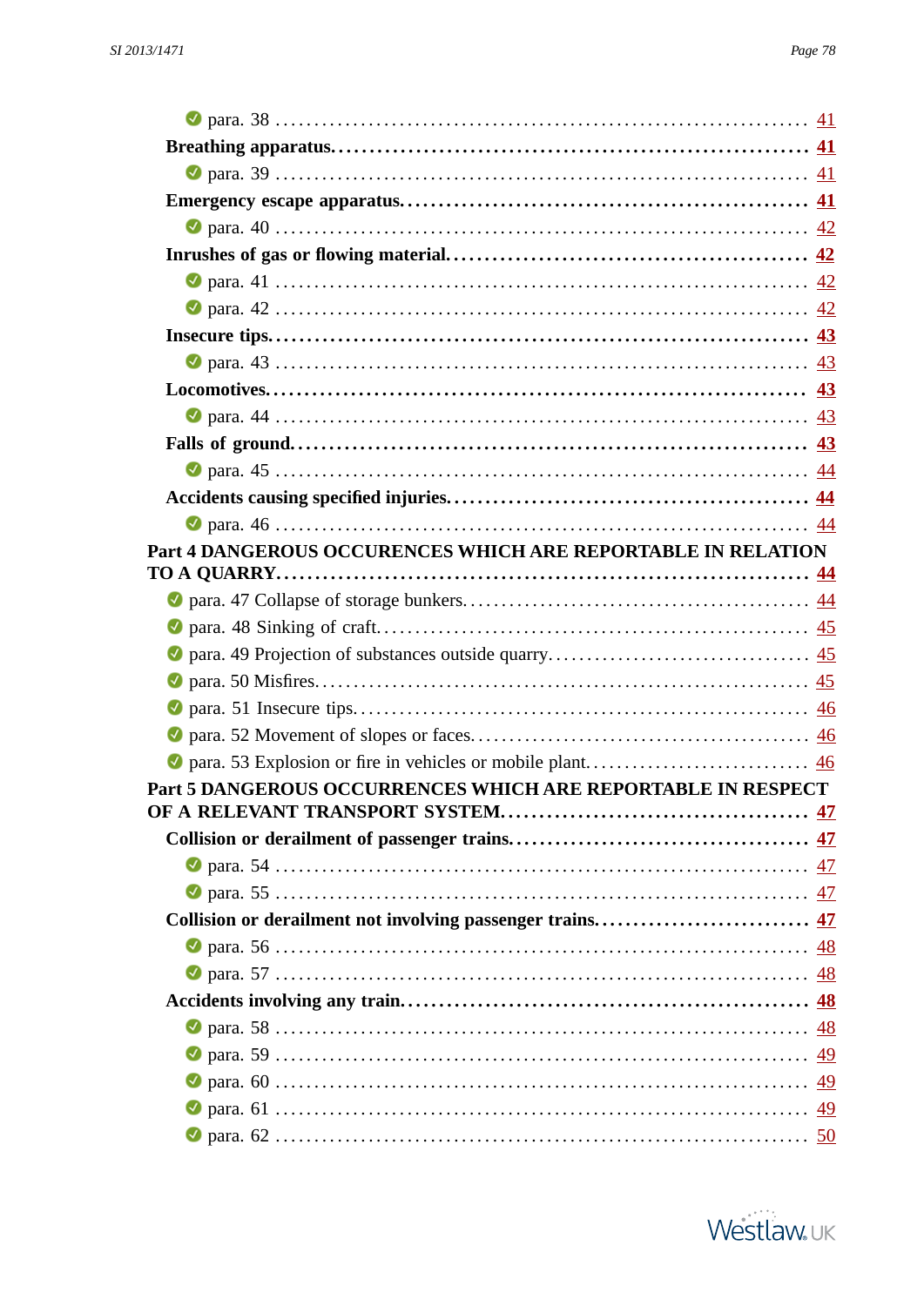- para. 38 ........ 41

**Breathing apparatus.** ........ **41**

- para. 39 ........ 41

**Emergency escape apparatus.** ........ **41**

- para. 40 ........ 42

**Inrushes of gas or flowing material.** ........ **42**

- para. 41 ........ 42
- para. 42 ........ 42

**Insecure tips.** ........ **43**

- para. 43 ........ 43

**Locomotives.** ........ **43**

- para. 44 ........ 43

**Falls of ground.** ........ **43**

- para. 45 ........ 44

**Accidents causing specified injuries.** ........ **44**

- para. 46 ........ 44

**Part 4 DANGEROUS OCCURENCES WHICH ARE REPORTABLE IN RELATION TO A QUARRY** ........ **44**

- para. 47 Collapse of storage bunkers. ........ 44
- para. 48 Sinking of craft. ........ 45
- para. 49 Projection of substances outside quarry. ........ 45
- para. 50 Misfires. ........ 45
- para. 51 Insecure tips. ........ 46
- para. 52 Movement of slopes or faces. ........ 46
- para. 53 Explosion or fire in vehicles or mobile plant. ........ 46

**Part 5 DANGEROUS OCCURRENCES WHICH ARE REPORTABLE IN RESPECT OF A RELEVANT TRANSPORT SYSTEM.** ........ **47**

**Collision or derailment of passenger trains.** ........ **47**

- para. 54 ........ 47
- para. 55 ........ 47

**Collision or derailment not involving passenger trains.** ........ **47**

- para. 56 ........ 48
- para. 57 ........ 48

**Accidents involving any train.** ........ **48**

- para. 58 ........ 48
- para. 59 ........ 49
- para. 60 ........ 49
- para. 61 ........ 49
- para. 62 ........ 50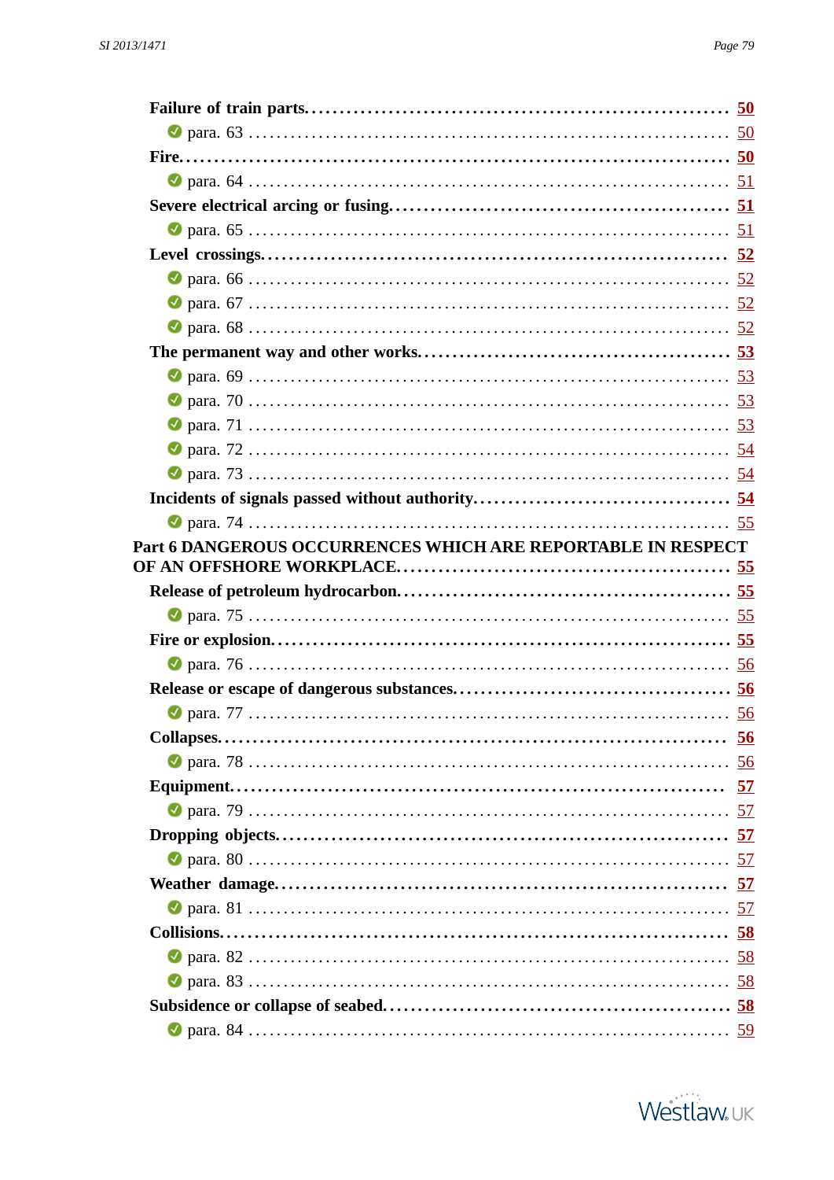**Failure of train parts.** .......... 50

- para. 63 .......... 50

**Fire.** .......... 50

- para. 64 .......... 51

**Severe electrical arcing or fusing.** .......... 51

- para. 65 .......... 51

**Level crossings.** .......... 52

- para. 66 .......... 52
- para. 67 .......... 52
- para. 68 .......... 52

**The permanent way and other works.** .......... 53

- para. 69 .......... 53
- para. 70 .......... 53
- para. 71 .......... 53
- para. 72 .......... 54
- para. 73 .......... 54

**Incidents of signals passed without authority.** .......... 54

- para. 74 .......... 55

**Part 6 DANGEROUS OCCURRENCES WHICH ARE REPORTABLE IN RESPECT OF AN OFFSHORE WORKPLACE.** .......... 55

**Release of petroleum hydrocarbon.** .......... 55

- para. 75 .......... 55

**Fire or explosion.** .......... 55

- para. 76 .......... 56

**Release or escape of dangerous substances.** .......... 56

- para. 77 .......... 56

**Collapses.** .......... 56

- para. 78 .......... 56

**Equipment.** .......... 57

- para. 79 .......... 57

**Dropping objects.** .......... 57

- para. 80 .......... 57

**Weather damage.** .......... 57

- para. 81 .......... 57

**Collisions.** .......... 58

- para. 82 .......... 58
- para. 83 .......... 58

**Subsidence or collapse of seabed.** .......... 58

- para. 84 .......... 59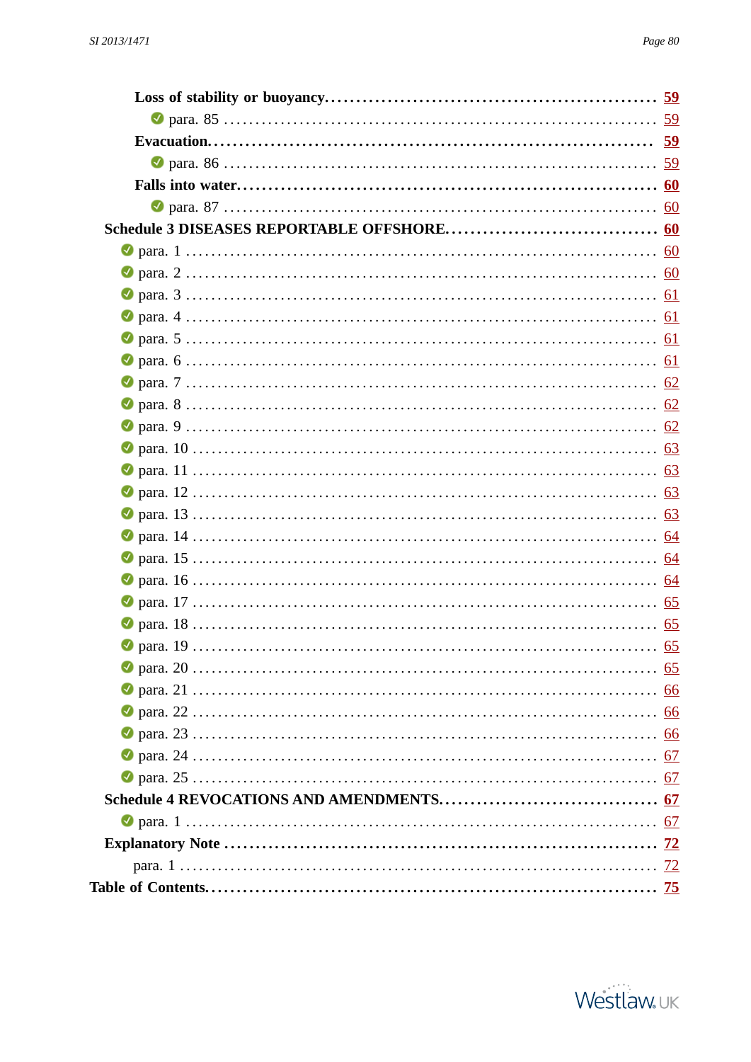**Loss of stability or buoyancy** .................................................... 59

para. 85 ........................................................................ 59

**Evacuation** ........................................................................ 59

para. 86 ........................................................................ 59

**Falls into water** .................................................................. 60

para. 87 ........................................................................ 60

**Schedule 3 DISEASES REPORTABLE OFFSHORE** .................................. 60

para. 1 ........................................................................ 60

para. 2 ........................................................................ 60

para. 3 ........................................................................ 61

para. 4 ........................................................................ 61

para. 5 ........................................................................ 61

para. 6 ........................................................................ 61

para. 7 ........................................................................ 62

para. 8 ........................................................................ 62

para. 9 ........................................................................ 62

para. 10 ........................................................................ 63

para. 11 ........................................................................ 63

para. 12 ........................................................................ 63

para. 13 ........................................................................ 63

para. 14 ........................................................................ 64

para. 15 ........................................................................ 64

para. 16 ........................................................................ 64

para. 17 ........................................................................ 65

para. 18 ........................................................................ 65

para. 19 ........................................................................ 65

para. 20 ........................................................................ 65

para. 21 ........................................................................ 66

para. 22 ........................................................................ 66

para. 23 ........................................................................ 66

para. 24 ........................................................................ 67

para. 25 ........................................................................ 67

**Schedule 4 REVOCATIONS AND AMENDMENTS** ................................... 67

para. 1 ........................................................................ 67

**Explanatory Note** .................................................................. 72

para. 1 ........................................................................ 72

**Table of Contents** .................................................................. 75